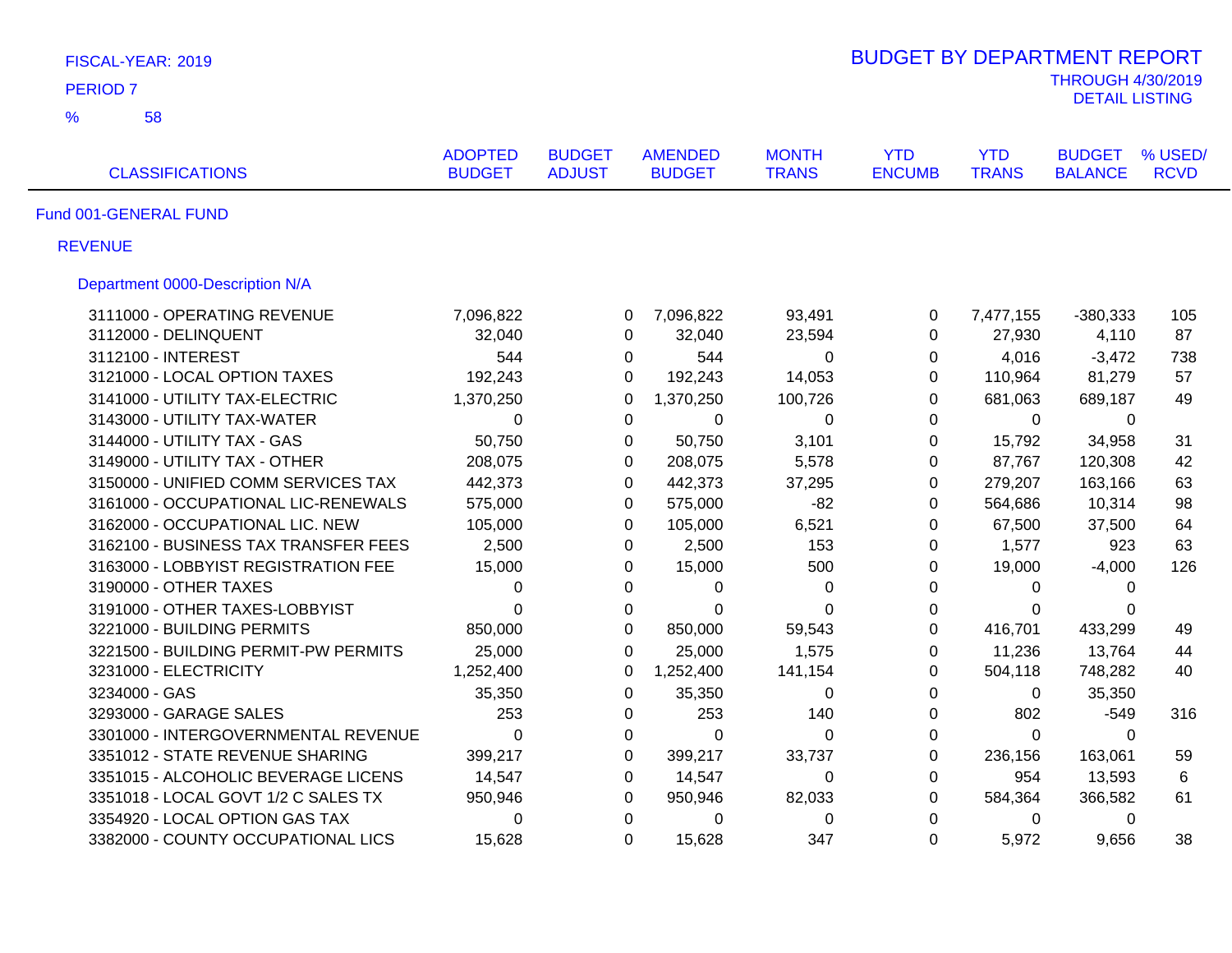FISCAL-YEAR: 2019

PERIOD 7

% 58

# BUDGET BY DEPARTMENT REPORT

THROUGH 4/30/2019

DETAIL LISTING

| CLASSIFICATIONS | ADOPTED BUDGET | BUDGET ADJUST | AMENDED BUDGET | MONTH TRANS | YTD ENCUMB | YTD TRANS | BUDGET BALANCE | % USED/ RCVD |
|---|---|---|---|---|---|---|---|---|
| **Fund 001-GENERAL FUND** | | | | | | | | |
| **REVENUE** | | | | | | | | |
| **Department 0000-Description N/A** | | | | | | | | |
| 3111000 - OPERATING REVENUE | 7,096,822 | 0 | 7,096,822 | 93,491 | 0 | 7,477,155 | -380,333 | 105 |
| 3112000 - DELINQUENT | 32,040 | 0 | 32,040 | 23,594 | 0 | 27,930 | 4,110 | 87 |
| 3112100 - INTEREST | 544 | 0 | 544 | 0 | 0 | 4,016 | -3,472 | 738 |
| 3121000 - LOCAL OPTION TAXES | 192,243 | 0 | 192,243 | 14,053 | 0 | 110,964 | 81,279 | 57 |
| 3141000 - UTILITY TAX-ELECTRIC | 1,370,250 | 0 | 1,370,250 | 100,726 | 0 | 681,063 | 689,187 | 49 |
| 3143000 - UTILITY TAX-WATER | 0 | 0 | 0 | 0 | 0 | 0 | 0 | |
| 3144000 - UTILITY TAX - GAS | 50,750 | 0 | 50,750 | 3,101 | 0 | 15,792 | 34,958 | 31 |
| 3149000 - UTILITY TAX - OTHER | 208,075 | 0 | 208,075 | 5,578 | 0 | 87,767 | 120,308 | 42 |
| 3150000 - UNIFIED COMM SERVICES TAX | 442,373 | 0 | 442,373 | 37,295 | 0 | 279,207 | 163,166 | 63 |
| 3161000 - OCCUPATIONAL LIC-RENEWALS | 575,000 | 0 | 575,000 | -82 | 0 | 564,686 | 10,314 | 98 |
| 3162000 - OCCUPATIONAL LIC. NEW | 105,000 | 0 | 105,000 | 6,521 | 0 | 67,500 | 37,500 | 64 |
| 3162100 - BUSINESS TAX TRANSFER FEES | 2,500 | 0 | 2,500 | 153 | 0 | 1,577 | 923 | 63 |
| 3163000 - LOBBYIST REGISTRATION FEE | 15,000 | 0 | 15,000 | 500 | 0 | 19,000 | -4,000 | 126 |
| 3190000 - OTHER TAXES | 0 | 0 | 0 | 0 | 0 | 0 | 0 | |
| 3191000 - OTHER TAXES-LOBBYIST | 0 | 0 | 0 | 0 | 0 | 0 | 0 | |
| 3221000 - BUILDING PERMITS | 850,000 | 0 | 850,000 | 59,543 | 0 | 416,701 | 433,299 | 49 |
| 3221500 - BUILDING PERMIT-PW PERMITS | 25,000 | 0 | 25,000 | 1,575 | 0 | 11,236 | 13,764 | 44 |
| 3231000 - ELECTRICITY | 1,252,400 | 0 | 1,252,400 | 141,154 | 0 | 504,118 | 748,282 | 40 |
| 3234000 - GAS | 35,350 | 0 | 35,350 | 0 | 0 | 0 | 35,350 | |
| 3293000 - GARAGE SALES | 253 | 0 | 253 | 140 | 0 | 802 | -549 | 316 |
| 3301000 - INTERGOVERNMENTAL REVENUE | 0 | 0 | 0 | 0 | 0 | 0 | 0 | |
| 3351012 - STATE REVENUE SHARING | 399,217 | 0 | 399,217 | 33,737 | 0 | 236,156 | 163,061 | 59 |
| 3351015 - ALCOHOLIC BEVERAGE LICENS | 14,547 | 0 | 14,547 | 0 | 0 | 954 | 13,593 | 6 |
| 3351018 - LOCAL GOVT 1/2 C SALES TX | 950,946 | 0 | 950,946 | 82,033 | 0 | 584,364 | 366,582 | 61 |
| 3354920 - LOCAL OPTION GAS TAX | 0 | 0 | 0 | 0 | 0 | 0 | 0 | |
| 3382000 - COUNTY OCCUPATIONAL LICS | 15,628 | 0 | 15,628 | 347 | 0 | 5,972 | 9,656 | 38 |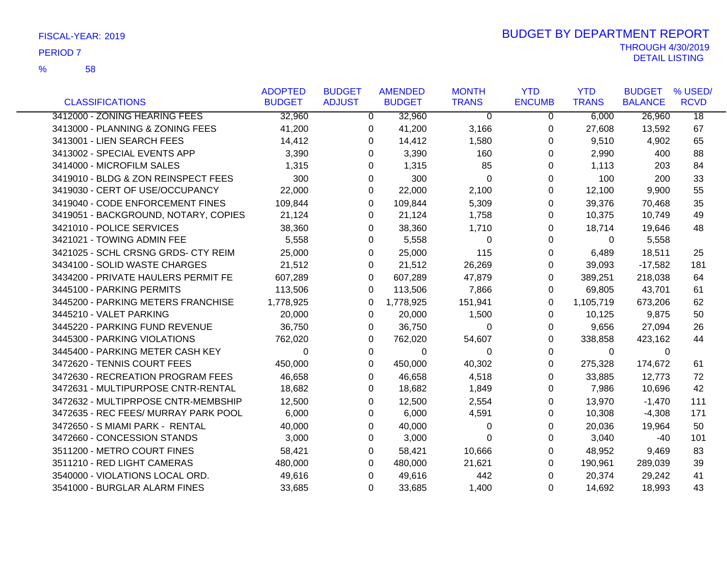FISCAL-YEAR: 2019

PERIOD 7

% 58

# BUDGET BY DEPARTMENT REPORT

THROUGH 4/30/2019

DETAIL LISTING

| CLASSIFICATIONS | ADOPTED BUDGET | BUDGET ADJUST | AMENDED BUDGET | MONTH TRANS | YTD ENCUMB | YTD TRANS | BUDGET BALANCE | % USED/ RCVD |
|---|---|---|---|---|---|---|---|---|
| 3412000 - ZONING HEARING FEES | 32,960 | 0 | 32,960 | 0 | 0 | 6,000 | 26,960 | 18 |
| 3413000 - PLANNING & ZONING FEES | 41,200 | 0 | 41,200 | 3,166 | 0 | 27,608 | 13,592 | 67 |
| 3413001 - LIEN SEARCH FEES | 14,412 | 0 | 14,412 | 1,580 | 0 | 9,510 | 4,902 | 65 |
| 3413002 - SPECIAL EVENTS APP | 3,390 | 0 | 3,390 | 160 | 0 | 2,990 | 400 | 88 |
| 3414000 - MICROFILM SALES | 1,315 | 0 | 1,315 | 85 | 0 | 1,113 | 203 | 84 |
| 3419010 - BLDG & ZON REINSPECT FEES | 300 | 0 | 300 | 0 | 0 | 100 | 200 | 33 |
| 3419030 - CERT OF USE/OCCUPANCY | 22,000 | 0 | 22,000 | 2,100 | 0 | 12,100 | 9,900 | 55 |
| 3419040 - CODE ENFORCEMENT FINES | 109,844 | 0 | 109,844 | 5,309 | 0 | 39,376 | 70,468 | 35 |
| 3419051 - BACKGROUND, NOTARY, COPIES | 21,124 | 0 | 21,124 | 1,758 | 0 | 10,375 | 10,749 | 49 |
| 3421010 - POLICE SERVICES | 38,360 | 0 | 38,360 | 1,710 | 0 | 18,714 | 19,646 | 48 |
| 3421021 - TOWING ADMIN FEE | 5,558 | 0 | 5,558 | 0 | 0 | 0 | 5,558 | |
| 3421025 - SCHL CRSNG GRDS- CTY REIM | 25,000 | 0 | 25,000 | 115 | 0 | 6,489 | 18,511 | 25 |
| 3434100 - SOLID WASTE CHARGES | 21,512 | 0 | 21,512 | 26,269 | 0 | 39,093 | -17,582 | 181 |
| 3434200 - PRIVATE HAULERS PERMIT FE | 607,289 | 0 | 607,289 | 47,879 | 0 | 389,251 | 218,038 | 64 |
| 3445100 - PARKING PERMITS | 113,506 | 0 | 113,506 | 7,866 | 0 | 69,805 | 43,701 | 61 |
| 3445200 - PARKING METERS FRANCHISE | 1,778,925 | 0 | 1,778,925 | 151,941 | 0 | 1,105,719 | 673,206 | 62 |
| 3445210 - VALET PARKING | 20,000 | 0 | 20,000 | 1,500 | 0 | 10,125 | 9,875 | 50 |
| 3445220 - PARKING FUND REVENUE | 36,750 | 0 | 36,750 | 0 | 0 | 9,656 | 27,094 | 26 |
| 3445300 - PARKING VIOLATIONS | 762,020 | 0 | 762,020 | 54,607 | 0 | 338,858 | 423,162 | 44 |
| 3445400 - PARKING METER CASH KEY | 0 | 0 | 0 | 0 | 0 | 0 | 0 | |
| 3472620 - TENNIS COURT FEES | 450,000 | 0 | 450,000 | 40,302 | 0 | 275,328 | 174,672 | 61 |
| 3472630 - RECREATION PROGRAM FEES | 46,658 | 0 | 46,658 | 4,518 | 0 | 33,885 | 12,773 | 72 |
| 3472631 - MULTIPURPOSE CNTR-RENTAL | 18,682 | 0 | 18,682 | 1,849 | 0 | 7,986 | 10,696 | 42 |
| 3472632 - MULTIPRPOSE CNTR-MEMBSHIP | 12,500 | 0 | 12,500 | 2,554 | 0 | 13,970 | -1,470 | 111 |
| 3472635 - REC FEES/ MURRAY PARK POOL | 6,000 | 0 | 6,000 | 4,591 | 0 | 10,308 | -4,308 | 171 |
| 3472650 - S MIAMI PARK - RENTAL | 40,000 | 0 | 40,000 | 0 | 0 | 20,036 | 19,964 | 50 |
| 3472660 - CONCESSION STANDS | 3,000 | 0 | 3,000 | 0 | 0 | 3,040 | -40 | 101 |
| 3511200 - METRO COURT FINES | 58,421 | 0 | 58,421 | 10,666 | 0 | 48,952 | 9,469 | 83 |
| 3511210 - RED LIGHT CAMERAS | 480,000 | 0 | 480,000 | 21,621 | 0 | 190,961 | 289,039 | 39 |
| 3540000 - VIOLATIONS LOCAL ORD. | 49,616 | 0 | 49,616 | 442 | 0 | 20,374 | 29,242 | 41 |
| 3541000 - BURGLAR ALARM FINES | 33,685 | 0 | 33,685 | 1,400 | 0 | 14,692 | 18,993 | 43 |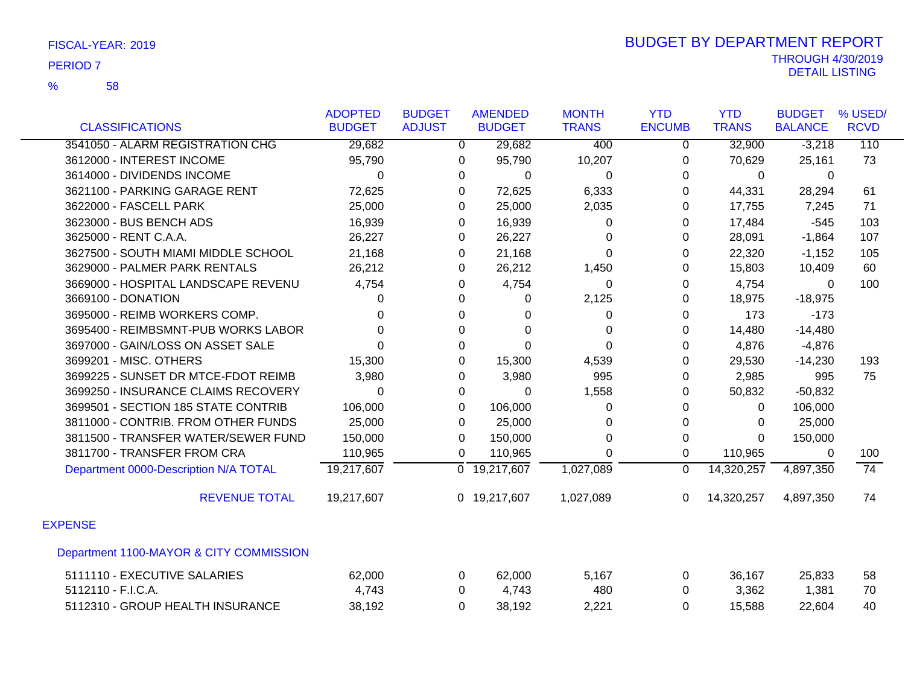FISCAL-YEAR: 2019

PERIOD 7

% 58

# BUDGET BY DEPARTMENT REPORT

THROUGH 4/30/2019

DETAIL LISTING

| CLASSIFICATIONS | ADOPTED BUDGET | BUDGET ADJUST | AMENDED BUDGET | MONTH TRANS | YTD ENCUMB | YTD TRANS | BUDGET BALANCE | % USED/ RCVD |
|---|---|---|---|---|---|---|---|---|
| 3541050 - ALARM REGISTRATION CHG | 29,682 | 0 | 29,682 | 400 | 0 | 32,900 | -3,218 | 110 |
| 3612000 - INTEREST INCOME | 95,790 | 0 | 95,790 | 10,207 | 0 | 70,629 | 25,161 | 73 |
| 3614000 - DIVIDENDS INCOME | 0 | 0 | 0 | 0 | 0 | 0 | 0 | |
| 3621100 - PARKING GARAGE RENT | 72,625 | 0 | 72,625 | 6,333 | 0 | 44,331 | 28,294 | 61 |
| 3622000 - FASCELL PARK | 25,000 | 0 | 25,000 | 2,035 | 0 | 17,755 | 7,245 | 71 |
| 3623000 - BUS BENCH ADS | 16,939 | 0 | 16,939 | 0 | 0 | 17,484 | -545 | 103 |
| 3625000 - RENT C.A.A. | 26,227 | 0 | 26,227 | 0 | 0 | 28,091 | -1,864 | 107 |
| 3627500 - SOUTH MIAMI MIDDLE SCHOOL | 21,168 | 0 | 21,168 | 0 | 0 | 22,320 | -1,152 | 105 |
| 3629000 - PALMER PARK RENTALS | 26,212 | 0 | 26,212 | 1,450 | 0 | 15,803 | 10,409 | 60 |
| 3669000 - HOSPITAL LANDSCAPE REVENU | 4,754 | 0 | 4,754 | 0 | 0 | 4,754 | 0 | 100 |
| 3669100 - DONATION | 0 | 0 | 0 | 2,125 | 0 | 18,975 | -18,975 | |
| 3695000 - REIMB WORKERS COMP. | 0 | 0 | 0 | 0 | 0 | 173 | -173 | |
| 3695400 - REIMBSMNT-PUB WORKS LABOR | 0 | 0 | 0 | 0 | 0 | 14,480 | -14,480 | |
| 3697000 - GAIN/LOSS ON ASSET SALE | 0 | 0 | 0 | 0 | 0 | 4,876 | -4,876 | |
| 3699201 - MISC. OTHERS | 15,300 | 0 | 15,300 | 4,539 | 0 | 29,530 | -14,230 | 193 |
| 3699225 - SUNSET DR MTCE-FDOT REIMB | 3,980 | 0 | 3,980 | 995 | 0 | 2,985 | 995 | 75 |
| 3699250 - INSURANCE CLAIMS RECOVERY | 0 | 0 | 0 | 1,558 | 0 | 50,832 | -50,832 | |
| 3699501 - SECTION 185 STATE CONTRIB | 106,000 | 0 | 106,000 | 0 | 0 | 0 | 106,000 | |
| 3811000 - CONTRIB. FROM OTHER FUNDS | 25,000 | 0 | 25,000 | 0 | 0 | 0 | 25,000 | |
| 3811500 - TRANSFER WATER/SEWER FUND | 150,000 | 0 | 150,000 | 0 | 0 | 0 | 150,000 | |
| 3811700 - TRANSFER FROM CRA | 110,965 | 0 | 110,965 | 0 | 0 | 110,965 | 0 | 100 |
| Department 0000-Description N/A TOTAL | 19,217,607 | 0 | 19,217,607 | 1,027,089 | 0 | 14,320,257 | 4,897,350 | 74 |
| REVENUE TOTAL | 19,217,607 | 0 | 19,217,607 | 1,027,089 | 0 | 14,320,257 | 4,897,350 | 74 |

## EXPENSE

### Department 1100-MAYOR & CITY COMMISSION

| CLASSIFICATIONS | ADOPTED BUDGET | BUDGET ADJUST | AMENDED BUDGET | MONTH TRANS | YTD ENCUMB | YTD TRANS | BUDGET BALANCE | % USED/ RCVD |
|---|---|---|---|---|---|---|---|---|
| 5111110 - EXECUTIVE SALARIES | 62,000 | 0 | 62,000 | 5,167 | 0 | 36,167 | 25,833 | 58 |
| 5112110 - F.I.C.A. | 4,743 | 0 | 4,743 | 480 | 0 | 3,362 | 1,381 | 70 |
| 5112310 - GROUP HEALTH INSURANCE | 38,192 | 0 | 38,192 | 2,221 | 0 | 15,588 | 22,604 | 40 |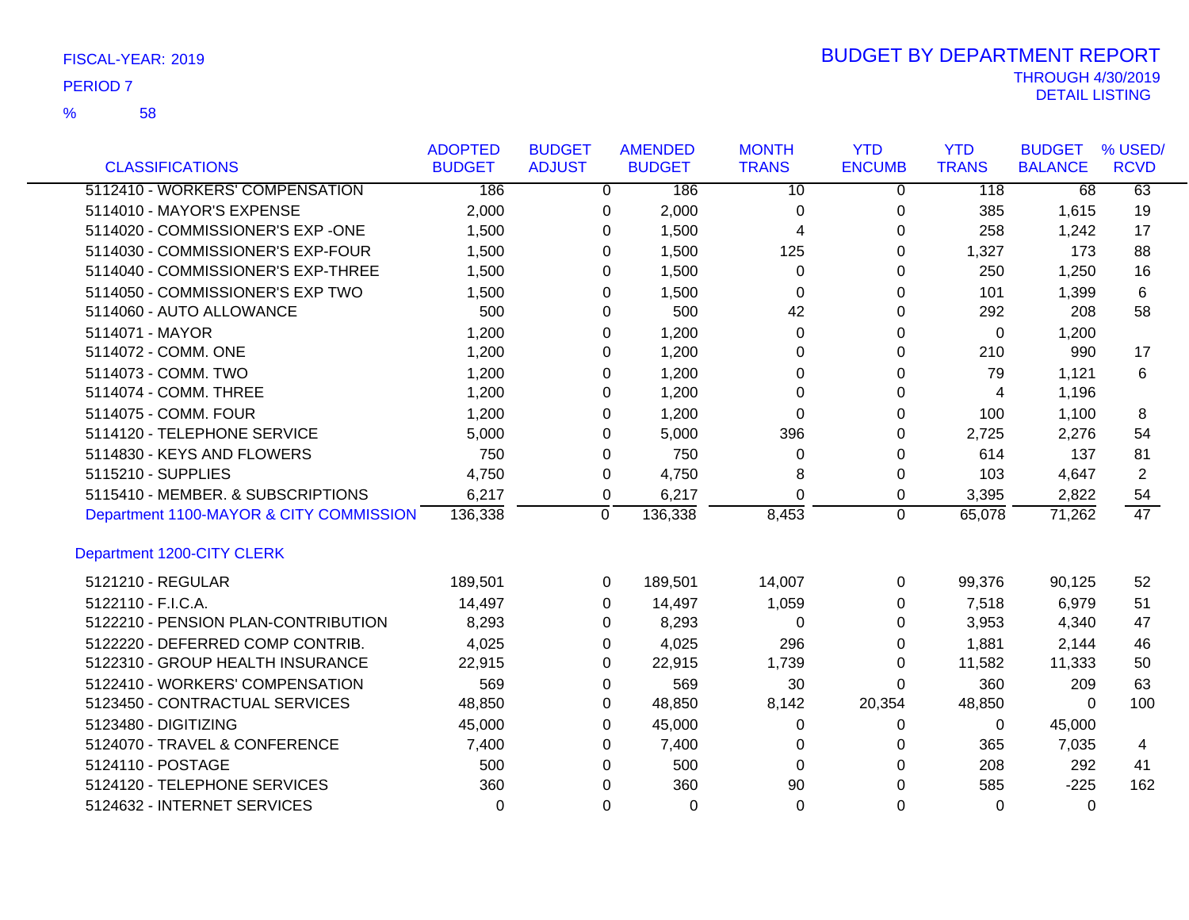FISCAL-YEAR: 2019

PERIOD 7

% 58

# BUDGET BY DEPARTMENT REPORT

THROUGH 4/30/2019

DETAIL LISTING

| CLASSIFICATIONS | ADOPTED BUDGET | BUDGET ADJUST | AMENDED BUDGET | MONTH TRANS | YTD ENCUMB | YTD TRANS | BUDGET BALANCE | % USED/ RCVD |
|---|---|---|---|---|---|---|---|---|
| 5112410 - WORKERS' COMPENSATION | 186 | 0 | 186 | 10 | 0 | 118 | 68 | 63 |
| 5114010 - MAYOR'S EXPENSE | 2,000 | 0 | 2,000 | 0 | 0 | 385 | 1,615 | 19 |
| 5114020 - COMMISSIONER'S EXP -ONE | 1,500 | 0 | 1,500 | 4 | 0 | 258 | 1,242 | 17 |
| 5114030 - COMMISSIONER'S EXP-FOUR | 1,500 | 0 | 1,500 | 125 | 0 | 1,327 | 173 | 88 |
| 5114040 - COMMISSIONER'S EXP-THREE | 1,500 | 0 | 1,500 | 0 | 0 | 250 | 1,250 | 16 |
| 5114050 - COMMISSIONER'S EXP TWO | 1,500 | 0 | 1,500 | 0 | 0 | 101 | 1,399 | 6 |
| 5114060 - AUTO ALLOWANCE | 500 | 0 | 500 | 42 | 0 | 292 | 208 | 58 |
| 5114071 - MAYOR | 1,200 | 0 | 1,200 | 0 | 0 | 0 | 1,200 | |
| 5114072 - COMM. ONE | 1,200 | 0 | 1,200 | 0 | 0 | 210 | 990 | 17 |
| 5114073 - COMM. TWO | 1,200 | 0 | 1,200 | 0 | 0 | 79 | 1,121 | 6 |
| 5114074 - COMM. THREE | 1,200 | 0 | 1,200 | 0 | 0 | 4 | 1,196 | |
| 5114075 - COMM. FOUR | 1,200 | 0 | 1,200 | 0 | 0 | 100 | 1,100 | 8 |
| 5114120 - TELEPHONE SERVICE | 5,000 | 0 | 5,000 | 396 | 0 | 2,725 | 2,276 | 54 |
| 5114830 - KEYS AND FLOWERS | 750 | 0 | 750 | 0 | 0 | 614 | 137 | 81 |
| 5115210 - SUPPLIES | 4,750 | 0 | 4,750 | 8 | 0 | 103 | 4,647 | 2 |
| 5115410 - MEMBER. & SUBSCRIPTIONS | 6,217 | 0 | 6,217 | 0 | 0 | 3,395 | 2,822 | 54 |
| Department 1100-MAYOR & CITY COMMISSION | 136,338 | 0 | 136,338 | 8,453 | 0 | 65,078 | 71,262 | 47 |
| **Department 1200-CITY CLERK** | | | | | | | | |
| 5121210 - REGULAR | 189,501 | 0 | 189,501 | 14,007 | 0 | 99,376 | 90,125 | 52 |
| 5122110 - F.I.C.A. | 14,497 | 0 | 14,497 | 1,059 | 0 | 7,518 | 6,979 | 51 |
| 5122210 - PENSION PLAN-CONTRIBUTION | 8,293 | 0 | 8,293 | 0 | 0 | 3,953 | 4,340 | 47 |
| 5122220 - DEFERRED COMP CONTRIB. | 4,025 | 0 | 4,025 | 296 | 0 | 1,881 | 2,144 | 46 |
| 5122310 - GROUP HEALTH INSURANCE | 22,915 | 0 | 22,915 | 1,739 | 0 | 11,582 | 11,333 | 50 |
| 5122410 - WORKERS' COMPENSATION | 569 | 0 | 569 | 30 | 0 | 360 | 209 | 63 |
| 5123450 - CONTRACTUAL SERVICES | 48,850 | 0 | 48,850 | 8,142 | 20,354 | 48,850 | 0 | 100 |
| 5123480 - DIGITIZING | 45,000 | 0 | 45,000 | 0 | 0 | 0 | 45,000 | |
| 5124070 - TRAVEL & CONFERENCE | 7,400 | 0 | 7,400 | 0 | 0 | 365 | 7,035 | 4 |
| 5124110 - POSTAGE | 500 | 0 | 500 | 0 | 0 | 208 | 292 | 41 |
| 5124120 - TELEPHONE SERVICES | 360 | 0 | 360 | 90 | 0 | 585 | -225 | 162 |
| 5124632 - INTERNET SERVICES | 0 | 0 | 0 | 0 | 0 | 0 | 0 | |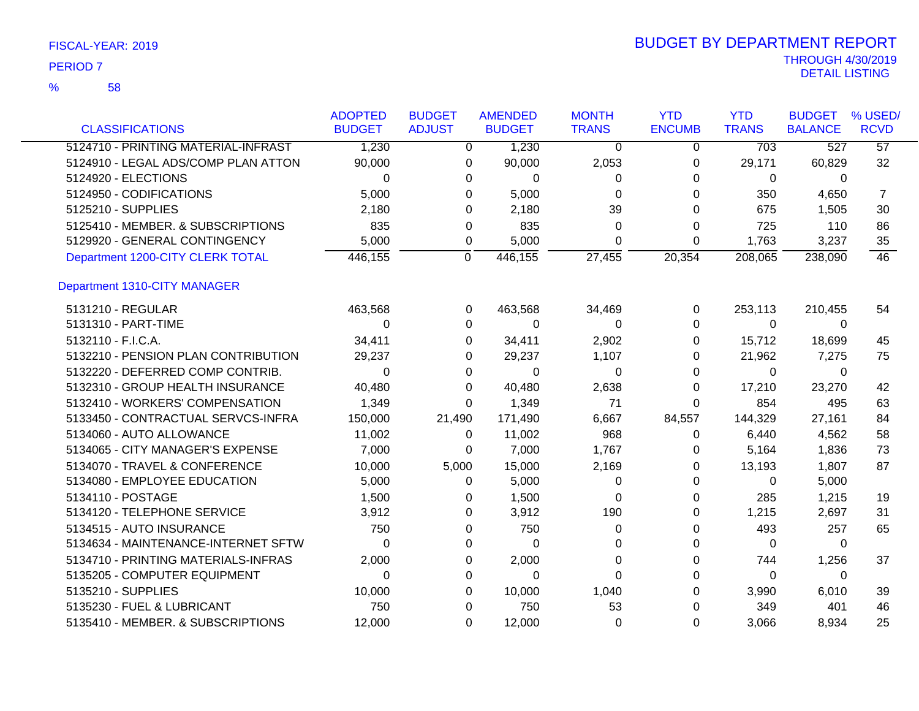FISCAL-YEAR: 2019

PERIOD 7

% 58

# BUDGET BY DEPARTMENT REPORT

THROUGH 4/30/2019

DETAIL LISTING

| CLASSIFICATIONS | ADOPTED BUDGET | BUDGET ADJUST | AMENDED BUDGET | MONTH TRANS | YTD ENCUMB | YTD TRANS | BUDGET BALANCE | % USED/ RCVD |
|---|---|---|---|---|---|---|---|---|
| 5124710 - PRINTING MATERIAL-INFRAST | 1,230 | 0 | 1,230 | 0 | 0 | 703 | 527 | 57 |
| 5124910 - LEGAL ADS/COMP PLAN ATTON | 90,000 | 0 | 90,000 | 2,053 | 0 | 29,171 | 60,829 | 32 |
| 5124920 - ELECTIONS | 0 | 0 | 0 | 0 | 0 | 0 | 0 | |
| 5124950 - CODIFICATIONS | 5,000 | 0 | 5,000 | 0 | 0 | 350 | 4,650 | 7 |
| 5125210 - SUPPLIES | 2,180 | 0 | 2,180 | 39 | 0 | 675 | 1,505 | 30 |
| 5125410 - MEMBER. & SUBSCRIPTIONS | 835 | 0 | 835 | 0 | 0 | 725 | 110 | 86 |
| 5129920 - GENERAL CONTINGENCY | 5,000 | 0 | 5,000 | 0 | 0 | 1,763 | 3,237 | 35 |
| Department 1200-CITY CLERK TOTAL | 446,155 | 0 | 446,155 | 27,455 | 20,354 | 208,065 | 238,090 | 46 |
| **Department 1310-CITY MANAGER** | | | | | | | | |
| 5131210 - REGULAR | 463,568 | 0 | 463,568 | 34,469 | 0 | 253,113 | 210,455 | 54 |
| 5131310 - PART-TIME | 0 | 0 | 0 | 0 | 0 | 0 | 0 | |
| 5132110 - F.I.C.A. | 34,411 | 0 | 34,411 | 2,902 | 0 | 15,712 | 18,699 | 45 |
| 5132210 - PENSION PLAN CONTRIBUTION | 29,237 | 0 | 29,237 | 1,107 | 0 | 21,962 | 7,275 | 75 |
| 5132220 - DEFERRED COMP CONTRIB. | 0 | 0 | 0 | 0 | 0 | 0 | 0 | |
| 5132310 - GROUP HEALTH INSURANCE | 40,480 | 0 | 40,480 | 2,638 | 0 | 17,210 | 23,270 | 42 |
| 5132410 - WORKERS' COMPENSATION | 1,349 | 0 | 1,349 | 71 | 0 | 854 | 495 | 63 |
| 5133450 - CONTRACTUAL SERVCS-INFRA | 150,000 | 21,490 | 171,490 | 6,667 | 84,557 | 144,329 | 27,161 | 84 |
| 5134060 - AUTO ALLOWANCE | 11,002 | 0 | 11,002 | 968 | 0 | 6,440 | 4,562 | 58 |
| 5134065 - CITY MANAGER'S EXPENSE | 7,000 | 0 | 7,000 | 1,767 | 0 | 5,164 | 1,836 | 73 |
| 5134070 - TRAVEL & CONFERENCE | 10,000 | 5,000 | 15,000 | 2,169 | 0 | 13,193 | 1,807 | 87 |
| 5134080 - EMPLOYEE EDUCATION | 5,000 | 0 | 5,000 | 0 | 0 | 0 | 5,000 | |
| 5134110 - POSTAGE | 1,500 | 0 | 1,500 | 0 | 0 | 285 | 1,215 | 19 |
| 5134120 - TELEPHONE SERVICE | 3,912 | 0 | 3,912 | 190 | 0 | 1,215 | 2,697 | 31 |
| 5134515 - AUTO INSURANCE | 750 | 0 | 750 | 0 | 0 | 493 | 257 | 65 |
| 5134634 - MAINTENANCE-INTERNET SFTW | 0 | 0 | 0 | 0 | 0 | 0 | 0 | |
| 5134710 - PRINTING MATERIALS-INFRAS | 2,000 | 0 | 2,000 | 0 | 0 | 744 | 1,256 | 37 |
| 5135205 - COMPUTER EQUIPMENT | 0 | 0 | 0 | 0 | 0 | 0 | 0 | |
| 5135210 - SUPPLIES | 10,000 | 0 | 10,000 | 1,040 | 0 | 3,990 | 6,010 | 39 |
| 5135230 - FUEL & LUBRICANT | 750 | 0 | 750 | 53 | 0 | 349 | 401 | 46 |
| 5135410 - MEMBER. & SUBSCRIPTIONS | 12,000 | 0 | 12,000 | 0 | 0 | 3,066 | 8,934 | 25 |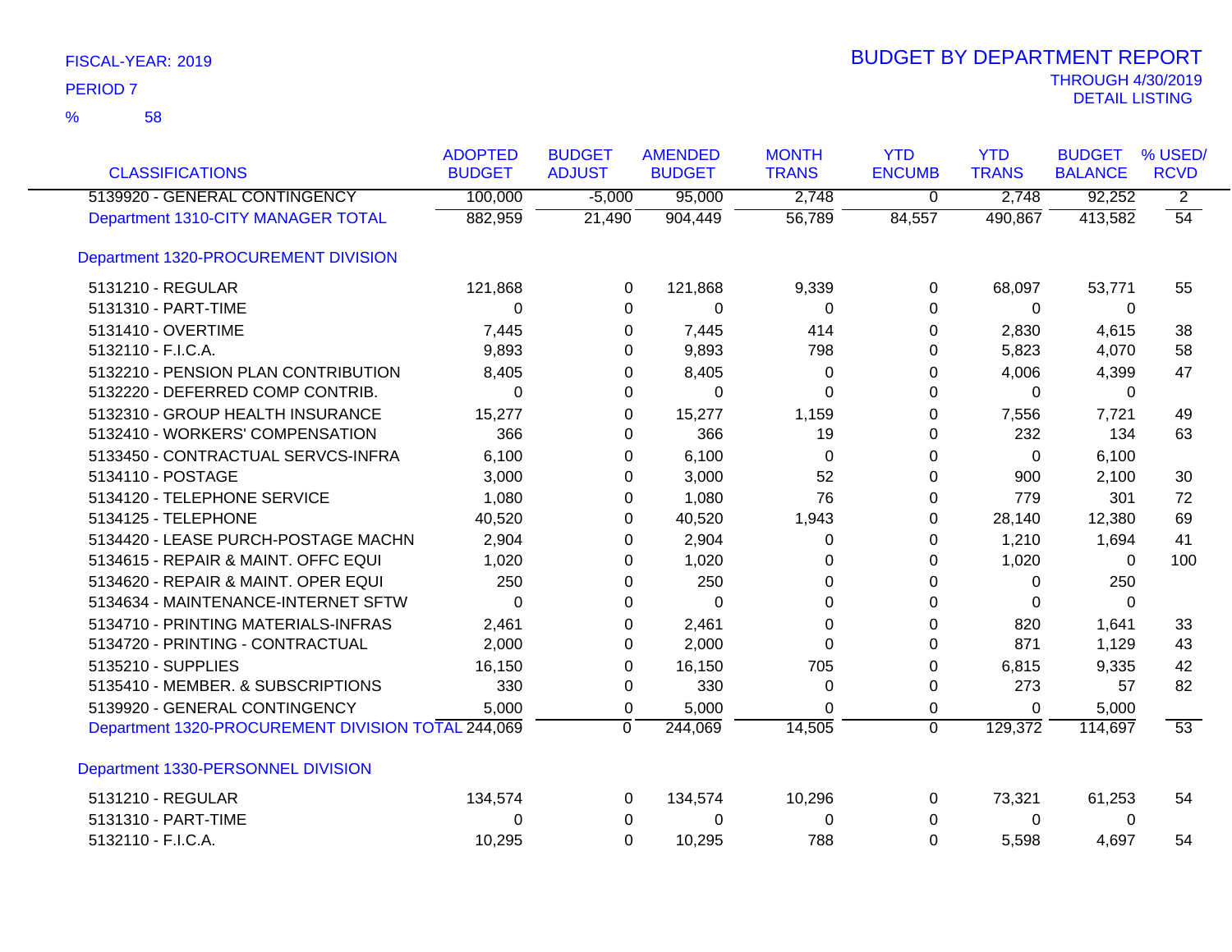FISCAL-YEAR: 2019

PERIOD 7

% 58

# BUDGET BY DEPARTMENT REPORT

THROUGH 4/30/2019
DETAIL LISTING

| CLASSIFICATIONS | ADOPTED BUDGET | BUDGET ADJUST | AMENDED BUDGET | MONTH TRANS | YTD ENCUMB | YTD TRANS | BUDGET BALANCE | % USED/ RCVD |
|---|---|---|---|---|---|---|---|---|
| 5139920 - GENERAL CONTINGENCY | 100,000 | -5,000 | 95,000 | 2,748 | 0 | 2,748 | 92,252 | 2 |
| Department 1310-CITY MANAGER TOTAL | 882,959 | 21,490 | 904,449 | 56,789 | 84,557 | 490,867 | 413,582 | 54 |
| Department 1320-PROCUREMENT DIVISION | | | | | | | | |
| 5131210 - REGULAR | 121,868 | 0 | 121,868 | 9,339 | 0 | 68,097 | 53,771 | 55 |
| 5131310 - PART-TIME | 0 | 0 | 0 | 0 | 0 | 0 | 0 | |
| 5131410 - OVERTIME | 7,445 | 0 | 7,445 | 414 | 0 | 2,830 | 4,615 | 38 |
| 5132110 - F.I.C.A. | 9,893 | 0 | 9,893 | 798 | 0 | 5,823 | 4,070 | 58 |
| 5132210 - PENSION PLAN CONTRIBUTION | 8,405 | 0 | 8,405 | 0 | 0 | 4,006 | 4,399 | 47 |
| 5132220 - DEFERRED COMP CONTRIB. | 0 | 0 | 0 | 0 | 0 | 0 | 0 | |
| 5132310 - GROUP HEALTH INSURANCE | 15,277 | 0 | 15,277 | 1,159 | 0 | 7,556 | 7,721 | 49 |
| 5132410 - WORKERS' COMPENSATION | 366 | 0 | 366 | 19 | 0 | 232 | 134 | 63 |
| 5133450 - CONTRACTUAL SERVCS-INFRA | 6,100 | 0 | 6,100 | 0 | 0 | 0 | 6,100 | |
| 5134110 - POSTAGE | 3,000 | 0 | 3,000 | 52 | 0 | 900 | 2,100 | 30 |
| 5134120 - TELEPHONE SERVICE | 1,080 | 0 | 1,080 | 76 | 0 | 779 | 301 | 72 |
| 5134125 - TELEPHONE | 40,520 | 0 | 40,520 | 1,943 | 0 | 28,140 | 12,380 | 69 |
| 5134420 - LEASE PURCH-POSTAGE MACHN | 2,904 | 0 | 2,904 | 0 | 0 | 1,210 | 1,694 | 41 |
| 5134615 - REPAIR & MAINT. OFFC EQUI | 1,020 | 0 | 1,020 | 0 | 0 | 1,020 | 0 | 100 |
| 5134620 - REPAIR & MAINT. OPER EQUI | 250 | 0 | 250 | 0 | 0 | 0 | 250 | |
| 5134634 - MAINTENANCE-INTERNET SFTW | 0 | 0 | 0 | 0 | 0 | 0 | 0 | |
| 5134710 - PRINTING MATERIALS-INFRAS | 2,461 | 0 | 2,461 | 0 | 0 | 820 | 1,641 | 33 |
| 5134720 - PRINTING - CONTRACTUAL | 2,000 | 0 | 2,000 | 0 | 0 | 871 | 1,129 | 43 |
| 5135210 - SUPPLIES | 16,150 | 0 | 16,150 | 705 | 0 | 6,815 | 9,335 | 42 |
| 5135410 - MEMBER. & SUBSCRIPTIONS | 330 | 0 | 330 | 0 | 0 | 273 | 57 | 82 |
| 5139920 - GENERAL CONTINGENCY | 5,000 | 0 | 5,000 | 0 | 0 | 0 | 5,000 | |
| Department 1320-PROCUREMENT DIVISION TOTAL | 244,069 | 0 | 244,069 | 14,505 | 0 | 129,372 | 114,697 | 53 |
| Department 1330-PERSONNEL DIVISION | | | | | | | | |
| 5131210 - REGULAR | 134,574 | 0 | 134,574 | 10,296 | 0 | 73,321 | 61,253 | 54 |
| 5131310 - PART-TIME | 0 | 0 | 0 | 0 | 0 | 0 | 0 | |
| 5132110 - F.I.C.A. | 10,295 | 0 | 10,295 | 788 | 0 | 5,598 | 4,697 | 54 |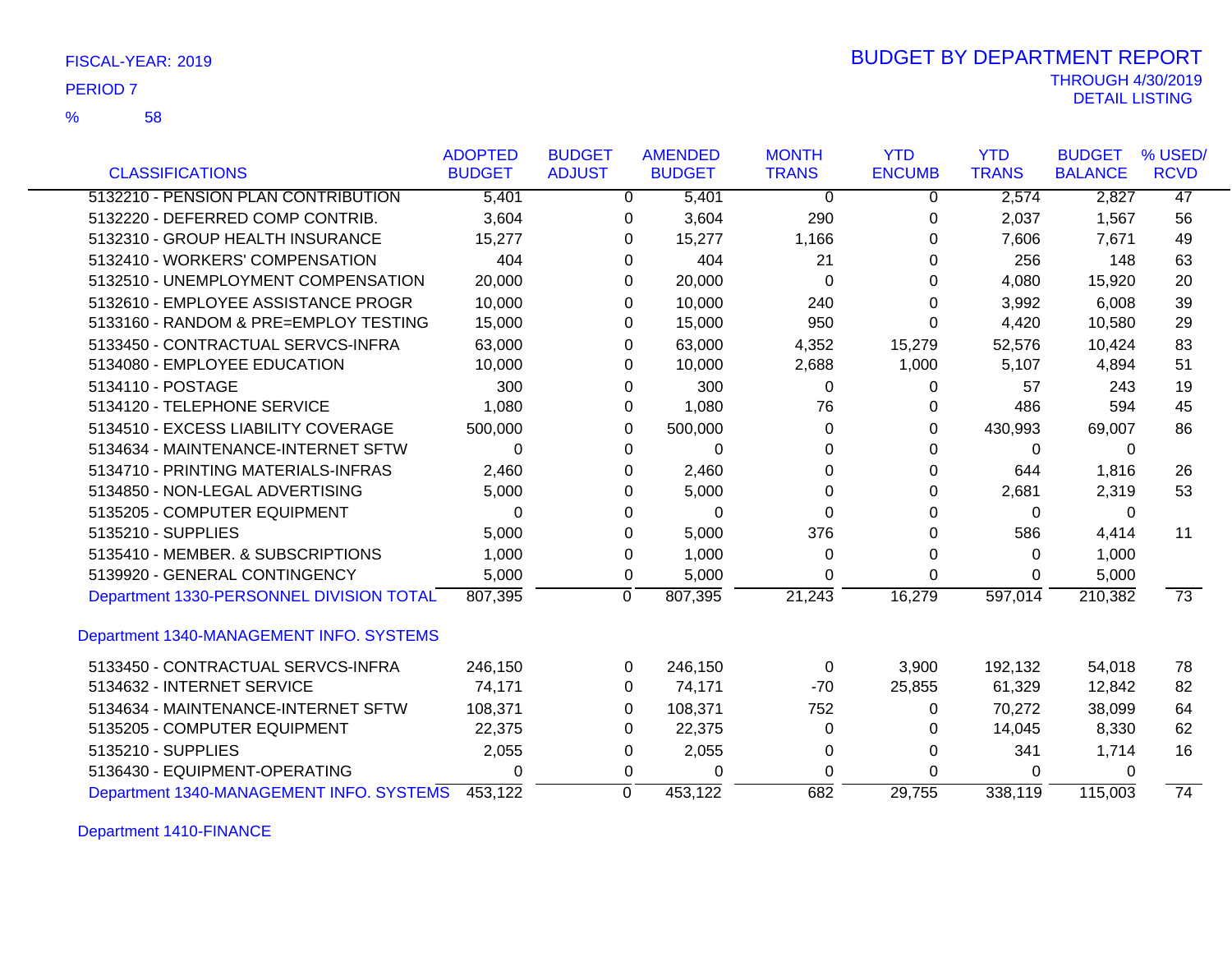FISCAL-YEAR: 2019

PERIOD 7

% 58

# BUDGET BY DEPARTMENT REPORT

THROUGH 4/30/2019

DETAIL LISTING

| CLASSIFICATIONS | ADOPTED BUDGET | BUDGET ADJUST | AMENDED BUDGET | MONTH TRANS | YTD ENCUMB | YTD TRANS | BUDGET BALANCE | % USED/ RCVD |
|---|---|---|---|---|---|---|---|---|
| 5132210 - PENSION PLAN CONTRIBUTION | 5,401 | 0 | 5,401 | 0 | 0 | 2,574 | 2,827 | 47 |
| 5132220 - DEFERRED COMP CONTRIB. | 3,604 | 0 | 3,604 | 290 | 0 | 2,037 | 1,567 | 56 |
| 5132310 - GROUP HEALTH INSURANCE | 15,277 | 0 | 15,277 | 1,166 | 0 | 7,606 | 7,671 | 49 |
| 5132410 - WORKERS' COMPENSATION | 404 | 0 | 404 | 21 | 0 | 256 | 148 | 63 |
| 5132510 - UNEMPLOYMENT COMPENSATION | 20,000 | 0 | 20,000 | 0 | 0 | 4,080 | 15,920 | 20 |
| 5132610 - EMPLOYEE ASSISTANCE PROGR | 10,000 | 0 | 10,000 | 240 | 0 | 3,992 | 6,008 | 39 |
| 5133160 - RANDOM & PRE=EMPLOY TESTING | 15,000 | 0 | 15,000 | 950 | 0 | 4,420 | 10,580 | 29 |
| 5133450 - CONTRACTUAL SERVCS-INFRA | 63,000 | 0 | 63,000 | 4,352 | 15,279 | 52,576 | 10,424 | 83 |
| 5134080 - EMPLOYEE EDUCATION | 10,000 | 0 | 10,000 | 2,688 | 1,000 | 5,107 | 4,894 | 51 |
| 5134110 - POSTAGE | 300 | 0 | 300 | 0 | 0 | 57 | 243 | 19 |
| 5134120 - TELEPHONE SERVICE | 1,080 | 0 | 1,080 | 76 | 0 | 486 | 594 | 45 |
| 5134510 - EXCESS LIABILITY COVERAGE | 500,000 | 0 | 500,000 | 0 | 0 | 430,993 | 69,007 | 86 |
| 5134634 - MAINTENANCE-INTERNET SFTW | 0 | 0 | 0 | 0 | 0 | 0 | 0 | |
| 5134710 - PRINTING MATERIALS-INFRAS | 2,460 | 0 | 2,460 | 0 | 0 | 644 | 1,816 | 26 |
| 5134850 - NON-LEGAL ADVERTISING | 5,000 | 0 | 5,000 | 0 | 0 | 2,681 | 2,319 | 53 |
| 5135205 - COMPUTER EQUIPMENT | 0 | 0 | 0 | 0 | 0 | 0 | 0 | |
| 5135210 - SUPPLIES | 5,000 | 0 | 5,000 | 376 | 0 | 586 | 4,414 | 11 |
| 5135410 - MEMBER. & SUBSCRIPTIONS | 1,000 | 0 | 1,000 | 0 | 0 | 0 | 1,000 | |
| 5139920 - GENERAL CONTINGENCY | 5,000 | 0 | 5,000 | 0 | 0 | 0 | 5,000 | |
| Department 1330-PERSONNEL DIVISION TOTAL | 807,395 | 0 | 807,395 | 21,243 | 16,279 | 597,014 | 210,382 | 73 |

Department 1340-MANAGEMENT INFO. SYSTEMS

| CLASSIFICATIONS | ADOPTED BUDGET | BUDGET ADJUST | AMENDED BUDGET | MONTH TRANS | YTD ENCUMB | YTD TRANS | BUDGET BALANCE | % USED/ RCVD |
|---|---|---|---|---|---|---|---|---|
| 5133450 - CONTRACTUAL SERVCS-INFRA | 246,150 | 0 | 246,150 | 0 | 3,900 | 192,132 | 54,018 | 78 |
| 5134632 - INTERNET SERVICE | 74,171 | 0 | 74,171 | -70 | 25,855 | 61,329 | 12,842 | 82 |
| 5134634 - MAINTENANCE-INTERNET SFTW | 108,371 | 0 | 108,371 | 752 | 0 | 70,272 | 38,099 | 64 |
| 5135205 - COMPUTER EQUIPMENT | 22,375 | 0 | 22,375 | 0 | 0 | 14,045 | 8,330 | 62 |
| 5135210 - SUPPLIES | 2,055 | 0 | 2,055 | 0 | 0 | 341 | 1,714 | 16 |
| 5136430 - EQUIPMENT-OPERATING | 0 | 0 | 0 | 0 | 0 | 0 | 0 | |
| Department 1340-MANAGEMENT INFO. SYSTEMS | 453,122 | 0 | 453,122 | 682 | 29,755 | 338,119 | 115,003 | 74 |

Department 1410-FINANCE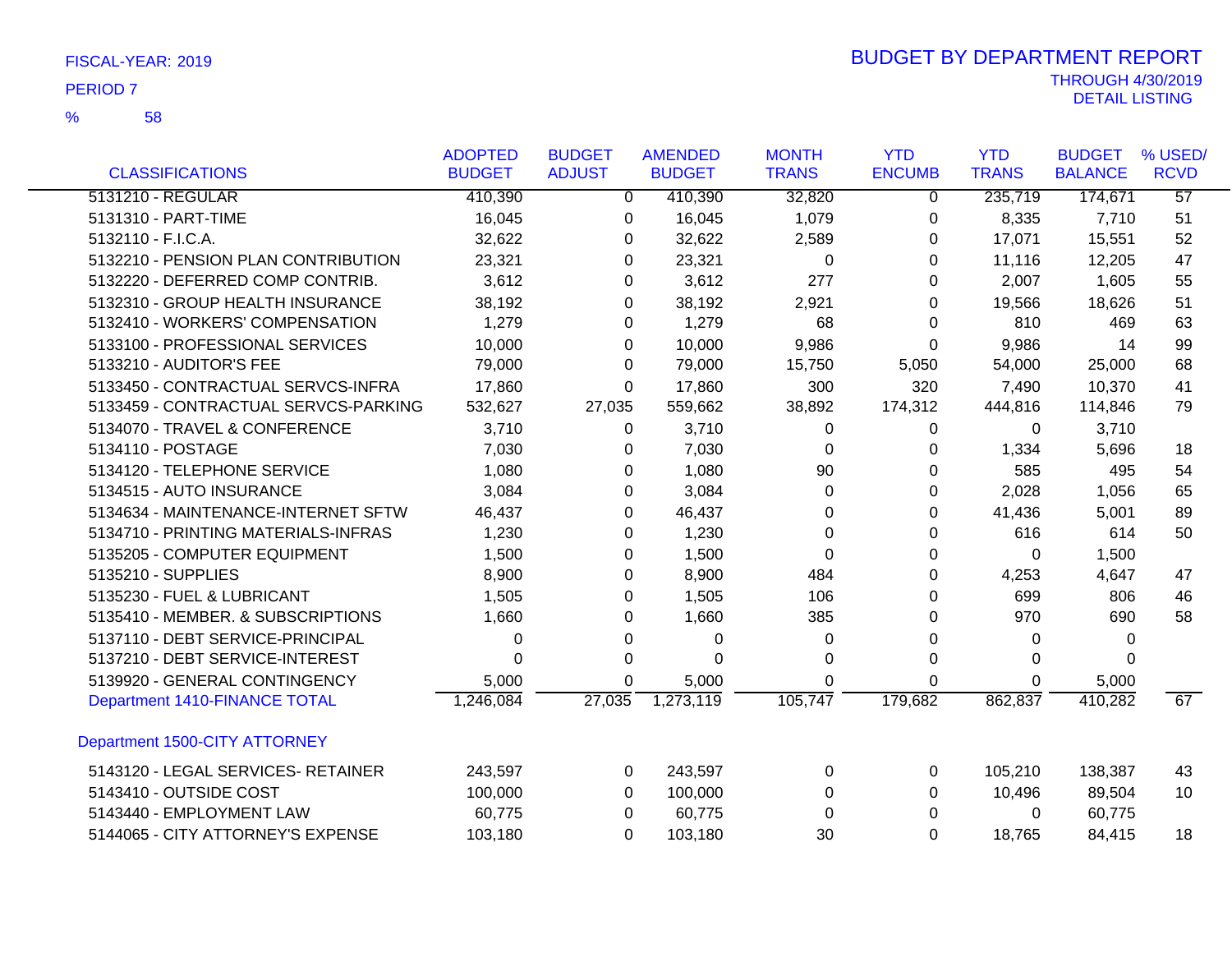FISCAL-YEAR: 2019

PERIOD 7

% 58

# BUDGET BY DEPARTMENT REPORT

THROUGH 4/30/2019

DETAIL LISTING

| CLASSIFICATIONS | ADOPTED BUDGET | BUDGET ADJUST | AMENDED BUDGET | MONTH TRANS | YTD ENCUMB | YTD TRANS | BUDGET BALANCE | % USED/ RCVD |
|---|---|---|---|---|---|---|---|---|
| 5131210 - REGULAR | 410,390 | 0 | 410,390 | 32,820 | 0 | 235,719 | 174,671 | 57 |
| 5131310 - PART-TIME | 16,045 | 0 | 16,045 | 1,079 | 0 | 8,335 | 7,710 | 51 |
| 5132110 - F.I.C.A. | 32,622 | 0 | 32,622 | 2,589 | 0 | 17,071 | 15,551 | 52 |
| 5132210 - PENSION PLAN CONTRIBUTION | 23,321 | 0 | 23,321 | 0 | 0 | 11,116 | 12,205 | 47 |
| 5132220 - DEFERRED COMP CONTRIB. | 3,612 | 0 | 3,612 | 277 | 0 | 2,007 | 1,605 | 55 |
| 5132310 - GROUP HEALTH INSURANCE | 38,192 | 0 | 38,192 | 2,921 | 0 | 19,566 | 18,626 | 51 |
| 5132410 - WORKERS' COMPENSATION | 1,279 | 0 | 1,279 | 68 | 0 | 810 | 469 | 63 |
| 5133100 - PROFESSIONAL SERVICES | 10,000 | 0 | 10,000 | 9,986 | 0 | 9,986 | 14 | 99 |
| 5133210 - AUDITOR'S FEE | 79,000 | 0 | 79,000 | 15,750 | 5,050 | 54,000 | 25,000 | 68 |
| 5133450 - CONTRACTUAL SERVCS-INFRA | 17,860 | 0 | 17,860 | 300 | 320 | 7,490 | 10,370 | 41 |
| 5133459 - CONTRACTUAL SERVCS-PARKING | 532,627 | 27,035 | 559,662 | 38,892 | 174,312 | 444,816 | 114,846 | 79 |
| 5134070 - TRAVEL & CONFERENCE | 3,710 | 0 | 3,710 | 0 | 0 | 0 | 3,710 | |
| 5134110 - POSTAGE | 7,030 | 0 | 7,030 | 0 | 0 | 1,334 | 5,696 | 18 |
| 5134120 - TELEPHONE SERVICE | 1,080 | 0 | 1,080 | 90 | 0 | 585 | 495 | 54 |
| 5134515 - AUTO INSURANCE | 3,084 | 0 | 3,084 | 0 | 0 | 2,028 | 1,056 | 65 |
| 5134634 - MAINTENANCE-INTERNET SFTW | 46,437 | 0 | 46,437 | 0 | 0 | 41,436 | 5,001 | 89 |
| 5134710 - PRINTING MATERIALS-INFRAS | 1,230 | 0 | 1,230 | 0 | 0 | 616 | 614 | 50 |
| 5135205 - COMPUTER EQUIPMENT | 1,500 | 0 | 1,500 | 0 | 0 | 0 | 1,500 | |
| 5135210 - SUPPLIES | 8,900 | 0 | 8,900 | 484 | 0 | 4,253 | 4,647 | 47 |
| 5135230 - FUEL & LUBRICANT | 1,505 | 0 | 1,505 | 106 | 0 | 699 | 806 | 46 |
| 5135410 - MEMBER. & SUBSCRIPTIONS | 1,660 | 0 | 1,660 | 385 | 0 | 970 | 690 | 58 |
| 5137110 - DEBT SERVICE-PRINCIPAL | 0 | 0 | 0 | 0 | 0 | 0 | 0 | |
| 5137210 - DEBT SERVICE-INTEREST | 0 | 0 | 0 | 0 | 0 | 0 | 0 | |
| 5139920 - GENERAL CONTINGENCY | 5,000 | 0 | 5,000 | 0 | 0 | 0 | 5,000 | |
| Department 1410-FINANCE TOTAL | 1,246,084 | 27,035 | 1,273,119 | 105,747 | 179,682 | 862,837 | 410,282 | 67 |
| Department 1500-CITY ATTORNEY | | | | | | | | |
| 5143120 - LEGAL SERVICES- RETAINER | 243,597 | 0 | 243,597 | 0 | 0 | 105,210 | 138,387 | 43 |
| 5143410 - OUTSIDE COST | 100,000 | 0 | 100,000 | 0 | 0 | 10,496 | 89,504 | 10 |
| 5143440 - EMPLOYMENT LAW | 60,775 | 0 | 60,775 | 0 | 0 | 0 | 60,775 | |
| 5144065 - CITY ATTORNEY'S EXPENSE | 103,180 | 0 | 103,180 | 30 | 0 | 18,765 | 84,415 | 18 |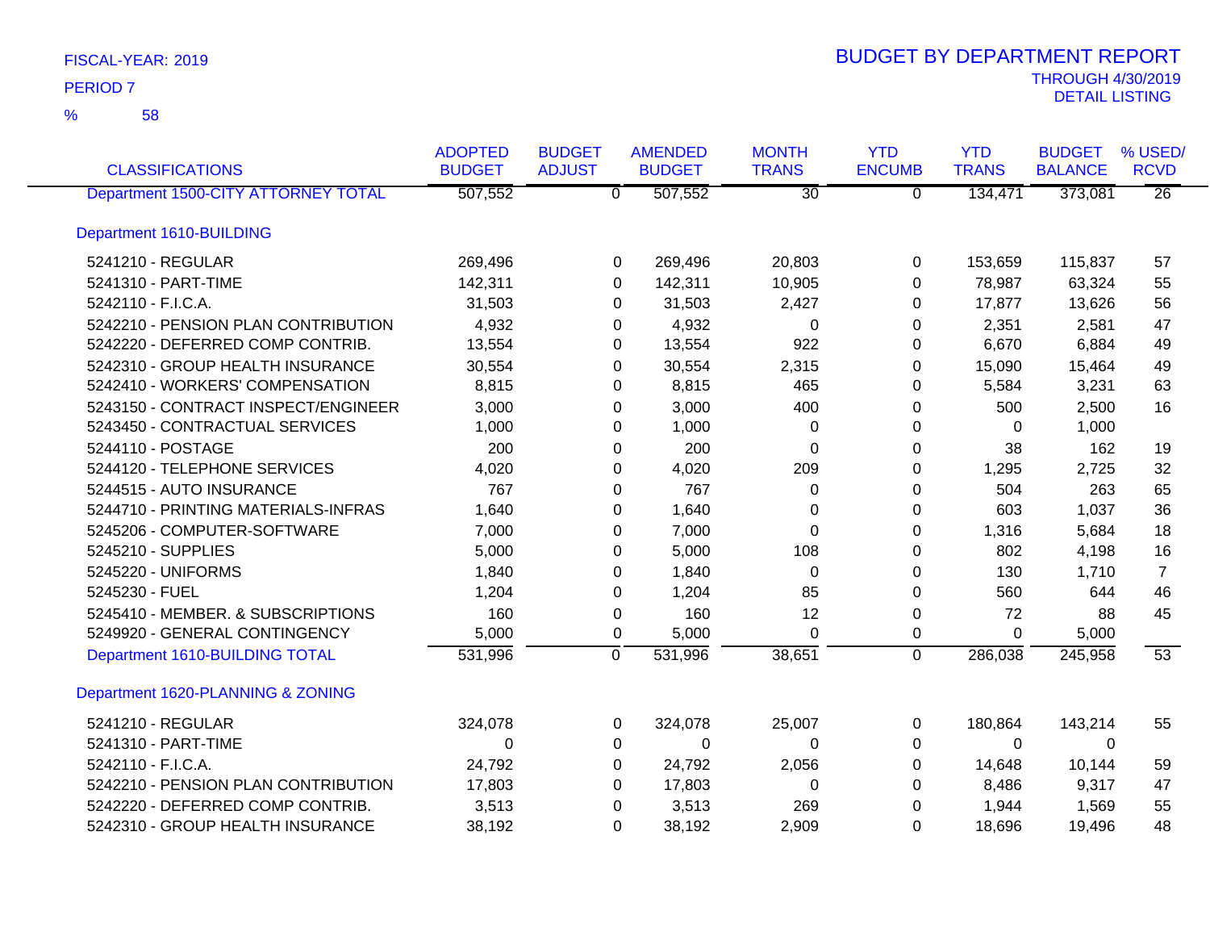FISCAL-YEAR: 2019

PERIOD 7

% 58

# BUDGET BY DEPARTMENT REPORT

THROUGH 4/30/2019

DETAIL LISTING

| CLASSIFICATIONS | ADOPTED BUDGET | BUDGET ADJUST | AMENDED BUDGET | MONTH TRANS | YTD ENCUMB | YTD TRANS | BUDGET BALANCE | % USED/ RCVD |
|---|---|---|---|---|---|---|---|---|
| Department 1500-CITY ATTORNEY TOTAL | 507,552 | 0 | 507,552 | 30 | 0 | 134,471 | 373,081 | 26 |
| **Department 1610-BUILDING** | | | | | | | | |
| 5241210 - REGULAR | 269,496 | 0 | 269,496 | 20,803 | 0 | 153,659 | 115,837 | 57 |
| 5241310 - PART-TIME | 142,311 | 0 | 142,311 | 10,905 | 0 | 78,987 | 63,324 | 55 |
| 5242110 - F.I.C.A. | 31,503 | 0 | 31,503 | 2,427 | 0 | 17,877 | 13,626 | 56 |
| 5242210 - PENSION PLAN CONTRIBUTION | 4,932 | 0 | 4,932 | 0 | 0 | 2,351 | 2,581 | 47 |
| 5242220 - DEFERRED COMP CONTRIB. | 13,554 | 0 | 13,554 | 922 | 0 | 6,670 | 6,884 | 49 |
| 5242310 - GROUP HEALTH INSURANCE | 30,554 | 0 | 30,554 | 2,315 | 0 | 15,090 | 15,464 | 49 |
| 5242410 - WORKERS' COMPENSATION | 8,815 | 0 | 8,815 | 465 | 0 | 5,584 | 3,231 | 63 |
| 5243150 - CONTRACT INSPECT/ENGINEER | 3,000 | 0 | 3,000 | 400 | 0 | 500 | 2,500 | 16 |
| 5243450 - CONTRACTUAL SERVICES | 1,000 | 0 | 1,000 | 0 | 0 | 0 | 1,000 | |
| 5244110 - POSTAGE | 200 | 0 | 200 | 0 | 0 | 38 | 162 | 19 |
| 5244120 - TELEPHONE SERVICES | 4,020 | 0 | 4,020 | 209 | 0 | 1,295 | 2,725 | 32 |
| 5244515 - AUTO INSURANCE | 767 | 0 | 767 | 0 | 0 | 504 | 263 | 65 |
| 5244710 - PRINTING MATERIALS-INFRAS | 1,640 | 0 | 1,640 | 0 | 0 | 603 | 1,037 | 36 |
| 5245206 - COMPUTER-SOFTWARE | 7,000 | 0 | 7,000 | 0 | 0 | 1,316 | 5,684 | 18 |
| 5245210 - SUPPLIES | 5,000 | 0 | 5,000 | 108 | 0 | 802 | 4,198 | 16 |
| 5245220 - UNIFORMS | 1,840 | 0 | 1,840 | 0 | 0 | 130 | 1,710 | 7 |
| 5245230 - FUEL | 1,204 | 0 | 1,204 | 85 | 0 | 560 | 644 | 46 |
| 5245410 - MEMBER. & SUBSCRIPTIONS | 160 | 0 | 160 | 12 | 0 | 72 | 88 | 45 |
| 5249920 - GENERAL CONTINGENCY | 5,000 | 0 | 5,000 | 0 | 0 | 0 | 5,000 | |
| Department 1610-BUILDING TOTAL | 531,996 | 0 | 531,996 | 38,651 | 0 | 286,038 | 245,958 | 53 |
| **Department 1620-PLANNING & ZONING** | | | | | | | | |
| 5241210 - REGULAR | 324,078 | 0 | 324,078 | 25,007 | 0 | 180,864 | 143,214 | 55 |
| 5241310 - PART-TIME | 0 | 0 | 0 | 0 | 0 | 0 | 0 | |
| 5242110 - F.I.C.A. | 24,792 | 0 | 24,792 | 2,056 | 0 | 14,648 | 10,144 | 59 |
| 5242210 - PENSION PLAN CONTRIBUTION | 17,803 | 0 | 17,803 | 0 | 0 | 8,486 | 9,317 | 47 |
| 5242220 - DEFERRED COMP CONTRIB. | 3,513 | 0 | 3,513 | 269 | 0 | 1,944 | 1,569 | 55 |
| 5242310 - GROUP HEALTH INSURANCE | 38,192 | 0 | 38,192 | 2,909 | 0 | 18,696 | 19,496 | 48 |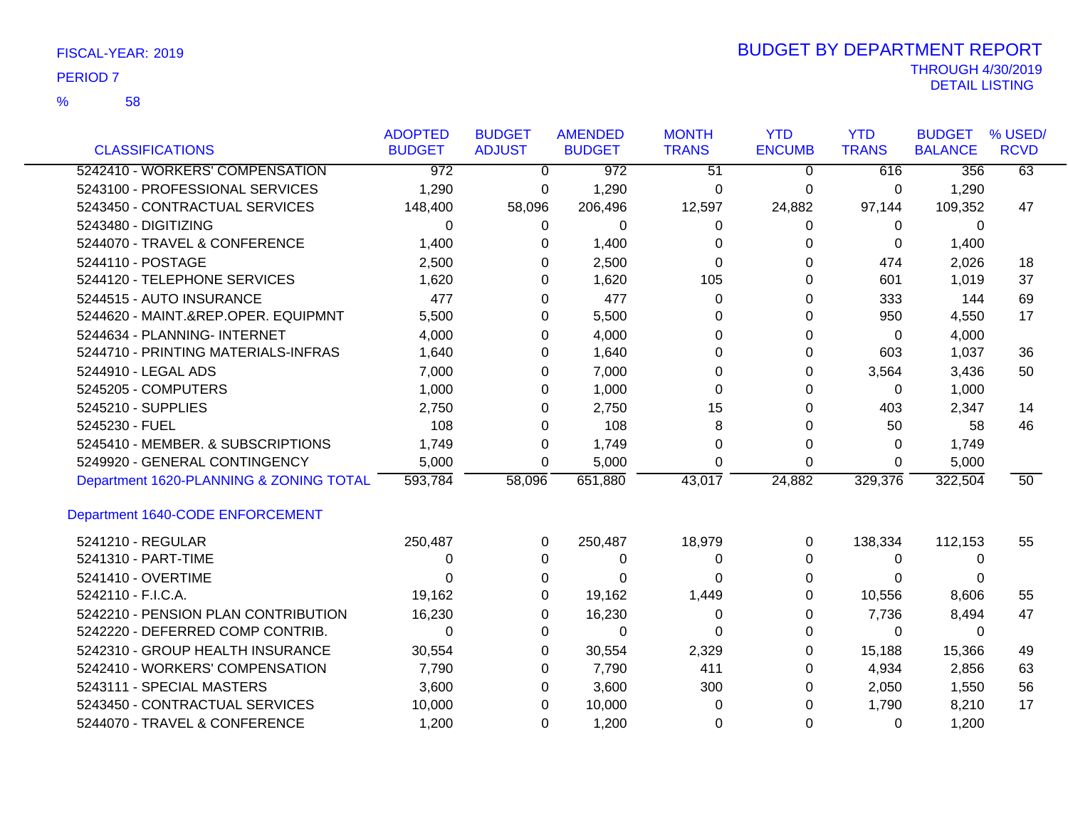FISCAL-YEAR: 2019
PERIOD 7
% 58

# BUDGET BY DEPARTMENT REPORT

THROUGH 4/30/2019
DETAIL LISTING

| CLASSIFICATIONS | ADOPTED BUDGET | BUDGET ADJUST | AMENDED BUDGET | MONTH TRANS | YTD ENCUMB | YTD TRANS | BUDGET BALANCE | % USED/ RCVD |
|---|---|---|---|---|---|---|---|---|
| 5242410 - WORKERS' COMPENSATION | 972 | 0 | 972 | 51 | 0 | 616 | 356 | 63 |
| 5243100 - PROFESSIONAL SERVICES | 1,290 | 0 | 1,290 | 0 | 0 | 0 | 1,290 | |
| 5243450 - CONTRACTUAL SERVICES | 148,400 | 58,096 | 206,496 | 12,597 | 24,882 | 97,144 | 109,352 | 47 |
| 5243480 - DIGITIZING | 0 | 0 | 0 | 0 | 0 | 0 | 0 | |
| 5244070 - TRAVEL & CONFERENCE | 1,400 | 0 | 1,400 | 0 | 0 | 0 | 1,400 | |
| 5244110 - POSTAGE | 2,500 | 0 | 2,500 | 0 | 0 | 474 | 2,026 | 18 |
| 5244120 - TELEPHONE SERVICES | 1,620 | 0 | 1,620 | 105 | 0 | 601 | 1,019 | 37 |
| 5244515 - AUTO INSURANCE | 477 | 0 | 477 | 0 | 0 | 333 | 144 | 69 |
| 5244620 - MAINT.&REP.OPER. EQUIPMNT | 5,500 | 0 | 5,500 | 0 | 0 | 950 | 4,550 | 17 |
| 5244634 - PLANNING- INTERNET | 4,000 | 0 | 4,000 | 0 | 0 | 0 | 4,000 | |
| 5244710 - PRINTING MATERIALS-INFRAS | 1,640 | 0 | 1,640 | 0 | 0 | 603 | 1,037 | 36 |
| 5244910 - LEGAL ADS | 7,000 | 0 | 7,000 | 0 | 0 | 3,564 | 3,436 | 50 |
| 5245205 - COMPUTERS | 1,000 | 0 | 1,000 | 0 | 0 | 0 | 1,000 | |
| 5245210 - SUPPLIES | 2,750 | 0 | 2,750 | 15 | 0 | 403 | 2,347 | 14 |
| 5245230 - FUEL | 108 | 0 | 108 | 8 | 0 | 50 | 58 | 46 |
| 5245410 - MEMBER. & SUBSCRIPTIONS | 1,749 | 0 | 1,749 | 0 | 0 | 0 | 1,749 | |
| 5249920 - GENERAL CONTINGENCY | 5,000 | 0 | 5,000 | 0 | 0 | 0 | 5,000 | |
| Department 1620-PLANNING & ZONING TOTAL | 593,784 | 58,096 | 651,880 | 43,017 | 24,882 | 329,376 | 322,504 | 50 |

## Department 1640-CODE ENFORCEMENT

| CLASSIFICATIONS | ADOPTED BUDGET | BUDGET ADJUST | AMENDED BUDGET | MONTH TRANS | YTD ENCUMB | YTD TRANS | BUDGET BALANCE | % USED/ RCVD |
|---|---|---|---|---|---|---|---|---|
| 5241210 - REGULAR | 250,487 | 0 | 250,487 | 18,979 | 0 | 138,334 | 112,153 | 55 |
| 5241310 - PART-TIME | 0 | 0 | 0 | 0 | 0 | 0 | 0 | |
| 5241410 - OVERTIME | 0 | 0 | 0 | 0 | 0 | 0 | 0 | |
| 5242110 - F.I.C.A. | 19,162 | 0 | 19,162 | 1,449 | 0 | 10,556 | 8,606 | 55 |
| 5242210 - PENSION PLAN CONTRIBUTION | 16,230 | 0 | 16,230 | 0 | 0 | 7,736 | 8,494 | 47 |
| 5242220 - DEFERRED COMP CONTRIB. | 0 | 0 | 0 | 0 | 0 | 0 | 0 | |
| 5242310 - GROUP HEALTH INSURANCE | 30,554 | 0 | 30,554 | 2,329 | 0 | 15,188 | 15,366 | 49 |
| 5242410 - WORKERS' COMPENSATION | 7,790 | 0 | 7,790 | 411 | 0 | 4,934 | 2,856 | 63 |
| 5243111 - SPECIAL MASTERS | 3,600 | 0 | 3,600 | 300 | 0 | 2,050 | 1,550 | 56 |
| 5243450 - CONTRACTUAL SERVICES | 10,000 | 0 | 10,000 | 0 | 0 | 1,790 | 8,210 | 17 |
| 5244070 - TRAVEL & CONFERENCE | 1,200 | 0 | 1,200 | 0 | 0 | 0 | 1,200 | |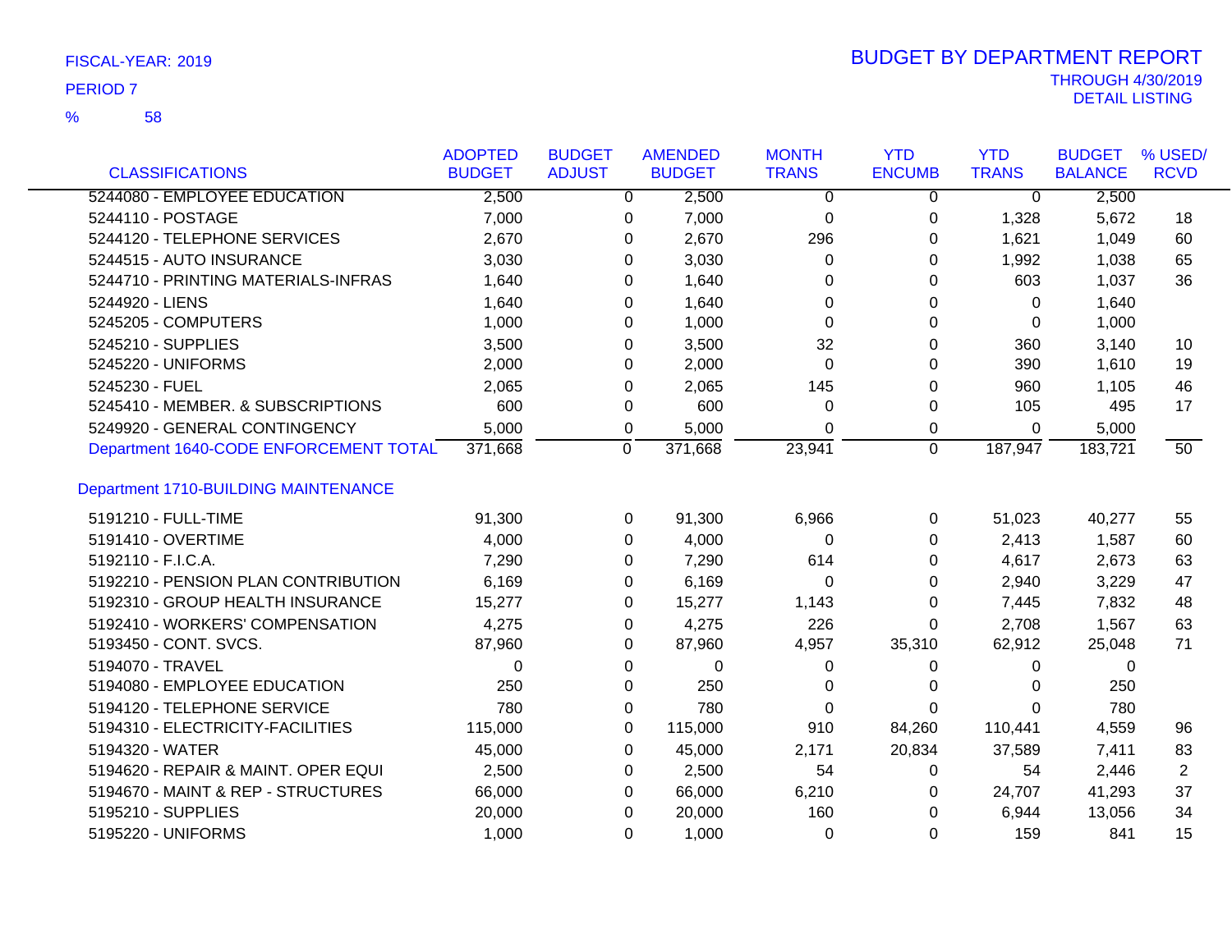FISCAL-YEAR: 2019

PERIOD 7

% 58

# BUDGET BY DEPARTMENT REPORT

THROUGH 4/30/2019

DETAIL LISTING

| CLASSIFICATIONS | ADOPTED BUDGET | BUDGET ADJUST | AMENDED BUDGET | MONTH TRANS | YTD ENCUMB | YTD TRANS | BUDGET BALANCE | % USED/ RCVD |
|---|---|---|---|---|---|---|---|---|
| 5244080 - EMPLOYEE EDUCATION | 2,500 | 0 | 2,500 | 0 | 0 | 0 | 2,500 | |
| 5244110 - POSTAGE | 7,000 | 0 | 7,000 | 0 | 0 | 1,328 | 5,672 | 18 |
| 5244120 - TELEPHONE SERVICES | 2,670 | 0 | 2,670 | 296 | 0 | 1,621 | 1,049 | 60 |
| 5244515 - AUTO INSURANCE | 3,030 | 0 | 3,030 | 0 | 0 | 1,992 | 1,038 | 65 |
| 5244710 - PRINTING MATERIALS-INFRAS | 1,640 | 0 | 1,640 | 0 | 0 | 603 | 1,037 | 36 |
| 5244920 - LIENS | 1,640 | 0 | 1,640 | 0 | 0 | 0 | 1,640 | |
| 5245205 - COMPUTERS | 1,000 | 0 | 1,000 | 0 | 0 | 0 | 1,000 | |
| 5245210 - SUPPLIES | 3,500 | 0 | 3,500 | 32 | 0 | 360 | 3,140 | 10 |
| 5245220 - UNIFORMS | 2,000 | 0 | 2,000 | 0 | 0 | 390 | 1,610 | 19 |
| 5245230 - FUEL | 2,065 | 0 | 2,065 | 145 | 0 | 960 | 1,105 | 46 |
| 5245410 - MEMBER. & SUBSCRIPTIONS | 600 | 0 | 600 | 0 | 0 | 105 | 495 | 17 |
| 5249920 - GENERAL CONTINGENCY | 5,000 | 0 | 5,000 | 0 | 0 | 0 | 5,000 | |
| Department 1640-CODE ENFORCEMENT TOTAL | 371,668 | 0 | 371,668 | 23,941 | 0 | 187,947 | 183,721 | 50 |
| **Department 1710-BUILDING MAINTENANCE** | | | | | | | | |
| 5191210 - FULL-TIME | 91,300 | 0 | 91,300 | 6,966 | 0 | 51,023 | 40,277 | 55 |
| 5191410 - OVERTIME | 4,000 | 0 | 4,000 | 0 | 0 | 2,413 | 1,587 | 60 |
| 5192110 - F.I.C.A. | 7,290 | 0 | 7,290 | 614 | 0 | 4,617 | 2,673 | 63 |
| 5192210 - PENSION PLAN CONTRIBUTION | 6,169 | 0 | 6,169 | 0 | 0 | 2,940 | 3,229 | 47 |
| 5192310 - GROUP HEALTH INSURANCE | 15,277 | 0 | 15,277 | 1,143 | 0 | 7,445 | 7,832 | 48 |
| 5192410 - WORKERS' COMPENSATION | 4,275 | 0 | 4,275 | 226 | 0 | 2,708 | 1,567 | 63 |
| 5193450 - CONT. SVCS. | 87,960 | 0 | 87,960 | 4,957 | 35,310 | 62,912 | 25,048 | 71 |
| 5194070 - TRAVEL | 0 | 0 | 0 | 0 | 0 | 0 | 0 | |
| 5194080 - EMPLOYEE EDUCATION | 250 | 0 | 250 | 0 | 0 | 0 | 250 | |
| 5194120 - TELEPHONE SERVICE | 780 | 0 | 780 | 0 | 0 | 0 | 780 | |
| 5194310 - ELECTRICITY-FACILITIES | 115,000 | 0 | 115,000 | 910 | 84,260 | 110,441 | 4,559 | 96 |
| 5194320 - WATER | 45,000 | 0 | 45,000 | 2,171 | 20,834 | 37,589 | 7,411 | 83 |
| 5194620 - REPAIR & MAINT. OPER EQUI | 2,500 | 0 | 2,500 | 54 | 0 | 54 | 2,446 | 2 |
| 5194670 - MAINT & REP - STRUCTURES | 66,000 | 0 | 66,000 | 6,210 | 0 | 24,707 | 41,293 | 37 |
| 5195210 - SUPPLIES | 20,000 | 0 | 20,000 | 160 | 0 | 6,944 | 13,056 | 34 |
| 5195220 - UNIFORMS | 1,000 | 0 | 1,000 | 0 | 0 | 159 | 841 | 15 |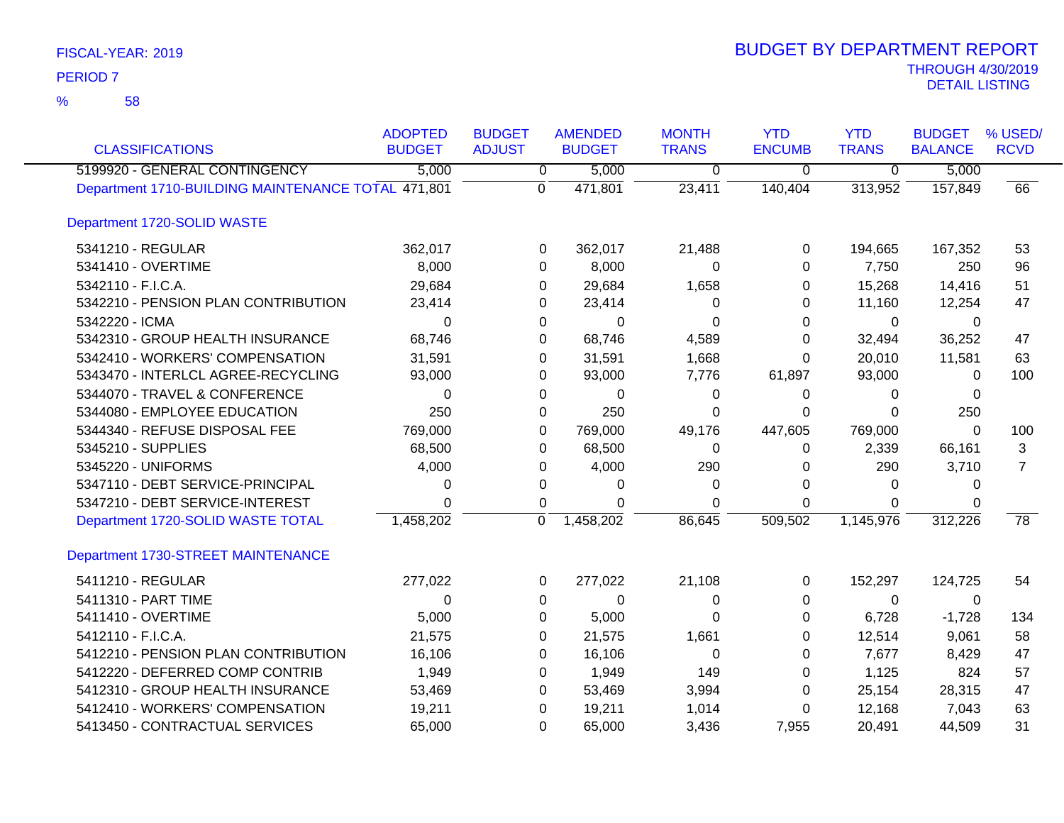FISCAL-YEAR: 2019

PERIOD 7

% 58

# BUDGET BY DEPARTMENT REPORT

THROUGH 4/30/2019

DETAIL LISTING

| CLASSIFICATIONS | ADOPTED BUDGET | BUDGET ADJUST | AMENDED BUDGET | MONTH TRANS | YTD ENCUMB | YTD TRANS | BUDGET BALANCE | % USED/ RCVD |
|---|---|---|---|---|---|---|---|---|
| 5199920 - GENERAL CONTINGENCY | 5,000 | 0 | 5,000 | 0 | 0 | 0 | 5,000 | |
| Department 1710-BUILDING MAINTENANCE TOTAL | 471,801 | 0 | 471,801 | 23,411 | 140,404 | 313,952 | 157,849 | 66 |
| **Department 1720-SOLID WASTE** | | | | | | | | |
| 5341210 - REGULAR | 362,017 | 0 | 362,017 | 21,488 | 0 | 194,665 | 167,352 | 53 |
| 5341410 - OVERTIME | 8,000 | 0 | 8,000 | 0 | 0 | 7,750 | 250 | 96 |
| 5342110 - F.I.C.A. | 29,684 | 0 | 29,684 | 1,658 | 0 | 15,268 | 14,416 | 51 |
| 5342210 - PENSION PLAN CONTRIBUTION | 23,414 | 0 | 23,414 | 0 | 0 | 11,160 | 12,254 | 47 |
| 5342220 - ICMA | 0 | 0 | 0 | 0 | 0 | 0 | 0 | |
| 5342310 - GROUP HEALTH INSURANCE | 68,746 | 0 | 68,746 | 4,589 | 0 | 32,494 | 36,252 | 47 |
| 5342410 - WORKERS' COMPENSATION | 31,591 | 0 | 31,591 | 1,668 | 0 | 20,010 | 11,581 | 63 |
| 5343470 - INTERLCL AGREE-RECYCLING | 93,000 | 0 | 93,000 | 7,776 | 61,897 | 93,000 | 0 | 100 |
| 5344070 - TRAVEL & CONFERENCE | 0 | 0 | 0 | 0 | 0 | 0 | 0 | |
| 5344080 - EMPLOYEE EDUCATION | 250 | 0 | 250 | 0 | 0 | 0 | 250 | |
| 5344340 - REFUSE DISPOSAL FEE | 769,000 | 0 | 769,000 | 49,176 | 447,605 | 769,000 | 0 | 100 |
| 5345210 - SUPPLIES | 68,500 | 0 | 68,500 | 0 | 0 | 2,339 | 66,161 | 3 |
| 5345220 - UNIFORMS | 4,000 | 0 | 4,000 | 290 | 0 | 290 | 3,710 | 7 |
| 5347110 - DEBT SERVICE-PRINCIPAL | 0 | 0 | 0 | 0 | 0 | 0 | 0 | |
| 5347210 - DEBT SERVICE-INTEREST | 0 | 0 | 0 | 0 | 0 | 0 | 0 | |
| Department 1720-SOLID WASTE TOTAL | 1,458,202 | 0 | 1,458,202 | 86,645 | 509,502 | 1,145,976 | 312,226 | 78 |
| **Department 1730-STREET MAINTENANCE** | | | | | | | | |
| 5411210 - REGULAR | 277,022 | 0 | 277,022 | 21,108 | 0 | 152,297 | 124,725 | 54 |
| 5411310 - PART TIME | 0 | 0 | 0 | 0 | 0 | 0 | 0 | |
| 5411410 - OVERTIME | 5,000 | 0 | 5,000 | 0 | 0 | 6,728 | -1,728 | 134 |
| 5412110 - F.I.C.A. | 21,575 | 0 | 21,575 | 1,661 | 0 | 12,514 | 9,061 | 58 |
| 5412210 - PENSION PLAN CONTRIBUTION | 16,106 | 0 | 16,106 | 0 | 0 | 7,677 | 8,429 | 47 |
| 5412220 - DEFERRED COMP CONTRIB | 1,949 | 0 | 1,949 | 149 | 0 | 1,125 | 824 | 57 |
| 5412310 - GROUP HEALTH INSURANCE | 53,469 | 0 | 53,469 | 3,994 | 0 | 25,154 | 28,315 | 47 |
| 5412410 - WORKERS' COMPENSATION | 19,211 | 0 | 19,211 | 1,014 | 0 | 12,168 | 7,043 | 63 |
| 5413450 - CONTRACTUAL SERVICES | 65,000 | 0 | 65,000 | 3,436 | 7,955 | 20,491 | 44,509 | 31 |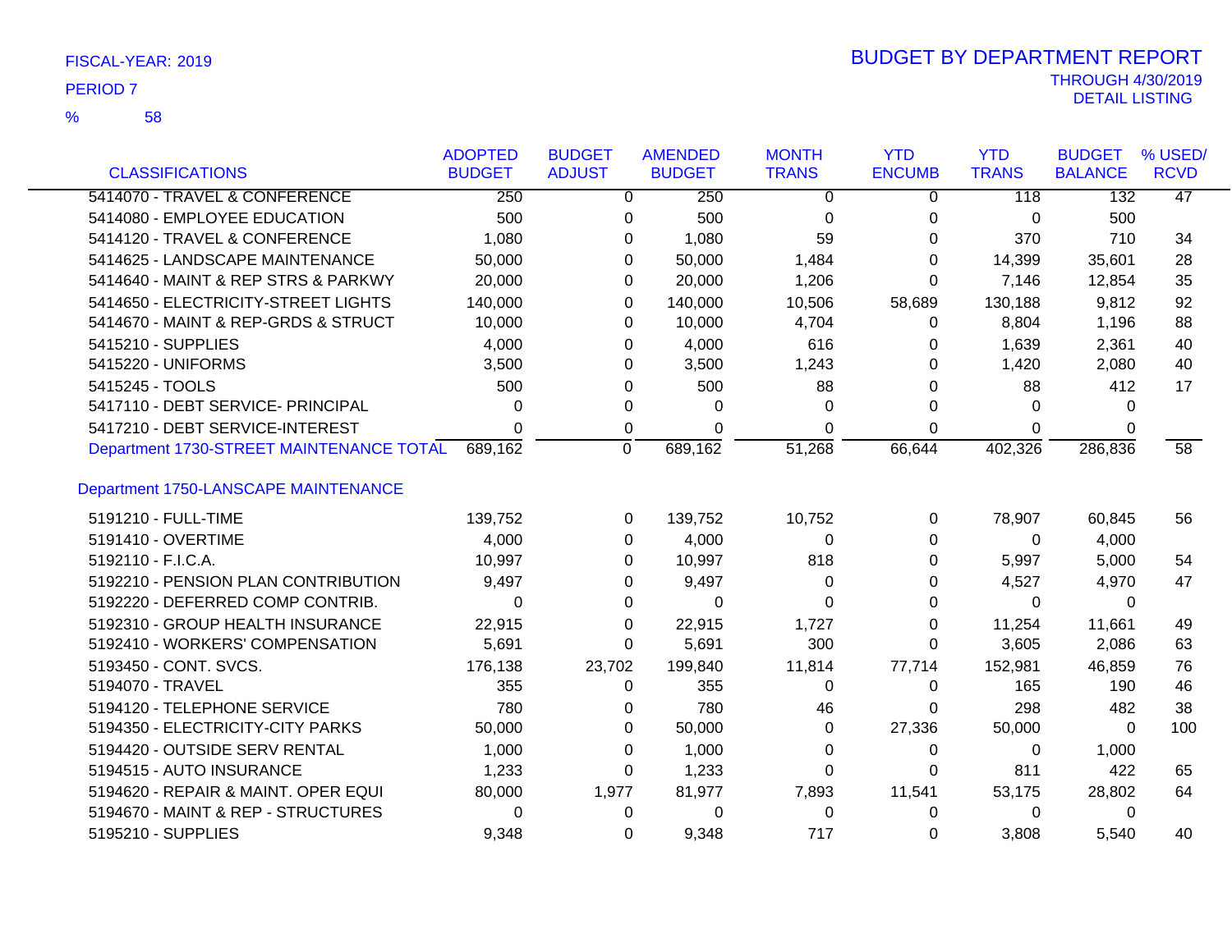FISCAL-YEAR: 2019

PERIOD 7

% 58

# BUDGET BY DEPARTMENT REPORT

THROUGH 4/30/2019

DETAIL LISTING

| CLASSIFICATIONS | ADOPTED BUDGET | BUDGET ADJUST | AMENDED BUDGET | MONTH TRANS | YTD ENCUMB | YTD TRANS | BUDGET BALANCE | % USED/ RCVD |
|---|---|---|---|---|---|---|---|---|
| 5414070 - TRAVEL & CONFERENCE | 250 | 0 | 250 | 0 | 0 | 118 | 132 | 47 |
| 5414080 - EMPLOYEE EDUCATION | 500 | 0 | 500 | 0 | 0 | 0 | 500 | |
| 5414120 - TRAVEL & CONFERENCE | 1,080 | 0 | 1,080 | 59 | 0 | 370 | 710 | 34 |
| 5414625 - LANDSCAPE MAINTENANCE | 50,000 | 0 | 50,000 | 1,484 | 0 | 14,399 | 35,601 | 28 |
| 5414640 - MAINT & REP STRS & PARKWY | 20,000 | 0 | 20,000 | 1,206 | 0 | 7,146 | 12,854 | 35 |
| 5414650 - ELECTRICITY-STREET LIGHTS | 140,000 | 0 | 140,000 | 10,506 | 58,689 | 130,188 | 9,812 | 92 |
| 5414670 - MAINT & REP-GRDS & STRUCT | 10,000 | 0 | 10,000 | 4,704 | 0 | 8,804 | 1,196 | 88 |
| 5415210 - SUPPLIES | 4,000 | 0 | 4,000 | 616 | 0 | 1,639 | 2,361 | 40 |
| 5415220 - UNIFORMS | 3,500 | 0 | 3,500 | 1,243 | 0 | 1,420 | 2,080 | 40 |
| 5415245 - TOOLS | 500 | 0 | 500 | 88 | 0 | 88 | 412 | 17 |
| 5417110 - DEBT SERVICE- PRINCIPAL | 0 | 0 | 0 | 0 | 0 | 0 | 0 | |
| 5417210 - DEBT SERVICE-INTEREST | 0 | 0 | 0 | 0 | 0 | 0 | 0 | |
| Department 1730-STREET MAINTENANCE TOTAL | 689,162 | 0 | 689,162 | 51,268 | 66,644 | 402,326 | 286,836 | 58 |
| **Department 1750-LANSCAPE MAINTENANCE** | | | | | | | | |
| 5191210 - FULL-TIME | 139,752 | 0 | 139,752 | 10,752 | 0 | 78,907 | 60,845 | 56 |
| 5191410 - OVERTIME | 4,000 | 0 | 4,000 | 0 | 0 | 0 | 4,000 | |
| 5192110 - F.I.C.A. | 10,997 | 0 | 10,997 | 818 | 0 | 5,997 | 5,000 | 54 |
| 5192210 - PENSION PLAN CONTRIBUTION | 9,497 | 0 | 9,497 | 0 | 0 | 4,527 | 4,970 | 47 |
| 5192220 - DEFERRED COMP CONTRIB. | 0 | 0 | 0 | 0 | 0 | 0 | 0 | |
| 5192310 - GROUP HEALTH INSURANCE | 22,915 | 0 | 22,915 | 1,727 | 0 | 11,254 | 11,661 | 49 |
| 5192410 - WORKERS' COMPENSATION | 5,691 | 0 | 5,691 | 300 | 0 | 3,605 | 2,086 | 63 |
| 5193450 - CONT. SVCS. | 176,138 | 23,702 | 199,840 | 11,814 | 77,714 | 152,981 | 46,859 | 76 |
| 5194070 - TRAVEL | 355 | 0 | 355 | 0 | 0 | 165 | 190 | 46 |
| 5194120 - TELEPHONE SERVICE | 780 | 0 | 780 | 46 | 0 | 298 | 482 | 38 |
| 5194350 - ELECTRICITY-CITY PARKS | 50,000 | 0 | 50,000 | 0 | 27,336 | 50,000 | 0 | 100 |
| 5194420 - OUTSIDE SERV RENTAL | 1,000 | 0 | 1,000 | 0 | 0 | 0 | 1,000 | |
| 5194515 - AUTO INSURANCE | 1,233 | 0 | 1,233 | 0 | 0 | 811 | 422 | 65 |
| 5194620 - REPAIR & MAINT. OPER EQUI | 80,000 | 1,977 | 81,977 | 7,893 | 11,541 | 53,175 | 28,802 | 64 |
| 5194670 - MAINT & REP - STRUCTURES | 0 | 0 | 0 | 0 | 0 | 0 | 0 | |
| 5195210 - SUPPLIES | 9,348 | 0 | 9,348 | 717 | 0 | 3,808 | 5,540 | 40 |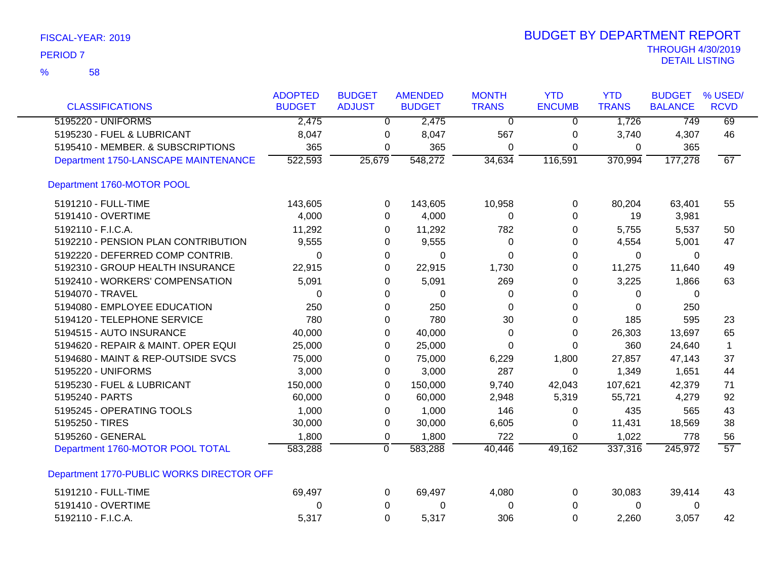FISCAL-YEAR: 2019
PERIOD 7
% 58

# BUDGET BY DEPARTMENT REPORT
THROUGH 4/30/2019
DETAIL LISTING

| CLASSIFICATIONS | ADOPTED BUDGET | BUDGET ADJUST | AMENDED BUDGET | MONTH TRANS | YTD ENCUMB | YTD TRANS | BUDGET BALANCE | % USED/ RCVD |
|---|---|---|---|---|---|---|---|---|
| 5195220 - UNIFORMS | 2,475 | 0 | 2,475 | 0 | 0 | 1,726 | 749 | 69 |
| 5195230 - FUEL & LUBRICANT | 8,047 | 0 | 8,047 | 567 | 0 | 3,740 | 4,307 | 46 |
| 5195410 - MEMBER. & SUBSCRIPTIONS | 365 | 0 | 365 | 0 | 0 | 0 | 365 | |
| Department 1750-LANSCAPE MAINTENANCE | 522,593 | 25,679 | 548,272 | 34,634 | 116,591 | 370,994 | 177,278 | 67 |
| **Department 1760-MOTOR POOL** | | | | | | | | |
| 5191210 - FULL-TIME | 143,605 | 0 | 143,605 | 10,958 | 0 | 80,204 | 63,401 | 55 |
| 5191410 - OVERTIME | 4,000 | 0 | 4,000 | 0 | 0 | 19 | 3,981 | |
| 5192110 - F.I.C.A. | 11,292 | 0 | 11,292 | 782 | 0 | 5,755 | 5,537 | 50 |
| 5192210 - PENSION PLAN CONTRIBUTION | 9,555 | 0 | 9,555 | 0 | 0 | 4,554 | 5,001 | 47 |
| 5192220 - DEFERRED COMP CONTRIB. | 0 | 0 | 0 | 0 | 0 | 0 | 0 | |
| 5192310 - GROUP HEALTH INSURANCE | 22,915 | 0 | 22,915 | 1,730 | 0 | 11,275 | 11,640 | 49 |
| 5192410 - WORKERS' COMPENSATION | 5,091 | 0 | 5,091 | 269 | 0 | 3,225 | 1,866 | 63 |
| 5194070 - TRAVEL | 0 | 0 | 0 | 0 | 0 | 0 | 0 | |
| 5194080 - EMPLOYEE EDUCATION | 250 | 0 | 250 | 0 | 0 | 0 | 250 | |
| 5194120 - TELEPHONE SERVICE | 780 | 0 | 780 | 30 | 0 | 185 | 595 | 23 |
| 5194515 - AUTO INSURANCE | 40,000 | 0 | 40,000 | 0 | 0 | 26,303 | 13,697 | 65 |
| 5194620 - REPAIR & MAINT. OPER EQUI | 25,000 | 0 | 25,000 | 0 | 0 | 360 | 24,640 | 1 |
| 5194680 - MAINT & REP-OUTSIDE SVCS | 75,000 | 0 | 75,000 | 6,229 | 1,800 | 27,857 | 47,143 | 37 |
| 5195220 - UNIFORMS | 3,000 | 0 | 3,000 | 287 | 0 | 1,349 | 1,651 | 44 |
| 5195230 - FUEL & LUBRICANT | 150,000 | 0 | 150,000 | 9,740 | 42,043 | 107,621 | 42,379 | 71 |
| 5195240 - PARTS | 60,000 | 0 | 60,000 | 2,948 | 5,319 | 55,721 | 4,279 | 92 |
| 5195245 - OPERATING TOOLS | 1,000 | 0 | 1,000 | 146 | 0 | 435 | 565 | 43 |
| 5195250 - TIRES | 30,000 | 0 | 30,000 | 6,605 | 0 | 11,431 | 18,569 | 38 |
| 5195260 - GENERAL | 1,800 | 0 | 1,800 | 722 | 0 | 1,022 | 778 | 56 |
| Department 1760-MOTOR POOL TOTAL | 583,288 | 0 | 583,288 | 40,446 | 49,162 | 337,316 | 245,972 | 57 |
| **Department 1770-PUBLIC WORKS DIRECTOR OFF** | | | | | | | | |
| 5191210 - FULL-TIME | 69,497 | 0 | 69,497 | 4,080 | 0 | 30,083 | 39,414 | 43 |
| 5191410 - OVERTIME | 0 | 0 | 0 | 0 | 0 | 0 | 0 | |
| 5192110 - F.I.C.A. | 5,317 | 0 | 5,317 | 306 | 0 | 2,260 | 3,057 | 42 |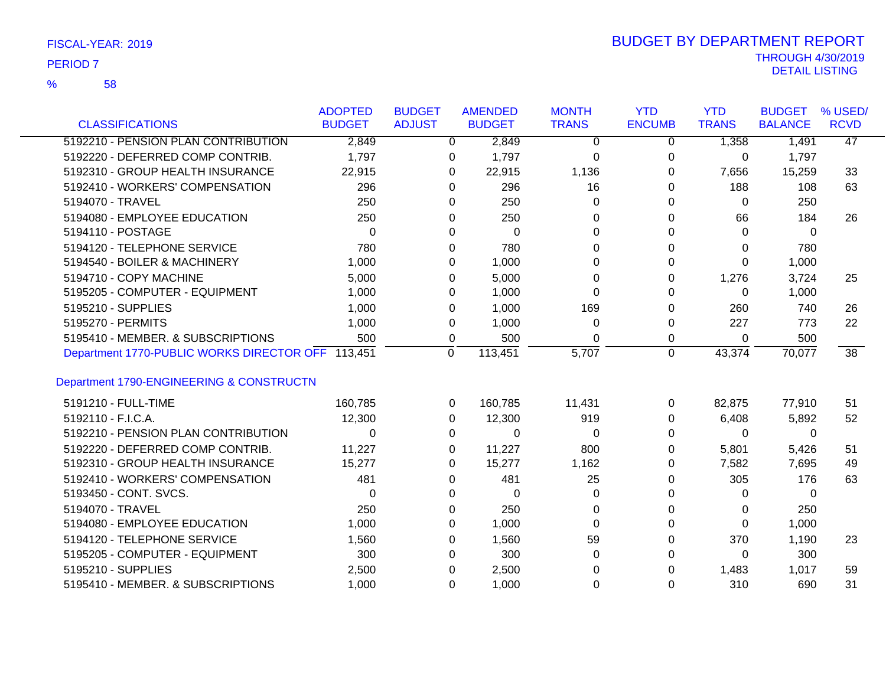FISCAL-YEAR: 2019

PERIOD 7

% 58

# BUDGET BY DEPARTMENT REPORT

THROUGH 4/30/2019

DETAIL LISTING

| CLASSIFICATIONS | ADOPTED BUDGET | BUDGET ADJUST | AMENDED BUDGET | MONTH TRANS | YTD ENCUMB | YTD TRANS | BUDGET BALANCE | % USED/ RCVD |
|---|---|---|---|---|---|---|---|---|
| 5192210 - PENSION PLAN CONTRIBUTION | 2,849 | 0 | 2,849 | 0 | 0 | 1,358 | 1,491 | 47 |
| 5192220 - DEFERRED COMP CONTRIB. | 1,797 | 0 | 1,797 | 0 | 0 | 0 | 1,797 | |
| 5192310 - GROUP HEALTH INSURANCE | 22,915 | 0 | 22,915 | 1,136 | 0 | 7,656 | 15,259 | 33 |
| 5192410 - WORKERS' COMPENSATION | 296 | 0 | 296 | 16 | 0 | 188 | 108 | 63 |
| 5194070 - TRAVEL | 250 | 0 | 250 | 0 | 0 | 0 | 250 | |
| 5194080 - EMPLOYEE EDUCATION | 250 | 0 | 250 | 0 | 0 | 66 | 184 | 26 |
| 5194110 - POSTAGE | 0 | 0 | 0 | 0 | 0 | 0 | 0 | |
| 5194120 - TELEPHONE SERVICE | 780 | 0 | 780 | 0 | 0 | 0 | 780 | |
| 5194540 - BOILER & MACHINERY | 1,000 | 0 | 1,000 | 0 | 0 | 0 | 1,000 | |
| 5194710 - COPY MACHINE | 5,000 | 0 | 5,000 | 0 | 0 | 1,276 | 3,724 | 25 |
| 5195205 - COMPUTER - EQUIPMENT | 1,000 | 0 | 1,000 | 0 | 0 | 0 | 1,000 | |
| 5195210 - SUPPLIES | 1,000 | 0 | 1,000 | 169 | 0 | 260 | 740 | 26 |
| 5195270 - PERMITS | 1,000 | 0 | 1,000 | 0 | 0 | 227 | 773 | 22 |
| 5195410 - MEMBER. & SUBSCRIPTIONS | 500 | 0 | 500 | 0 | 0 | 0 | 500 | |
| Department 1770-PUBLIC WORKS DIRECTOR OFF | 113,451 | 0 | 113,451 | 5,707 | 0 | 43,374 | 70,077 | 38 |
| **Department 1790-ENGINEERING & CONSTRUCTN** | | | | | | | | |
| 5191210 - FULL-TIME | 160,785 | 0 | 160,785 | 11,431 | 0 | 82,875 | 77,910 | 51 |
| 5192110 - F.I.C.A. | 12,300 | 0 | 12,300 | 919 | 0 | 6,408 | 5,892 | 52 |
| 5192210 - PENSION PLAN CONTRIBUTION | 0 | 0 | 0 | 0 | 0 | 0 | 0 | |
| 5192220 - DEFERRED COMP CONTRIB. | 11,227 | 0 | 11,227 | 800 | 0 | 5,801 | 5,426 | 51 |
| 5192310 - GROUP HEALTH INSURANCE | 15,277 | 0 | 15,277 | 1,162 | 0 | 7,582 | 7,695 | 49 |
| 5192410 - WORKERS' COMPENSATION | 481 | 0 | 481 | 25 | 0 | 305 | 176 | 63 |
| 5193450 - CONT. SVCS. | 0 | 0 | 0 | 0 | 0 | 0 | 0 | |
| 5194070 - TRAVEL | 250 | 0 | 250 | 0 | 0 | 0 | 250 | |
| 5194080 - EMPLOYEE EDUCATION | 1,000 | 0 | 1,000 | 0 | 0 | 0 | 1,000 | |
| 5194120 - TELEPHONE SERVICE | 1,560 | 0 | 1,560 | 59 | 0 | 370 | 1,190 | 23 |
| 5195205 - COMPUTER - EQUIPMENT | 300 | 0 | 300 | 0 | 0 | 0 | 300 | |
| 5195210 - SUPPLIES | 2,500 | 0 | 2,500 | 0 | 0 | 1,483 | 1,017 | 59 |
| 5195410 - MEMBER. & SUBSCRIPTIONS | 1,000 | 0 | 1,000 | 0 | 0 | 310 | 690 | 31 |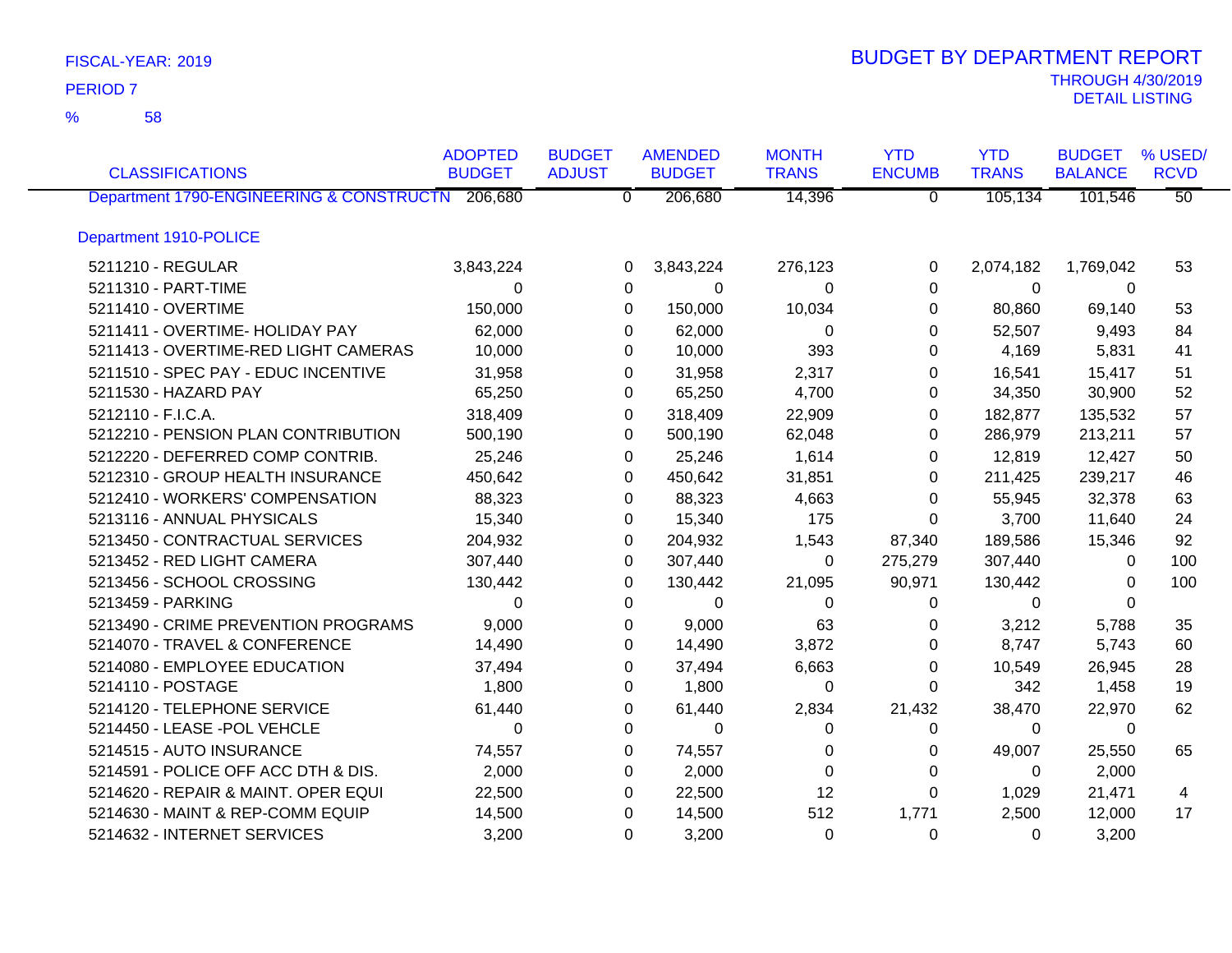FISCAL-YEAR: 2019

PERIOD 7

% 58

# BUDGET BY DEPARTMENT REPORT

THROUGH 4/30/2019

DETAIL LISTING

| CLASSIFICATIONS | ADOPTED BUDGET | BUDGET ADJUST | AMENDED BUDGET | MONTH TRANS | YTD ENCUMB | YTD TRANS | BUDGET BALANCE | % USED/ RCVD |
|---|---|---|---|---|---|---|---|---|
| Department 1790-ENGINEERING & CONSTRUCTN | 206,680 | 0 | 206,680 | 14,396 | 0 | 105,134 | 101,546 | 50 |
| Department 1910-POLICE | | | | | | | | |
| 5211210 - REGULAR | 3,843,224 | 0 | 3,843,224 | 276,123 | 0 | 2,074,182 | 1,769,042 | 53 |
| 5211310 - PART-TIME | 0 | 0 | 0 | 0 | 0 | 0 | 0 | |
| 5211410 - OVERTIME | 150,000 | 0 | 150,000 | 10,034 | 0 | 80,860 | 69,140 | 53 |
| 5211411 - OVERTIME- HOLIDAY PAY | 62,000 | 0 | 62,000 | 0 | 0 | 52,507 | 9,493 | 84 |
| 5211413 - OVERTIME-RED LIGHT CAMERAS | 10,000 | 0 | 10,000 | 393 | 0 | 4,169 | 5,831 | 41 |
| 5211510 - SPEC PAY - EDUC INCENTIVE | 31,958 | 0 | 31,958 | 2,317 | 0 | 16,541 | 15,417 | 51 |
| 5211530 - HAZARD PAY | 65,250 | 0 | 65,250 | 4,700 | 0 | 34,350 | 30,900 | 52 |
| 5212110 - F.I.C.A. | 318,409 | 0 | 318,409 | 22,909 | 0 | 182,877 | 135,532 | 57 |
| 5212210 - PENSION PLAN CONTRIBUTION | 500,190 | 0 | 500,190 | 62,048 | 0 | 286,979 | 213,211 | 57 |
| 5212220 - DEFERRED COMP CONTRIB. | 25,246 | 0 | 25,246 | 1,614 | 0 | 12,819 | 12,427 | 50 |
| 5212310 - GROUP HEALTH INSURANCE | 450,642 | 0 | 450,642 | 31,851 | 0 | 211,425 | 239,217 | 46 |
| 5212410 - WORKERS' COMPENSATION | 88,323 | 0 | 88,323 | 4,663 | 0 | 55,945 | 32,378 | 63 |
| 5213116 - ANNUAL PHYSICALS | 15,340 | 0 | 15,340 | 175 | 0 | 3,700 | 11,640 | 24 |
| 5213450 - CONTRACTUAL SERVICES | 204,932 | 0 | 204,932 | 1,543 | 87,340 | 189,586 | 15,346 | 92 |
| 5213452 - RED LIGHT CAMERA | 307,440 | 0 | 307,440 | 0 | 275,279 | 307,440 | 0 | 100 |
| 5213456 - SCHOOL CROSSING | 130,442 | 0 | 130,442 | 21,095 | 90,971 | 130,442 | 0 | 100 |
| 5213459 - PARKING | 0 | 0 | 0 | 0 | 0 | 0 | 0 | |
| 5213490 - CRIME PREVENTION PROGRAMS | 9,000 | 0 | 9,000 | 63 | 0 | 3,212 | 5,788 | 35 |
| 5214070 - TRAVEL & CONFERENCE | 14,490 | 0 | 14,490 | 3,872 | 0 | 8,747 | 5,743 | 60 |
| 5214080 - EMPLOYEE EDUCATION | 37,494 | 0 | 37,494 | 6,663 | 0 | 10,549 | 26,945 | 28 |
| 5214110 - POSTAGE | 1,800 | 0 | 1,800 | 0 | 0 | 342 | 1,458 | 19 |
| 5214120 - TELEPHONE SERVICE | 61,440 | 0 | 61,440 | 2,834 | 21,432 | 38,470 | 22,970 | 62 |
| 5214450 - LEASE -POL VEHCLE | 0 | 0 | 0 | 0 | 0 | 0 | 0 | |
| 5214515 - AUTO INSURANCE | 74,557 | 0 | 74,557 | 0 | 0 | 49,007 | 25,550 | 65 |
| 5214591 - POLICE OFF ACC DTH & DIS. | 2,000 | 0 | 2,000 | 0 | 0 | 0 | 2,000 | |
| 5214620 - REPAIR & MAINT. OPER EQUI | 22,500 | 0 | 22,500 | 12 | 0 | 1,029 | 21,471 | 4 |
| 5214630 - MAINT & REP-COMM EQUIP | 14,500 | 0 | 14,500 | 512 | 1,771 | 2,500 | 12,000 | 17 |
| 5214632 - INTERNET SERVICES | 3,200 | 0 | 3,200 | 0 | 0 | 0 | 3,200 | |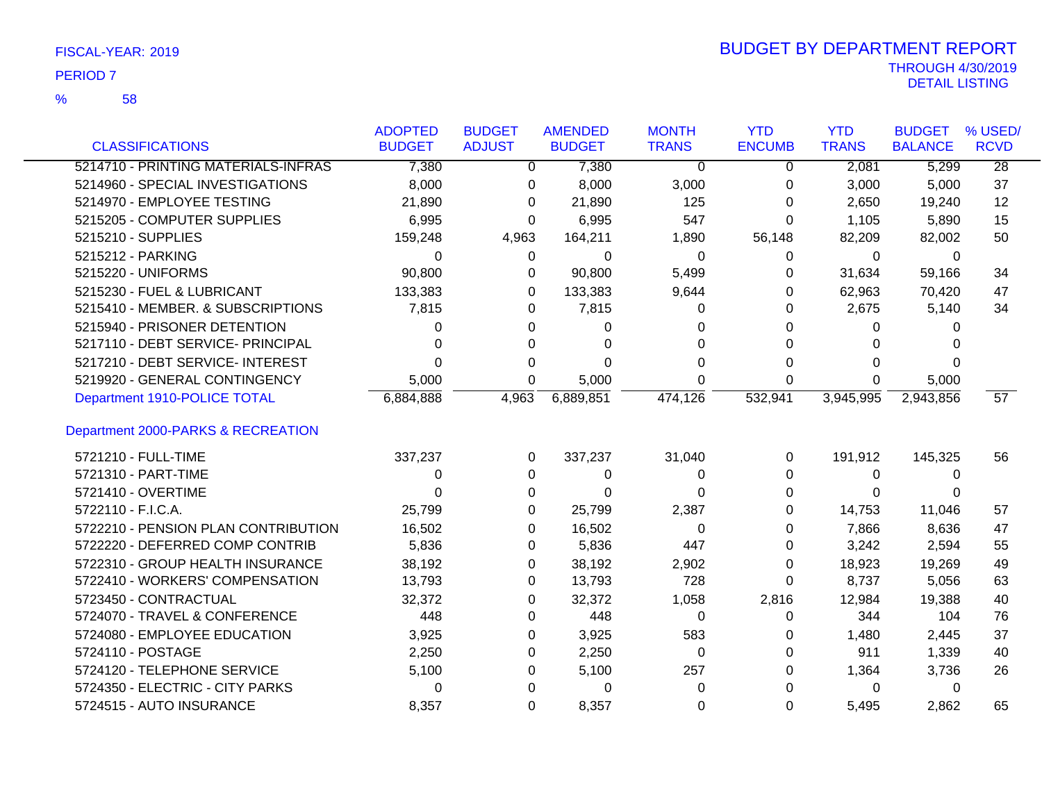FISCAL-YEAR: 2019

PERIOD 7

% 58

# BUDGET BY DEPARTMENT REPORT

THROUGH 4/30/2019
DETAIL LISTING

| CLASSIFICATIONS | ADOPTED BUDGET | BUDGET ADJUST | AMENDED BUDGET | MONTH TRANS | YTD ENCUMB | YTD TRANS | BUDGET BALANCE | % USED/ RCVD |
|---|---|---|---|---|---|---|---|---|
| 5214710 - PRINTING MATERIALS-INFRAS | 7,380 | 0 | 7,380 | 0 | 0 | 2,081 | 5,299 | 28 |
| 5214960 - SPECIAL INVESTIGATIONS | 8,000 | 0 | 8,000 | 3,000 | 0 | 3,000 | 5,000 | 37 |
| 5214970 - EMPLOYEE TESTING | 21,890 | 0 | 21,890 | 125 | 0 | 2,650 | 19,240 | 12 |
| 5215205 - COMPUTER SUPPLIES | 6,995 | 0 | 6,995 | 547 | 0 | 1,105 | 5,890 | 15 |
| 5215210 - SUPPLIES | 159,248 | 4,963 | 164,211 | 1,890 | 56,148 | 82,209 | 82,002 | 50 |
| 5215212 - PARKING | 0 | 0 | 0 | 0 | 0 | 0 | 0 | |
| 5215220 - UNIFORMS | 90,800 | 0 | 90,800 | 5,499 | 0 | 31,634 | 59,166 | 34 |
| 5215230 - FUEL & LUBRICANT | 133,383 | 0 | 133,383 | 9,644 | 0 | 62,963 | 70,420 | 47 |
| 5215410 - MEMBER. & SUBSCRIPTIONS | 7,815 | 0 | 7,815 | 0 | 0 | 2,675 | 5,140 | 34 |
| 5215940 - PRISONER DETENTION | 0 | 0 | 0 | 0 | 0 | 0 | 0 | |
| 5217110 - DEBT SERVICE- PRINCIPAL | 0 | 0 | 0 | 0 | 0 | 0 | 0 | |
| 5217210 - DEBT SERVICE- INTEREST | 0 | 0 | 0 | 0 | 0 | 0 | 0 | |
| 5219920 - GENERAL CONTINGENCY | 5,000 | 0 | 5,000 | 0 | 0 | 0 | 5,000 | |
| Department 1910-POLICE TOTAL | 6,884,888 | 4,963 | 6,889,851 | 474,126 | 532,941 | 3,945,995 | 2,943,856 | 57 |

## Department 2000-PARKS & RECREATION

| CLASSIFICATIONS | ADOPTED BUDGET | BUDGET ADJUST | AMENDED BUDGET | MONTH TRANS | YTD ENCUMB | YTD TRANS | BUDGET BALANCE | % USED/ RCVD |
|---|---|---|---|---|---|---|---|---|
| 5721210 - FULL-TIME | 337,237 | 0 | 337,237 | 31,040 | 0 | 191,912 | 145,325 | 56 |
| 5721310 - PART-TIME | 0 | 0 | 0 | 0 | 0 | 0 | 0 | |
| 5721410 - OVERTIME | 0 | 0 | 0 | 0 | 0 | 0 | 0 | |
| 5722110 - F.I.C.A. | 25,799 | 0 | 25,799 | 2,387 | 0 | 14,753 | 11,046 | 57 |
| 5722210 - PENSION PLAN CONTRIBUTION | 16,502 | 0 | 16,502 | 0 | 0 | 7,866 | 8,636 | 47 |
| 5722220 - DEFERRED COMP CONTRIB | 5,836 | 0 | 5,836 | 447 | 0 | 3,242 | 2,594 | 55 |
| 5722310 - GROUP HEALTH INSURANCE | 38,192 | 0 | 38,192 | 2,902 | 0 | 18,923 | 19,269 | 49 |
| 5722410 - WORKERS' COMPENSATION | 13,793 | 0 | 13,793 | 728 | 0 | 8,737 | 5,056 | 63 |
| 5723450 - CONTRACTUAL | 32,372 | 0 | 32,372 | 1,058 | 2,816 | 12,984 | 19,388 | 40 |
| 5724070 - TRAVEL & CONFERENCE | 448 | 0 | 448 | 0 | 0 | 344 | 104 | 76 |
| 5724080 - EMPLOYEE EDUCATION | 3,925 | 0 | 3,925 | 583 | 0 | 1,480 | 2,445 | 37 |
| 5724110 - POSTAGE | 2,250 | 0 | 2,250 | 0 | 0 | 911 | 1,339 | 40 |
| 5724120 - TELEPHONE SERVICE | 5,100 | 0 | 5,100 | 257 | 0 | 1,364 | 3,736 | 26 |
| 5724350 - ELECTRIC - CITY PARKS | 0 | 0 | 0 | 0 | 0 | 0 | 0 | |
| 5724515 - AUTO INSURANCE | 8,357 | 0 | 8,357 | 0 | 0 | 5,495 | 2,862 | 65 |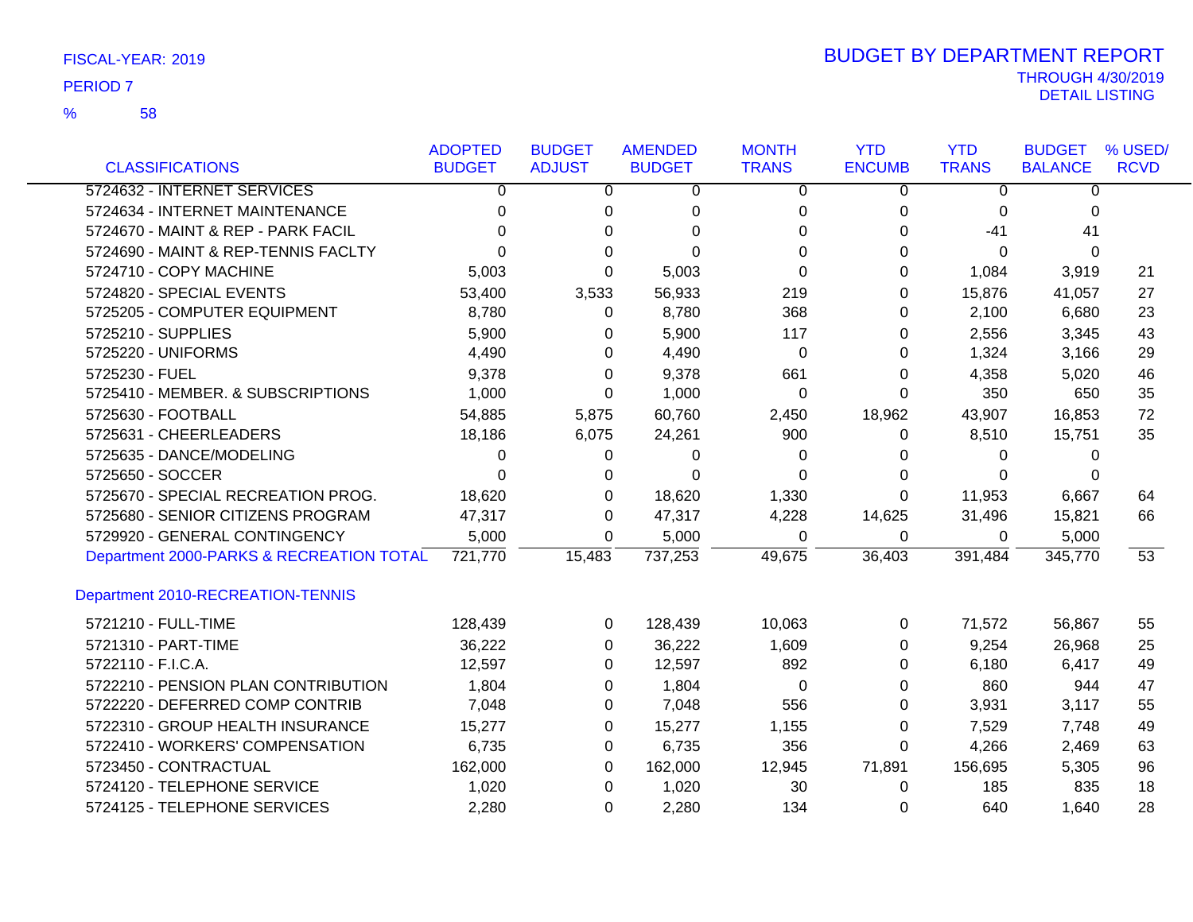FISCAL-YEAR: 2019

PERIOD 7

% 58

# BUDGET BY DEPARTMENT REPORT

THROUGH 4/30/2019

DETAIL LISTING

| CLASSIFICATIONS | ADOPTED BUDGET | BUDGET ADJUST | AMENDED BUDGET | MONTH TRANS | YTD ENCUMB | YTD TRANS | BUDGET BALANCE | % USED/ RCVD |
|---|---|---|---|---|---|---|---|---|
| 5724632 - INTERNET SERVICES | 0 | 0 | 0 | 0 | 0 | 0 | 0 | |
| 5724634 - INTERNET MAINTENANCE | 0 | 0 | 0 | 0 | 0 | 0 | 0 | |
| 5724670 - MAINT & REP - PARK FACIL | 0 | 0 | 0 | 0 | 0 | -41 | 41 | |
| 5724690 - MAINT & REP-TENNIS FACLTY | 0 | 0 | 0 | 0 | 0 | 0 | 0 | |
| 5724710 - COPY MACHINE | 5,003 | 0 | 5,003 | 0 | 0 | 1,084 | 3,919 | 21 |
| 5724820 - SPECIAL EVENTS | 53,400 | 3,533 | 56,933 | 219 | 0 | 15,876 | 41,057 | 27 |
| 5725205 - COMPUTER EQUIPMENT | 8,780 | 0 | 8,780 | 368 | 0 | 2,100 | 6,680 | 23 |
| 5725210 - SUPPLIES | 5,900 | 0 | 5,900 | 117 | 0 | 2,556 | 3,345 | 43 |
| 5725220 - UNIFORMS | 4,490 | 0 | 4,490 | 0 | 0 | 1,324 | 3,166 | 29 |
| 5725230 - FUEL | 9,378 | 0 | 9,378 | 661 | 0 | 4,358 | 5,020 | 46 |
| 5725410 - MEMBER. & SUBSCRIPTIONS | 1,000 | 0 | 1,000 | 0 | 0 | 350 | 650 | 35 |
| 5725630 - FOOTBALL | 54,885 | 5,875 | 60,760 | 2,450 | 18,962 | 43,907 | 16,853 | 72 |
| 5725631 - CHEERLEADERS | 18,186 | 6,075 | 24,261 | 900 | 0 | 8,510 | 15,751 | 35 |
| 5725635 - DANCE/MODELING | 0 | 0 | 0 | 0 | 0 | 0 | 0 | |
| 5725650 - SOCCER | 0 | 0 | 0 | 0 | 0 | 0 | 0 | |
| 5725670 - SPECIAL RECREATION PROG. | 18,620 | 0 | 18,620 | 1,330 | 0 | 11,953 | 6,667 | 64 |
| 5725680 - SENIOR CITIZENS PROGRAM | 47,317 | 0 | 47,317 | 4,228 | 14,625 | 31,496 | 15,821 | 66 |
| 5729920 - GENERAL CONTINGENCY | 5,000 | 0 | 5,000 | 0 | 0 | 0 | 5,000 | |
| Department 2000-PARKS & RECREATION TOTAL | 721,770 | 15,483 | 737,253 | 49,675 | 36,403 | 391,484 | 345,770 | 53 |

## Department 2010-RECREATION-TENNIS

| CLASSIFICATIONS | ADOPTED BUDGET | BUDGET ADJUST | AMENDED BUDGET | MONTH TRANS | YTD ENCUMB | YTD TRANS | BUDGET BALANCE | % USED/ RCVD |
|---|---|---|---|---|---|---|---|---|
| 5721210 - FULL-TIME | 128,439 | 0 | 128,439 | 10,063 | 0 | 71,572 | 56,867 | 55 |
| 5721310 - PART-TIME | 36,222 | 0 | 36,222 | 1,609 | 0 | 9,254 | 26,968 | 25 |
| 5722110 - F.I.C.A. | 12,597 | 0 | 12,597 | 892 | 0 | 6,180 | 6,417 | 49 |
| 5722210 - PENSION PLAN CONTRIBUTION | 1,804 | 0 | 1,804 | 0 | 0 | 860 | 944 | 47 |
| 5722220 - DEFERRED COMP CONTRIB | 7,048 | 0 | 7,048 | 556 | 0 | 3,931 | 3,117 | 55 |
| 5722310 - GROUP HEALTH INSURANCE | 15,277 | 0 | 15,277 | 1,155 | 0 | 7,529 | 7,748 | 49 |
| 5722410 - WORKERS' COMPENSATION | 6,735 | 0 | 6,735 | 356 | 0 | 4,266 | 2,469 | 63 |
| 5723450 - CONTRACTUAL | 162,000 | 0 | 162,000 | 12,945 | 71,891 | 156,695 | 5,305 | 96 |
| 5724120 - TELEPHONE SERVICE | 1,020 | 0 | 1,020 | 30 | 0 | 185 | 835 | 18 |
| 5724125 - TELEPHONE SERVICES | 2,280 | 0 | 2,280 | 134 | 0 | 640 | 1,640 | 28 |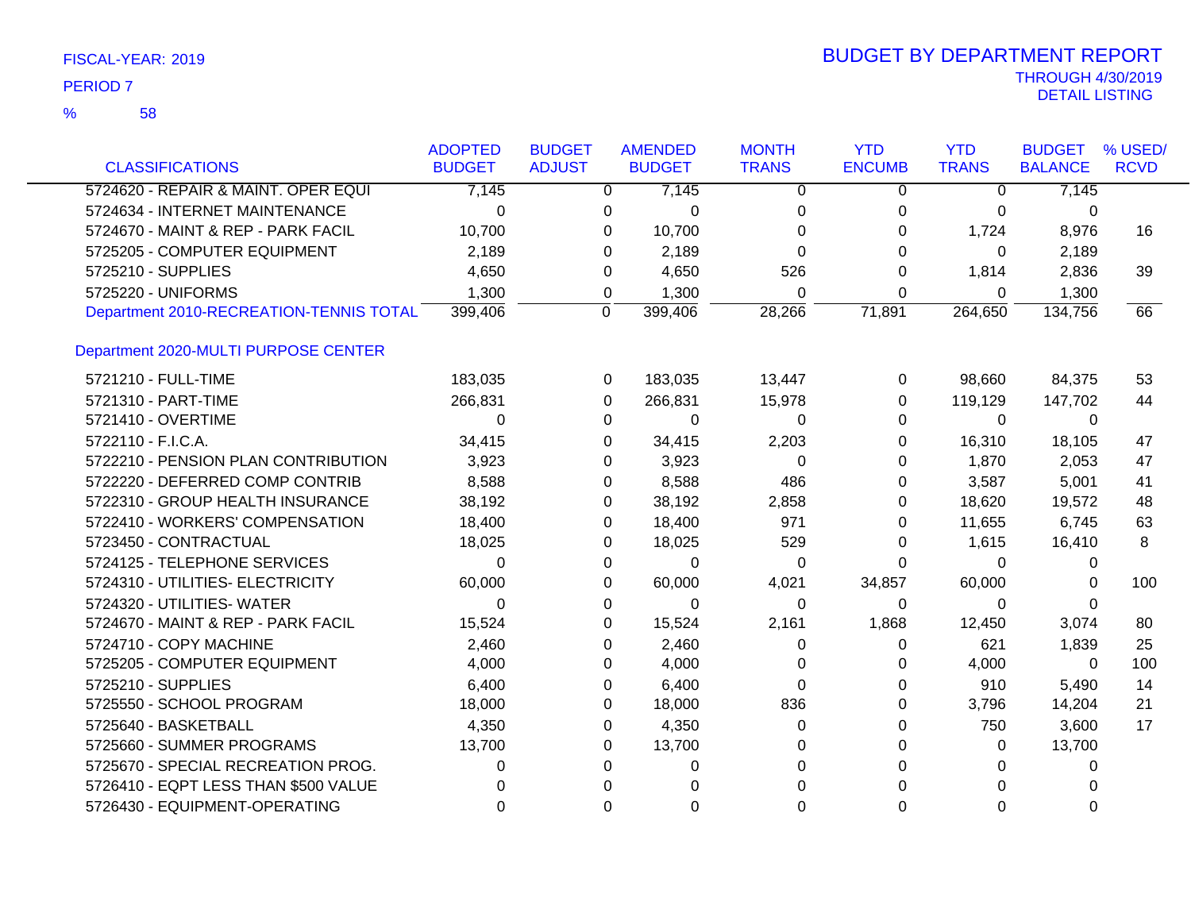FISCAL-YEAR: 2019

PERIOD 7

% 58

# BUDGET BY DEPARTMENT REPORT

THROUGH 4/30/2019

DETAIL LISTING

| CLASSIFICATIONS | ADOPTED BUDGET | BUDGET ADJUST | AMENDED BUDGET | MONTH TRANS | YTD ENCUMB | YTD TRANS | BUDGET BALANCE | % USED/ RCVD |
|---|---|---|---|---|---|---|---|---|
| 5724620 - REPAIR & MAINT. OPER EQUI | 7,145 | 0 | 7,145 | 0 | 0 | 0 | 7,145 | |
| 5724634 - INTERNET MAINTENANCE | 0 | 0 | 0 | 0 | 0 | 0 | 0 | |
| 5724670 - MAINT & REP - PARK FACIL | 10,700 | 0 | 10,700 | 0 | 0 | 1,724 | 8,976 | 16 |
| 5725205 - COMPUTER EQUIPMENT | 2,189 | 0 | 2,189 | 0 | 0 | 0 | 2,189 | |
| 5725210 - SUPPLIES | 4,650 | 0 | 4,650 | 526 | 0 | 1,814 | 2,836 | 39 |
| 5725220 - UNIFORMS | 1,300 | 0 | 1,300 | 0 | 0 | 0 | 1,300 | |
| Department 2010-RECREATION-TENNIS TOTAL | 399,406 | 0 | 399,406 | 28,266 | 71,891 | 264,650 | 134,756 | 66 |
| **Department 2020-MULTI PURPOSE CENTER** | | | | | | | | |
| 5721210 - FULL-TIME | 183,035 | 0 | 183,035 | 13,447 | 0 | 98,660 | 84,375 | 53 |
| 5721310 - PART-TIME | 266,831 | 0 | 266,831 | 15,978 | 0 | 119,129 | 147,702 | 44 |
| 5721410 - OVERTIME | 0 | 0 | 0 | 0 | 0 | 0 | 0 | |
| 5722110 - F.I.C.A. | 34,415 | 0 | 34,415 | 2,203 | 0 | 16,310 | 18,105 | 47 |
| 5722210 - PENSION PLAN CONTRIBUTION | 3,923 | 0 | 3,923 | 0 | 0 | 1,870 | 2,053 | 47 |
| 5722220 - DEFERRED COMP CONTRIB | 8,588 | 0 | 8,588 | 486 | 0 | 3,587 | 5,001 | 41 |
| 5722310 - GROUP HEALTH INSURANCE | 38,192 | 0 | 38,192 | 2,858 | 0 | 18,620 | 19,572 | 48 |
| 5722410 - WORKERS' COMPENSATION | 18,400 | 0 | 18,400 | 971 | 0 | 11,655 | 6,745 | 63 |
| 5723450 - CONTRACTUAL | 18,025 | 0 | 18,025 | 529 | 0 | 1,615 | 16,410 | 8 |
| 5724125 - TELEPHONE SERVICES | 0 | 0 | 0 | 0 | 0 | 0 | 0 | |
| 5724310 - UTILITIES- ELECTRICITY | 60,000 | 0 | 60,000 | 4,021 | 34,857 | 60,000 | 0 | 100 |
| 5724320 - UTILITIES- WATER | 0 | 0 | 0 | 0 | 0 | 0 | 0 | |
| 5724670 - MAINT & REP - PARK FACIL | 15,524 | 0 | 15,524 | 2,161 | 1,868 | 12,450 | 3,074 | 80 |
| 5724710 - COPY MACHINE | 2,460 | 0 | 2,460 | 0 | 0 | 621 | 1,839 | 25 |
| 5725205 - COMPUTER EQUIPMENT | 4,000 | 0 | 4,000 | 0 | 0 | 4,000 | 0 | 100 |
| 5725210 - SUPPLIES | 6,400 | 0 | 6,400 | 0 | 0 | 910 | 5,490 | 14 |
| 5725550 - SCHOOL PROGRAM | 18,000 | 0 | 18,000 | 836 | 0 | 3,796 | 14,204 | 21 |
| 5725640 - BASKETBALL | 4,350 | 0 | 4,350 | 0 | 0 | 750 | 3,600 | 17 |
| 5725660 - SUMMER PROGRAMS | 13,700 | 0 | 13,700 | 0 | 0 | 0 | 13,700 | |
| 5725670 - SPECIAL RECREATION PROG. | 0 | 0 | 0 | 0 | 0 | 0 | 0 | |
| 5726410 - EQPT LESS THAN $500 VALUE | 0 | 0 | 0 | 0 | 0 | 0 | 0 | |
| 5726430 - EQUIPMENT-OPERATING | 0 | 0 | 0 | 0 | 0 | 0 | 0 | |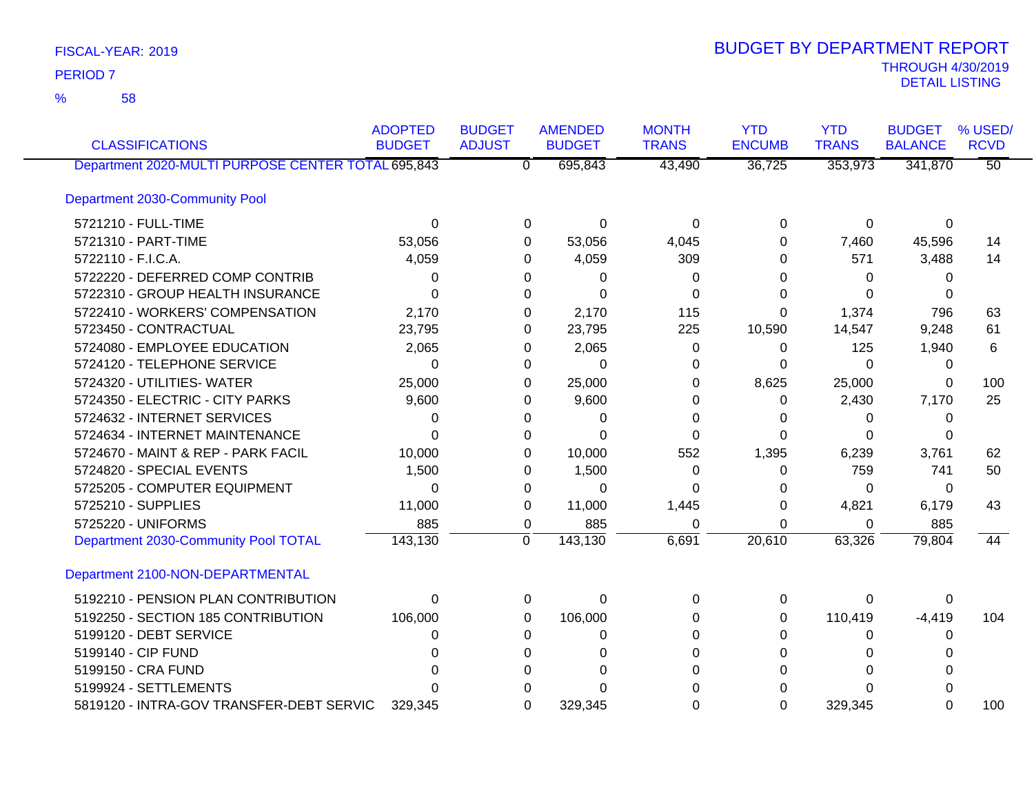FISCAL-YEAR: 2019

PERIOD 7

% 58

# BUDGET BY DEPARTMENT REPORT

THROUGH 4/30/2019

DETAIL LISTING

| CLASSIFICATIONS | ADOPTED BUDGET | BUDGET ADJUST | AMENDED BUDGET | MONTH TRANS | YTD ENCUMB | YTD TRANS | BUDGET BALANCE | % USED/ RCVD |
|---|---|---|---|---|---|---|---|---|
| Department 2020-MULTI PURPOSE CENTER TOTAL | 695,843 | 0 | 695,843 | 43,490 | 36,725 | 353,973 | 341,870 | 50 |
| **Department 2030-Community Pool** | | | | | | | | |
| 5721210 - FULL-TIME | 0 | 0 | 0 | 0 | 0 | 0 | 0 | |
| 5721310 - PART-TIME | 53,056 | 0 | 53,056 | 4,045 | 0 | 7,460 | 45,596 | 14 |
| 5722110 - F.I.C.A. | 4,059 | 0 | 4,059 | 309 | 0 | 571 | 3,488 | 14 |
| 5722220 - DEFERRED COMP CONTRIB | 0 | 0 | 0 | 0 | 0 | 0 | 0 | |
| 5722310 - GROUP HEALTH INSURANCE | 0 | 0 | 0 | 0 | 0 | 0 | 0 | |
| 5722410 - WORKERS' COMPENSATION | 2,170 | 0 | 2,170 | 115 | 0 | 1,374 | 796 | 63 |
| 5723450 - CONTRACTUAL | 23,795 | 0 | 23,795 | 225 | 10,590 | 14,547 | 9,248 | 61 |
| 5724080 - EMPLOYEE EDUCATION | 2,065 | 0 | 2,065 | 0 | 0 | 125 | 1,940 | 6 |
| 5724120 - TELEPHONE SERVICE | 0 | 0 | 0 | 0 | 0 | 0 | 0 | |
| 5724320 - UTILITIES- WATER | 25,000 | 0 | 25,000 | 0 | 8,625 | 25,000 | 0 | 100 |
| 5724350 - ELECTRIC - CITY PARKS | 9,600 | 0 | 9,600 | 0 | 0 | 2,430 | 7,170 | 25 |
| 5724632 - INTERNET SERVICES | 0 | 0 | 0 | 0 | 0 | 0 | 0 | |
| 5724634 - INTERNET MAINTENANCE | 0 | 0 | 0 | 0 | 0 | 0 | 0 | |
| 5724670 - MAINT & REP - PARK FACIL | 10,000 | 0 | 10,000 | 552 | 1,395 | 6,239 | 3,761 | 62 |
| 5724820 - SPECIAL EVENTS | 1,500 | 0 | 1,500 | 0 | 0 | 759 | 741 | 50 |
| 5725205 - COMPUTER EQUIPMENT | 0 | 0 | 0 | 0 | 0 | 0 | 0 | |
| 5725210 - SUPPLIES | 11,000 | 0 | 11,000 | 1,445 | 0 | 4,821 | 6,179 | 43 |
| 5725220 - UNIFORMS | 885 | 0 | 885 | 0 | 0 | 0 | 885 | |
| Department 2030-Community Pool TOTAL | 143,130 | 0 | 143,130 | 6,691 | 20,610 | 63,326 | 79,804 | 44 |
| **Department 2100-NON-DEPARTMENTAL** | | | | | | | | |
| 5192210 - PENSION PLAN CONTRIBUTION | 0 | 0 | 0 | 0 | 0 | 0 | 0 | |
| 5192250 - SECTION 185 CONTRIBUTION | 106,000 | 0 | 106,000 | 0 | 0 | 110,419 | -4,419 | 104 |
| 5199120 - DEBT SERVICE | 0 | 0 | 0 | 0 | 0 | 0 | 0 | |
| 5199140 - CIP FUND | 0 | 0 | 0 | 0 | 0 | 0 | 0 | |
| 5199150 - CRA FUND | 0 | 0 | 0 | 0 | 0 | 0 | 0 | |
| 5199924 - SETTLEMENTS | 0 | 0 | 0 | 0 | 0 | 0 | 0 | |
| 5819120 - INTRA-GOV TRANSFER-DEBT SERVIC | 329,345 | 0 | 329,345 | 0 | 0 | 329,345 | 0 | 100 |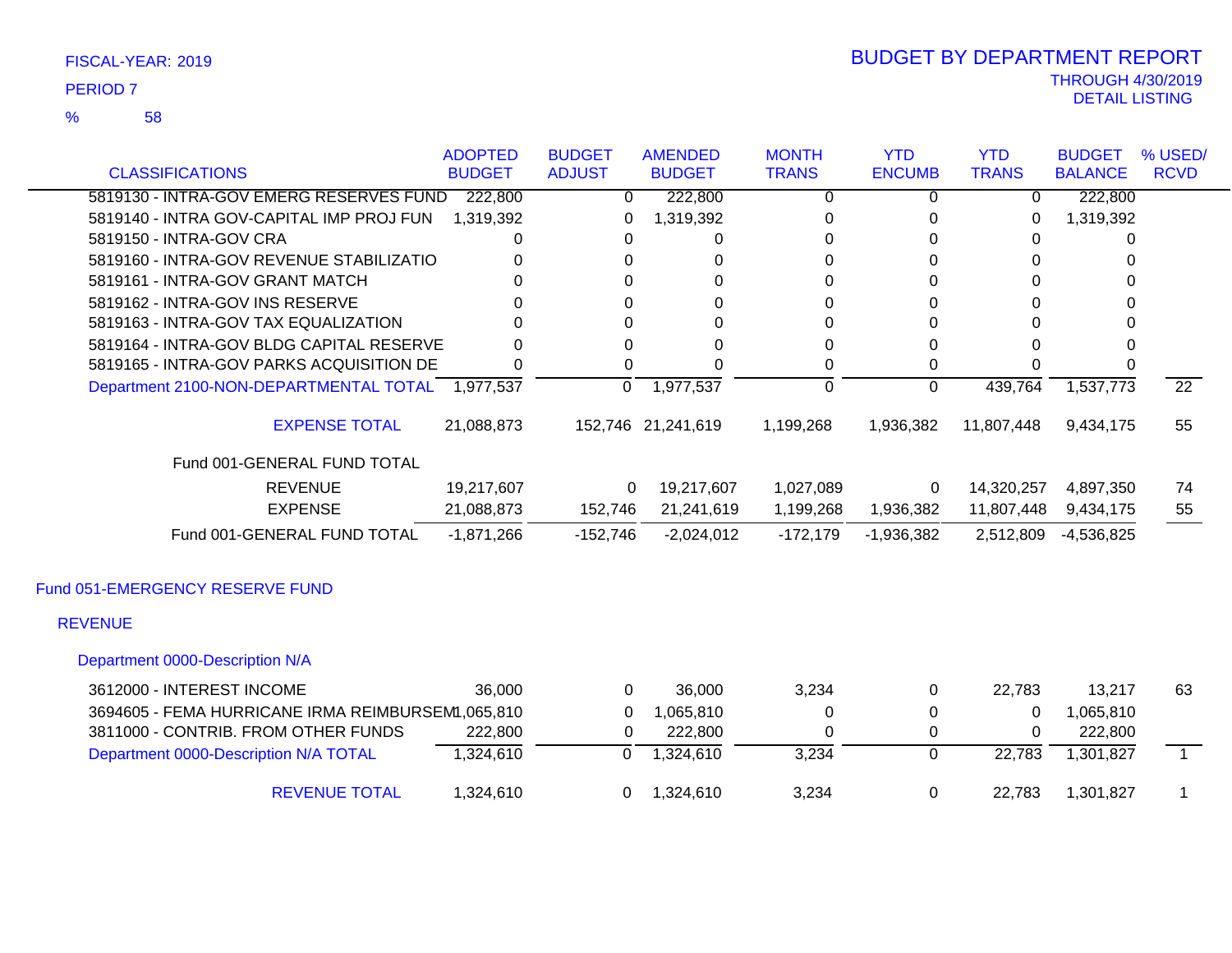FISCAL-YEAR: 2019

PERIOD 7

% 58

# BUDGET BY DEPARTMENT REPORT

THROUGH 4/30/2019

DETAIL LISTING

| CLASSIFICATIONS | ADOPTED BUDGET | BUDGET ADJUST | AMENDED BUDGET | MONTH TRANS | YTD ENCUMB | YTD TRANS | BUDGET BALANCE | % USED/ RCVD |
|---|---|---|---|---|---|---|---|---|
| 5819130 - INTRA-GOV EMERG RESERVES FUND | 222,800 | 0 | 222,800 | 0 | 0 | 0 | 222,800 | |
| 5819140 - INTRA GOV-CAPITAL IMP PROJ FUN | 1,319,392 | 0 | 1,319,392 | 0 | 0 | 0 | 1,319,392 | |
| 5819150 - INTRA-GOV CRA | 0 | 0 | 0 | 0 | 0 | 0 | 0 | |
| 5819160 - INTRA-GOV REVENUE STABILIZATIO | 0 | 0 | 0 | 0 | 0 | 0 | 0 | |
| 5819161 - INTRA-GOV GRANT MATCH | 0 | 0 | 0 | 0 | 0 | 0 | 0 | |
| 5819162 - INTRA-GOV INS RESERVE | 0 | 0 | 0 | 0 | 0 | 0 | 0 | |
| 5819163 - INTRA-GOV TAX EQUALIZATION | 0 | 0 | 0 | 0 | 0 | 0 | 0 | |
| 5819164 - INTRA-GOV BLDG CAPITAL RESERVE | 0 | 0 | 0 | 0 | 0 | 0 | 0 | |
| 5819165 - INTRA-GOV PARKS ACQUISITION DE | 0 | 0 | 0 | 0 | 0 | 0 | 0 | |
| Department 2100-NON-DEPARTMENTAL TOTAL | 1,977,537 | 0 | 1,977,537 | 0 | 0 | 439,764 | 1,537,773 | 22 |
| EXPENSE TOTAL | 21,088,873 | 152,746 | 21,241,619 | 1,199,268 | 1,936,382 | 11,807,448 | 9,434,175 | 55 |
| Fund 001-GENERAL FUND TOTAL | | | | | | | | |
| REVENUE | 19,217,607 | 0 | 19,217,607 | 1,027,089 | 0 | 14,320,257 | 4,897,350 | 74 |
| EXPENSE | 21,088,873 | 152,746 | 21,241,619 | 1,199,268 | 1,936,382 | 11,807,448 | 9,434,175 | 55 |
| Fund 001-GENERAL FUND TOTAL | -1,871,266 | -152,746 | -2,024,012 | -172,179 | -1,936,382 | 2,512,809 | -4,536,825 | |

## Fund 051-EMERGENCY RESERVE FUND

### REVENUE

#### Department 0000-Description N/A

| CLASSIFICATIONS | ADOPTED BUDGET | BUDGET ADJUST | AMENDED BUDGET | MONTH TRANS | YTD ENCUMB | YTD TRANS | BUDGET BALANCE | % USED/ RCVD |
|---|---|---|---|---|---|---|---|---|
| 3612000 - INTEREST INCOME | 36,000 | 0 | 36,000 | 3,234 | 0 | 22,783 | 13,217 | 63 |
| 3694605 - FEMA HURRICANE IRMA REIMBURSEM | 1,065,810 | 0 | 1,065,810 | 0 | 0 | 0 | 1,065,810 | |
| 3811000 - CONTRIB. FROM OTHER FUNDS | 222,800 | 0 | 222,800 | 0 | 0 | 0 | 222,800 | |
| Department 0000-Description N/A TOTAL | 1,324,610 | 0 | 1,324,610 | 3,234 | 0 | 22,783 | 1,301,827 | 1 |
| REVENUE TOTAL | 1,324,610 | 0 | 1,324,610 | 3,234 | 0 | 22,783 | 1,301,827 | 1 |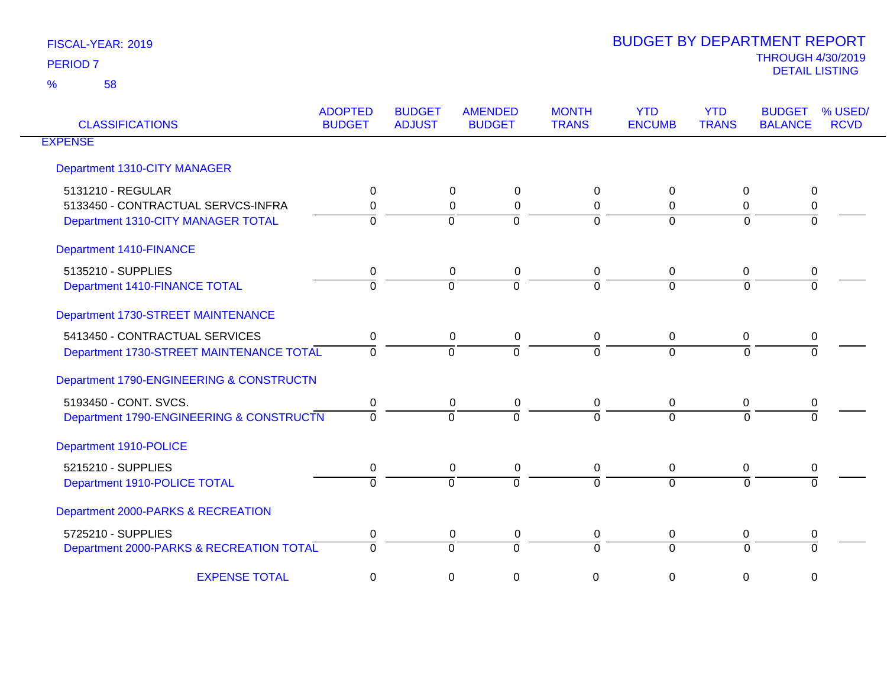FISCAL-YEAR: 2019

PERIOD 7

% 58

# BUDGET BY DEPARTMENT REPORT

THROUGH 4/30/2019

DETAIL LISTING

| CLASSIFICATIONS | ADOPTED BUDGET | BUDGET ADJUST | AMENDED BUDGET | MONTH TRANS | YTD ENCUMB | YTD TRANS | BUDGET BALANCE | % USED/ RCVD |
|---|---|---|---|---|---|---|---|---|
| EXPENSE | | | | | | | | |
| Department 1310-CITY MANAGER | | | | | | | | |
| 5131210 - REGULAR | 0 | 0 | 0 | 0 | 0 | 0 | 0 | |
| 5133450 - CONTRACTUAL SERVCS-INFRA | 0 | 0 | 0 | 0 | 0 | 0 | 0 | |
| Department 1310-CITY MANAGER TOTAL | 0 | 0 | 0 | 0 | 0 | 0 | 0 | |
| Department 1410-FINANCE | | | | | | | | |
| 5135210 - SUPPLIES | 0 | 0 | 0 | 0 | 0 | 0 | 0 | |
| Department 1410-FINANCE TOTAL | 0 | 0 | 0 | 0 | 0 | 0 | 0 | |
| Department 1730-STREET MAINTENANCE | | | | | | | | |
| 5413450 - CONTRACTUAL SERVICES | 0 | 0 | 0 | 0 | 0 | 0 | 0 | |
| Department 1730-STREET MAINTENANCE TOTAL | 0 | 0 | 0 | 0 | 0 | 0 | 0 | |
| Department 1790-ENGINEERING & CONSTRUCTN | | | | | | | | |
| 5193450 - CONT. SVCS. | 0 | 0 | 0 | 0 | 0 | 0 | 0 | |
| Department 1790-ENGINEERING & CONSTRUCTN | 0 | 0 | 0 | 0 | 0 | 0 | 0 | |
| Department 1910-POLICE | | | | | | | | |
| 5215210 - SUPPLIES | 0 | 0 | 0 | 0 | 0 | 0 | 0 | |
| Department 1910-POLICE TOTAL | 0 | 0 | 0 | 0 | 0 | 0 | 0 | |
| Department 2000-PARKS & RECREATION | | | | | | | | |
| 5725210 - SUPPLIES | 0 | 0 | 0 | 0 | 0 | 0 | 0 | |
| Department 2000-PARKS & RECREATION TOTAL | 0 | 0 | 0 | 0 | 0 | 0 | 0 | |
| EXPENSE TOTAL | 0 | 0 | 0 | 0 | 0 | 0 | 0 | |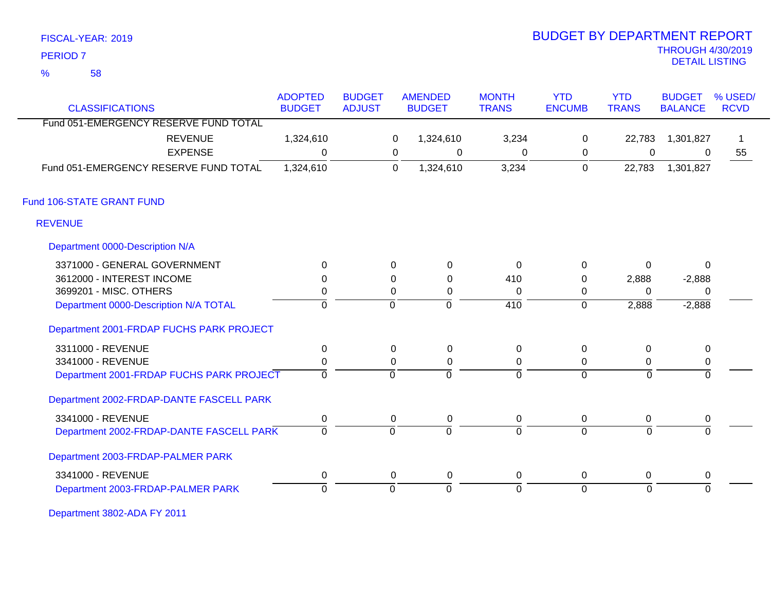FISCAL-YEAR: 2019

PERIOD 7

% 58

# BUDGET BY DEPARTMENT REPORT

THROUGH 4/30/2019

DETAIL LISTING

| CLASSIFICATIONS | ADOPTED BUDGET | BUDGET ADJUST | AMENDED BUDGET | MONTH TRANS | YTD ENCUMB | YTD TRANS | BUDGET BALANCE | % USED/ RCVD |
|---|---|---|---|---|---|---|---|---|
| Fund 051-EMERGENCY RESERVE FUND TOTAL | | | | | | | | |
| REVENUE | 1,324,610 | 0 | 1,324,610 | 3,234 | 0 | 22,783 | 1,301,827 | 1 |
| EXPENSE | 0 | 0 | 0 | 0 | 0 | 0 | 0 | 55 |
| Fund 051-EMERGENCY RESERVE FUND TOTAL | 1,324,610 | 0 | 1,324,610 | 3,234 | 0 | 22,783 | 1,301,827 | |
| **Fund 106-STATE GRANT FUND** | | | | | | | | |
| **REVENUE** | | | | | | | | |
| **Department 0000-Description N/A** | | | | | | | | |
| 3371000 - GENERAL GOVERNMENT | 0 | 0 | 0 | 0 | 0 | 0 | 0 | |
| 3612000 - INTEREST INCOME | 0 | 0 | 0 | 410 | 0 | 2,888 | -2,888 | |
| 3699201 - MISC. OTHERS | 0 | 0 | 0 | 0 | 0 | 0 | 0 | |
| Department 0000-Description N/A TOTAL | 0 | 0 | 0 | 410 | 0 | 2,888 | -2,888 | |
| **Department 2001-FRDAP FUCHS PARK PROJECT** | | | | | | | | |
| 3311000 - REVENUE | 0 | 0 | 0 | 0 | 0 | 0 | 0 | |
| 3341000 - REVENUE | 0 | 0 | 0 | 0 | 0 | 0 | 0 | |
| Department 2001-FRDAP FUCHS PARK PROJECT | 0 | 0 | 0 | 0 | 0 | 0 | 0 | |
| **Department 2002-FRDAP-DANTE FASCELL PARK** | | | | | | | | |
| 3341000 - REVENUE | 0 | 0 | 0 | 0 | 0 | 0 | 0 | |
| Department 2002-FRDAP-DANTE FASCELL PARK | 0 | 0 | 0 | 0 | 0 | 0 | 0 | |
| **Department 2003-FRDAP-PALMER PARK** | | | | | | | | |
| 3341000 - REVENUE | 0 | 0 | 0 | 0 | 0 | 0 | 0 | |
| Department 2003-FRDAP-PALMER PARK | 0 | 0 | 0 | 0 | 0 | 0 | 0 | |
| **Department 3802-ADA FY 2011** | | | | | | | | |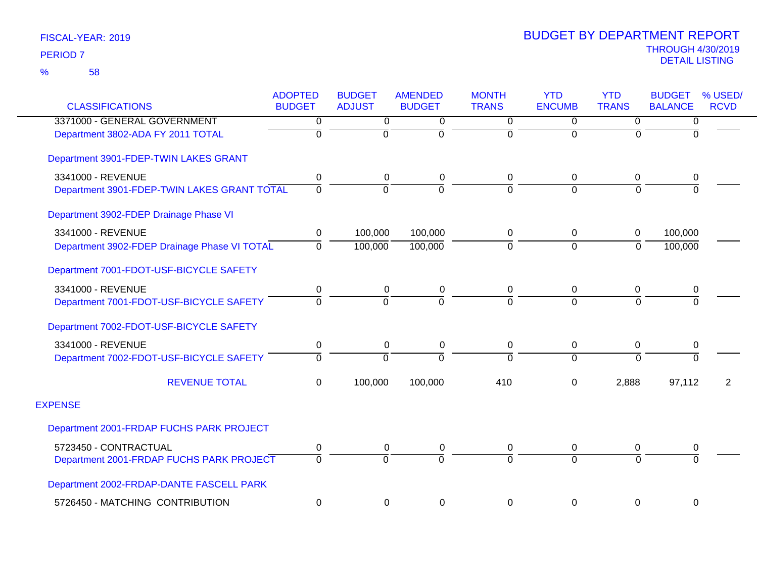FISCAL-YEAR: 2019

PERIOD 7

% 58

# BUDGET BY DEPARTMENT REPORT

THROUGH 4/30/2019

DETAIL LISTING

| CLASSIFICATIONS | ADOPTED BUDGET | BUDGET ADJUST | AMENDED BUDGET | MONTH TRANS | YTD ENCUMB | YTD TRANS | BUDGET BALANCE | % USED/ RCVD |
|---|---|---|---|---|---|---|---|---|
| 3371000 - GENERAL GOVERNMENT | 0 | 0 | 0 | 0 | 0 | 0 | 0 | |
| Department 3802-ADA FY 2011 TOTAL | 0 | 0 | 0 | 0 | 0 | 0 | 0 | |
| Department 3901-FDEP-TWIN LAKES GRANT | | | | | | | | |
| 3341000 - REVENUE | 0 | 0 | 0 | 0 | 0 | 0 | 0 | |
| Department 3901-FDEP-TWIN LAKES GRANT TOTAL | 0 | 0 | 0 | 0 | 0 | 0 | 0 | |
| Department 3902-FDEP Drainage Phase VI | | | | | | | | |
| 3341000 - REVENUE | 0 | 100,000 | 100,000 | 0 | 0 | 0 | 100,000 | |
| Department 3902-FDEP Drainage Phase VI TOTAL | 0 | 100,000 | 100,000 | 0 | 0 | 0 | 100,000 | |
| Department 7001-FDOT-USF-BICYCLE SAFETY | | | | | | | | |
| 3341000 - REVENUE | 0 | 0 | 0 | 0 | 0 | 0 | 0 | |
| Department 7001-FDOT-USF-BICYCLE SAFETY | 0 | 0 | 0 | 0 | 0 | 0 | 0 | |
| Department 7002-FDOT-USF-BICYCLE SAFETY | | | | | | | | |
| 3341000 - REVENUE | 0 | 0 | 0 | 0 | 0 | 0 | 0 | |
| Department 7002-FDOT-USF-BICYCLE SAFETY | 0 | 0 | 0 | 0 | 0 | 0 | 0 | |
| REVENUE TOTAL | 0 | 100,000 | 100,000 | 410 | 0 | 2,888 | 97,112 | 2 |
| EXPENSE | | | | | | | | |
| Department 2001-FRDAP FUCHS PARK PROJECT | | | | | | | | |
| 5723450 - CONTRACTUAL | 0 | 0 | 0 | 0 | 0 | 0 | 0 | |
| Department 2001-FRDAP FUCHS PARK PROJECT | 0 | 0 | 0 | 0 | 0 | 0 | 0 | |
| Department 2002-FRDAP-DANTE FASCELL PARK | | | | | | | | |
| 5726450 - MATCHING CONTRIBUTION | 0 | 0 | 0 | 0 | 0 | 0 | 0 | |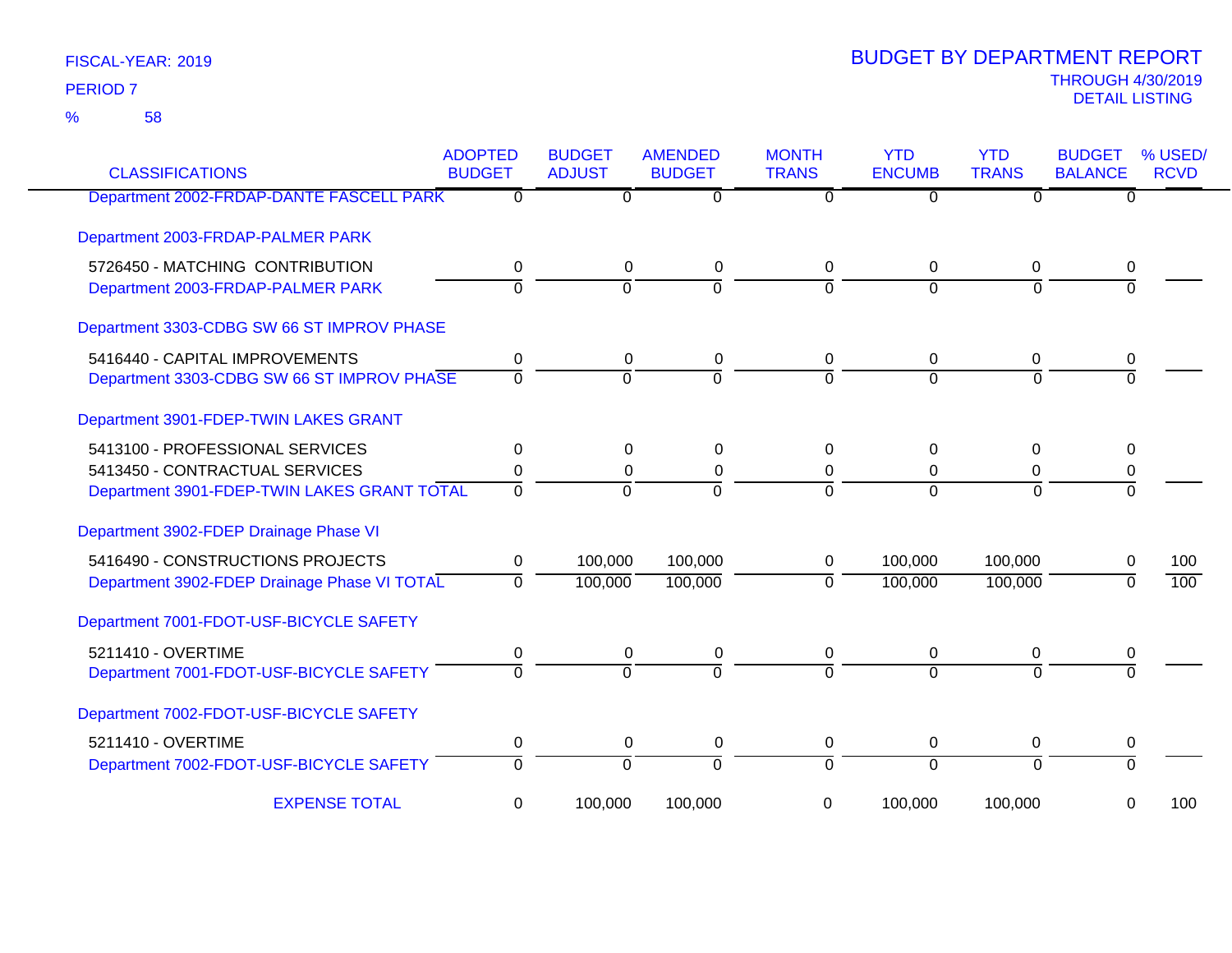FISCAL-YEAR: 2019

PERIOD 7

% 58

# BUDGET BY DEPARTMENT REPORT

THROUGH 4/30/2019

DETAIL LISTING

| CLASSIFICATIONS | ADOPTED BUDGET | BUDGET ADJUST | AMENDED BUDGET | MONTH TRANS | YTD ENCUMB | YTD TRANS | BUDGET BALANCE | % USED/ RCVD |
|---|---|---|---|---|---|---|---|---|
| Department 2002-FRDAP-DANTE FASCELL PARK | 0 | 0 | 0 | 0 | 0 | 0 | 0 | |
| Department 2003-FRDAP-PALMER PARK | | | | | | | | |
| 5726450 - MATCHING CONTRIBUTION | 0 | 0 | 0 | 0 | 0 | 0 | 0 | |
| Department 2003-FRDAP-PALMER PARK | 0 | 0 | 0 | 0 | 0 | 0 | 0 | |
| Department 3303-CDBG SW 66 ST IMPROV PHASE | | | | | | | | |
| 5416440 - CAPITAL IMPROVEMENTS | 0 | 0 | 0 | 0 | 0 | 0 | 0 | |
| Department 3303-CDBG SW 66 ST IMPROV PHASE | 0 | 0 | 0 | 0 | 0 | 0 | 0 | |
| Department 3901-FDEP-TWIN LAKES GRANT | | | | | | | | |
| 5413100 - PROFESSIONAL SERVICES | 0 | 0 | 0 | 0 | 0 | 0 | 0 | |
| 5413450 - CONTRACTUAL SERVICES | 0 | 0 | 0 | 0 | 0 | 0 | 0 | |
| Department 3901-FDEP-TWIN LAKES GRANT TOTAL | 0 | 0 | 0 | 0 | 0 | 0 | 0 | |
| Department 3902-FDEP Drainage Phase VI | | | | | | | | |
| 5416490 - CONSTRUCTIONS PROJECTS | 0 | 100,000 | 100,000 | 0 | 100,000 | 100,000 | 0 | 100 |
| Department 3902-FDEP Drainage Phase VI TOTAL | 0 | 100,000 | 100,000 | 0 | 100,000 | 100,000 | 0 | 100 |
| Department 7001-FDOT-USF-BICYCLE SAFETY | | | | | | | | |
| 5211410 - OVERTIME | 0 | 0 | 0 | 0 | 0 | 0 | 0 | |
| Department 7001-FDOT-USF-BICYCLE SAFETY | 0 | 0 | 0 | 0 | 0 | 0 | 0 | |
| Department 7002-FDOT-USF-BICYCLE SAFETY | | | | | | | | |
| 5211410 - OVERTIME | 0 | 0 | 0 | 0 | 0 | 0 | 0 | |
| Department 7002-FDOT-USF-BICYCLE SAFETY | 0 | 0 | 0 | 0 | 0 | 0 | 0 | |
| EXPENSE TOTAL | 0 | 100,000 | 100,000 | 0 | 100,000 | 100,000 | 0 | 100 |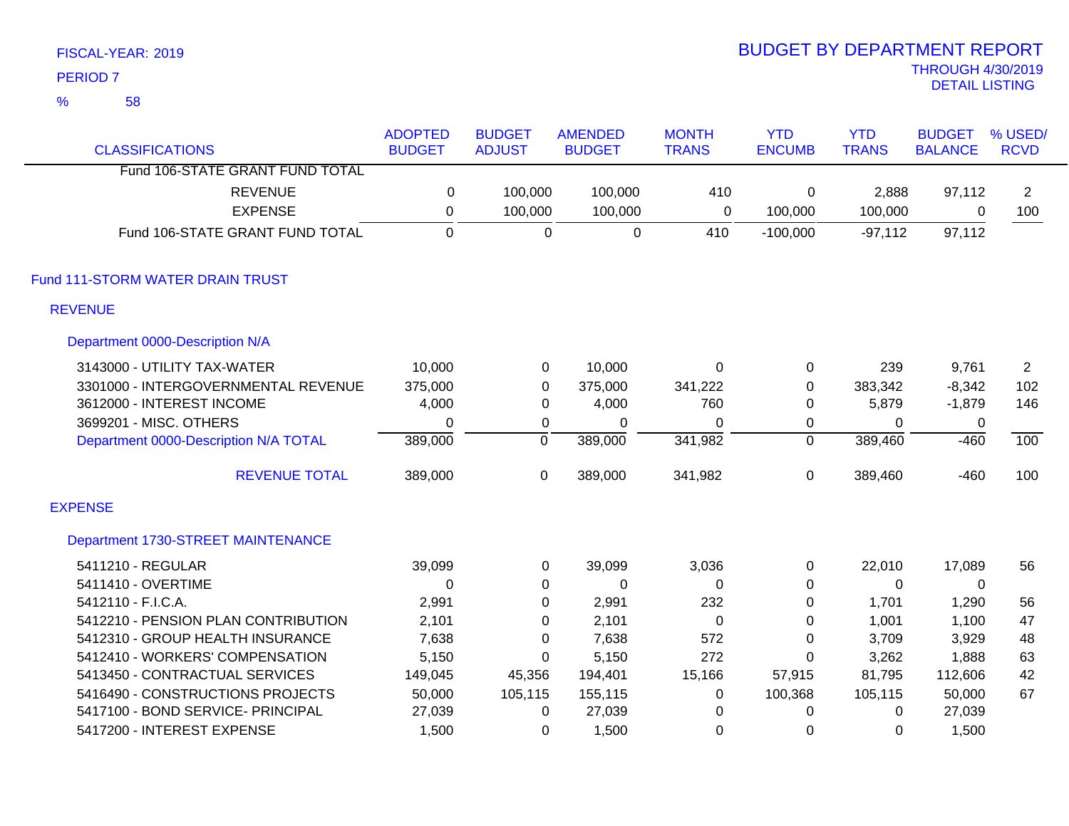FISCAL-YEAR: 2019
PERIOD 7
% 58

# BUDGET BY DEPARTMENT REPORT

THROUGH 4/30/2019
DETAIL LISTING

| CLASSIFICATIONS | ADOPTED BUDGET | BUDGET ADJUST | AMENDED BUDGET | MONTH TRANS | YTD ENCUMB | YTD TRANS | BUDGET BALANCE | % USED/ RCVD |
|---|---|---|---|---|---|---|---|---|
| Fund 106-STATE GRANT FUND TOTAL | | | | | | | | |
| REVENUE | 0 | 100,000 | 100,000 | 410 | 0 | 2,888 | 97,112 | 2 |
| EXPENSE | 0 | 100,000 | 100,000 | 0 | 100,000 | 100,000 | 0 | 100 |
| Fund 106-STATE GRANT FUND TOTAL | 0 | 0 | 0 | 410 | -100,000 | -97,112 | 97,112 | |
| **Fund 111-STORM WATER DRAIN TRUST** | | | | | | | | |
| **REVENUE** | | | | | | | | |
| **Department 0000-Description N/A** | | | | | | | | |
| 3143000 - UTILITY TAX-WATER | 10,000 | 0 | 10,000 | 0 | 0 | 239 | 9,761 | 2 |
| 3301000 - INTERGOVERNMENTAL REVENUE | 375,000 | 0 | 375,000 | 341,222 | 0 | 383,342 | -8,342 | 102 |
| 3612000 - INTEREST INCOME | 4,000 | 0 | 4,000 | 760 | 0 | 5,879 | -1,879 | 146 |
| 3699201 - MISC. OTHERS | 0 | 0 | 0 | 0 | 0 | 0 | 0 | |
| Department 0000-Description N/A TOTAL | 389,000 | 0 | 389,000 | 341,982 | 0 | 389,460 | -460 | 100 |
| REVENUE TOTAL | 389,000 | 0 | 389,000 | 341,982 | 0 | 389,460 | -460 | 100 |
| **EXPENSE** | | | | | | | | |
| **Department 1730-STREET MAINTENANCE** | | | | | | | | |
| 5411210 - REGULAR | 39,099 | 0 | 39,099 | 3,036 | 0 | 22,010 | 17,089 | 56 |
| 5411410 - OVERTIME | 0 | 0 | 0 | 0 | 0 | 0 | 0 | |
| 5412110 - F.I.C.A. | 2,991 | 0 | 2,991 | 232 | 0 | 1,701 | 1,290 | 56 |
| 5412210 - PENSION PLAN CONTRIBUTION | 2,101 | 0 | 2,101 | 0 | 0 | 1,001 | 1,100 | 47 |
| 5412310 - GROUP HEALTH INSURANCE | 7,638 | 0 | 7,638 | 572 | 0 | 3,709 | 3,929 | 48 |
| 5412410 - WORKERS' COMPENSATION | 5,150 | 0 | 5,150 | 272 | 0 | 3,262 | 1,888 | 63 |
| 5413450 - CONTRACTUAL SERVICES | 149,045 | 45,356 | 194,401 | 15,166 | 57,915 | 81,795 | 112,606 | 42 |
| 5416490 - CONSTRUCTIONS PROJECTS | 50,000 | 105,115 | 155,115 | 0 | 100,368 | 105,115 | 50,000 | 67 |
| 5417100 - BOND SERVICE- PRINCIPAL | 27,039 | 0 | 27,039 | 0 | 0 | 0 | 27,039 | |
| 5417200 - INTEREST EXPENSE | 1,500 | 0 | 1,500 | 0 | 0 | 0 | 1,500 | |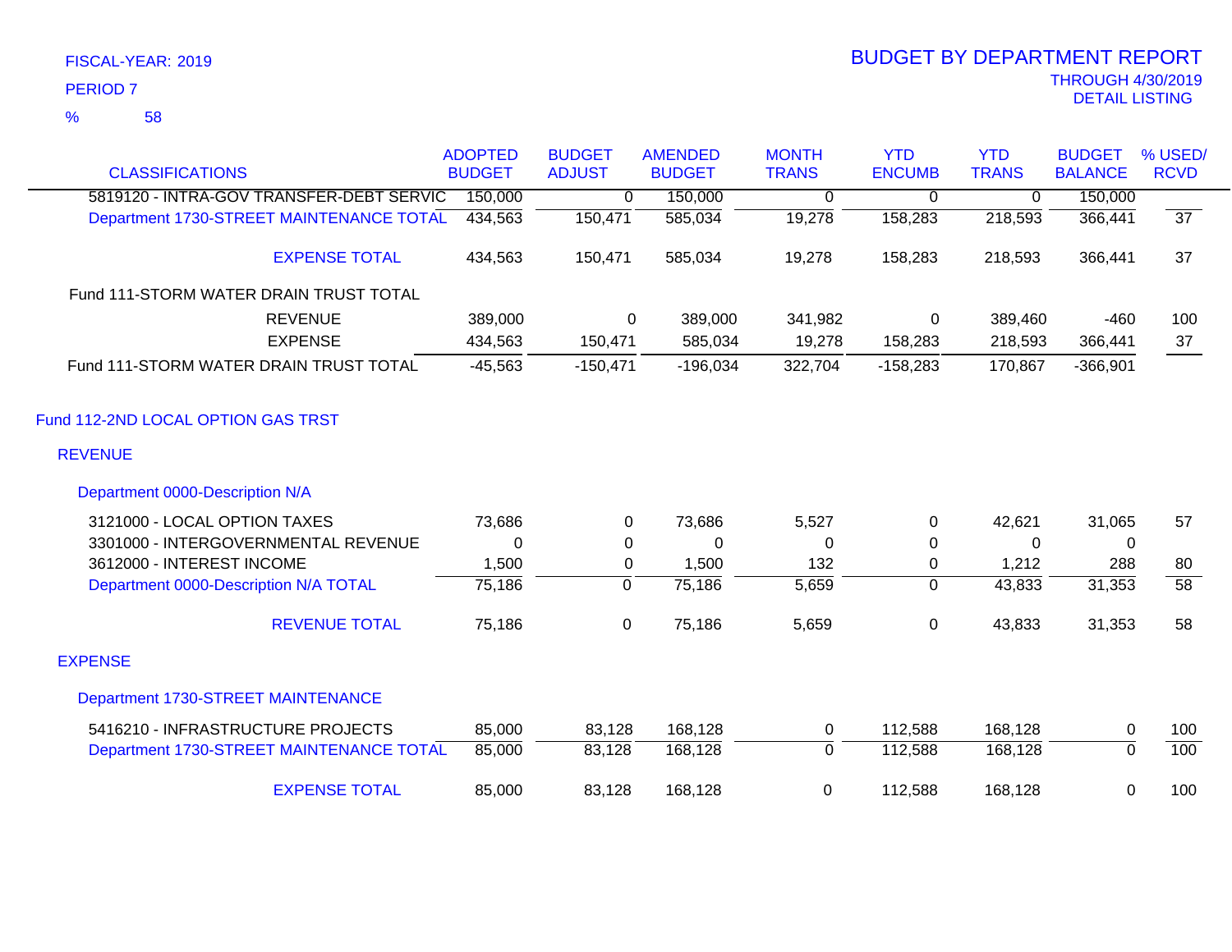FISCAL-YEAR: 2019

PERIOD 7

% 58

# BUDGET BY DEPARTMENT REPORT

THROUGH 4/30/2019

DETAIL LISTING

| CLASSIFICATIONS | ADOPTED BUDGET | BUDGET ADJUST | AMENDED BUDGET | MONTH TRANS | YTD ENCUMB | YTD TRANS | BUDGET BALANCE | % USED/ RCVD |
|---|---|---|---|---|---|---|---|---|
| 5819120 - INTRA-GOV TRANSFER-DEBT SERVIC | 150,000 | 0 | 150,000 | 0 | 0 | 0 | 150,000 | |
| Department 1730-STREET MAINTENANCE TOTAL | 434,563 | 150,471 | 585,034 | 19,278 | 158,283 | 218,593 | 366,441 | 37 |
| EXPENSE TOTAL | 434,563 | 150,471 | 585,034 | 19,278 | 158,283 | 218,593 | 366,441 | 37 |
| Fund 111-STORM WATER DRAIN TRUST TOTAL | | | | | | | | |
| REVENUE | 389,000 | 0 | 389,000 | 341,982 | 0 | 389,460 | -460 | 100 |
| EXPENSE | 434,563 | 150,471 | 585,034 | 19,278 | 158,283 | 218,593 | 366,441 | 37 |
| Fund 111-STORM WATER DRAIN TRUST TOTAL | -45,563 | -150,471 | -196,034 | 322,704 | -158,283 | 170,867 | -366,901 | |
| **Fund 112-2ND LOCAL OPTION GAS TRST** | | | | | | | | |
| **REVENUE** | | | | | | | | |
| Department 0000-Description N/A | | | | | | | | |
| 3121000 - LOCAL OPTION TAXES | 73,686 | 0 | 73,686 | 5,527 | 0 | 42,621 | 31,065 | 57 |
| 3301000 - INTERGOVERNMENTAL REVENUE | 0 | 0 | 0 | 0 | 0 | 0 | 0 | |
| 3612000 - INTEREST INCOME | 1,500 | 0 | 1,500 | 132 | 0 | 1,212 | 288 | 80 |
| Department 0000-Description N/A TOTAL | 75,186 | 0 | 75,186 | 5,659 | 0 | 43,833 | 31,353 | 58 |
| REVENUE TOTAL | 75,186 | 0 | 75,186 | 5,659 | 0 | 43,833 | 31,353 | 58 |
| **EXPENSE** | | | | | | | | |
| Department 1730-STREET MAINTENANCE | | | | | | | | |
| 5416210 - INFRASTRUCTURE PROJECTS | 85,000 | 83,128 | 168,128 | 0 | 112,588 | 168,128 | 0 | 100 |
| Department 1730-STREET MAINTENANCE TOTAL | 85,000 | 83,128 | 168,128 | 0 | 112,588 | 168,128 | 0 | 100 |
| EXPENSE TOTAL | 85,000 | 83,128 | 168,128 | 0 | 112,588 | 168,128 | 0 | 100 |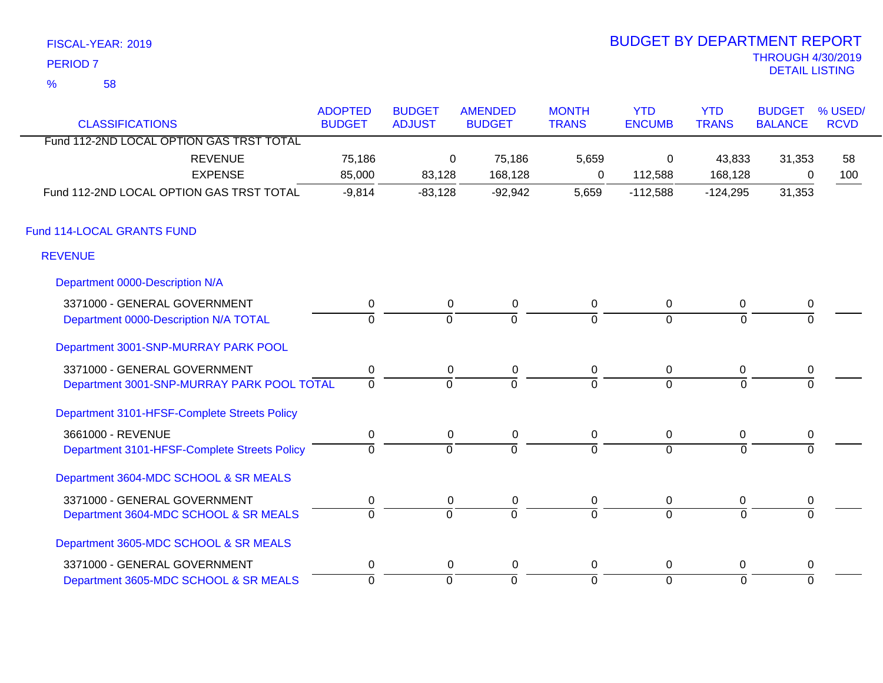FISCAL-YEAR: 2019
PERIOD 7
% 58

# BUDGET BY DEPARTMENT REPORT
THROUGH 4/30/2019
DETAIL LISTING

| CLASSIFICATIONS | ADOPTED BUDGET | BUDGET ADJUST | AMENDED BUDGET | MONTH TRANS | YTD ENCUMB | YTD TRANS | BUDGET BALANCE | % USED/ RCVD |
|---|---|---|---|---|---|---|---|---|
| Fund 112-2ND LOCAL OPTION GAS TRST TOTAL | | | | | | | | |
| REVENUE | 75,186 | 0 | 75,186 | 5,659 | 0 | 43,833 | 31,353 | 58 |
| EXPENSE | 85,000 | 83,128 | 168,128 | 0 | 112,588 | 168,128 | 0 | 100 |
| Fund 112-2ND LOCAL OPTION GAS TRST TOTAL | -9,814 | -83,128 | -92,942 | 5,659 | -112,588 | -124,295 | 31,353 | |
| **Fund 114-LOCAL GRANTS FUND** | | | | | | | | |
| **REVENUE** | | | | | | | | |
| **Department 0000-Description N/A** | | | | | | | | |
| 3371000 - GENERAL GOVERNMENT | 0 | 0 | 0 | 0 | 0 | 0 | 0 | |
| Department 0000-Description N/A TOTAL | 0 | 0 | 0 | 0 | 0 | 0 | 0 | |
| **Department 3001-SNP-MURRAY PARK POOL** | | | | | | | | |
| 3371000 - GENERAL GOVERNMENT | 0 | 0 | 0 | 0 | 0 | 0 | 0 | |
| Department 3001-SNP-MURRAY PARK POOL TOTAL | 0 | 0 | 0 | 0 | 0 | 0 | 0 | |
| **Department 3101-HFSF-Complete Streets Policy** | | | | | | | | |
| 3661000 - REVENUE | 0 | 0 | 0 | 0 | 0 | 0 | 0 | |
| Department 3101-HFSF-Complete Streets Policy | 0 | 0 | 0 | 0 | 0 | 0 | 0 | |
| **Department 3604-MDC SCHOOL & SR MEALS** | | | | | | | | |
| 3371000 - GENERAL GOVERNMENT | 0 | 0 | 0 | 0 | 0 | 0 | 0 | |
| Department 3604-MDC SCHOOL & SR MEALS | 0 | 0 | 0 | 0 | 0 | 0 | 0 | |
| **Department 3605-MDC SCHOOL & SR MEALS** | | | | | | | | |
| 3371000 - GENERAL GOVERNMENT | 0 | 0 | 0 | 0 | 0 | 0 | 0 | |
| Department 3605-MDC SCHOOL & SR MEALS | 0 | 0 | 0 | 0 | 0 | 0 | 0 | |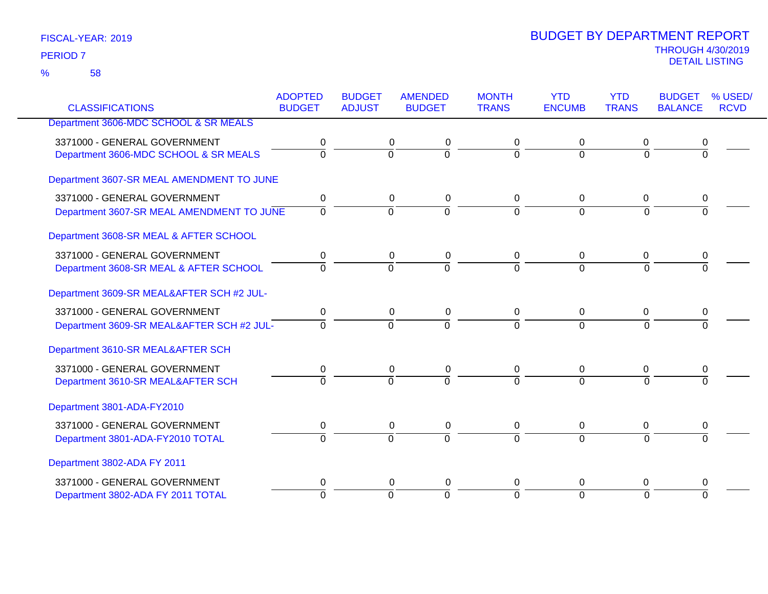FISCAL-YEAR: 2019
PERIOD 7
% 58

# BUDGET BY DEPARTMENT REPORT

THROUGH 4/30/2019
DETAIL LISTING

| CLASSIFICATIONS | ADOPTED BUDGET | BUDGET ADJUST | AMENDED BUDGET | MONTH TRANS | YTD ENCUMB | YTD TRANS | BUDGET BALANCE | % USED/ RCVD |
|---|---|---|---|---|---|---|---|---|
| **Department 3606-MDC SCHOOL & SR MEALS** | | | | | | | | |
| 3371000 - GENERAL GOVERNMENT | 0 | 0 | 0 | 0 | 0 | 0 | 0 | |
| Department 3606-MDC SCHOOL & SR MEALS | 0 | 0 | 0 | 0 | 0 | 0 | 0 | |
| **Department 3607-SR MEAL AMENDMENT TO JUNE** | | | | | | | | |
| 3371000 - GENERAL GOVERNMENT | 0 | 0 | 0 | 0 | 0 | 0 | 0 | |
| Department 3607-SR MEAL AMENDMENT TO JUNE | 0 | 0 | 0 | 0 | 0 | 0 | 0 | |
| **Department 3608-SR MEAL & AFTER SCHOOL** | | | | | | | | |
| 3371000 - GENERAL GOVERNMENT | 0 | 0 | 0 | 0 | 0 | 0 | 0 | |
| Department 3608-SR MEAL & AFTER SCHOOL | 0 | 0 | 0 | 0 | 0 | 0 | 0 | |
| **Department 3609-SR MEAL&AFTER SCH #2 JUL-** | | | | | | | | |
| 3371000 - GENERAL GOVERNMENT | 0 | 0 | 0 | 0 | 0 | 0 | 0 | |
| Department 3609-SR MEAL&AFTER SCH #2 JUL- | 0 | 0 | 0 | 0 | 0 | 0 | 0 | |
| **Department 3610-SR MEAL&AFTER SCH** | | | | | | | | |
| 3371000 - GENERAL GOVERNMENT | 0 | 0 | 0 | 0 | 0 | 0 | 0 | |
| Department 3610-SR MEAL&AFTER SCH | 0 | 0 | 0 | 0 | 0 | 0 | 0 | |
| **Department 3801-ADA-FY2010** | | | | | | | | |
| 3371000 - GENERAL GOVERNMENT | 0 | 0 | 0 | 0 | 0 | 0 | 0 | |
| Department 3801-ADA-FY2010 TOTAL | 0 | 0 | 0 | 0 | 0 | 0 | 0 | |
| **Department 3802-ADA FY 2011** | | | | | | | | |
| 3371000 - GENERAL GOVERNMENT | 0 | 0 | 0 | 0 | 0 | 0 | 0 | |
| Department 3802-ADA FY 2011 TOTAL | 0 | 0 | 0 | 0 | 0 | 0 | 0 | |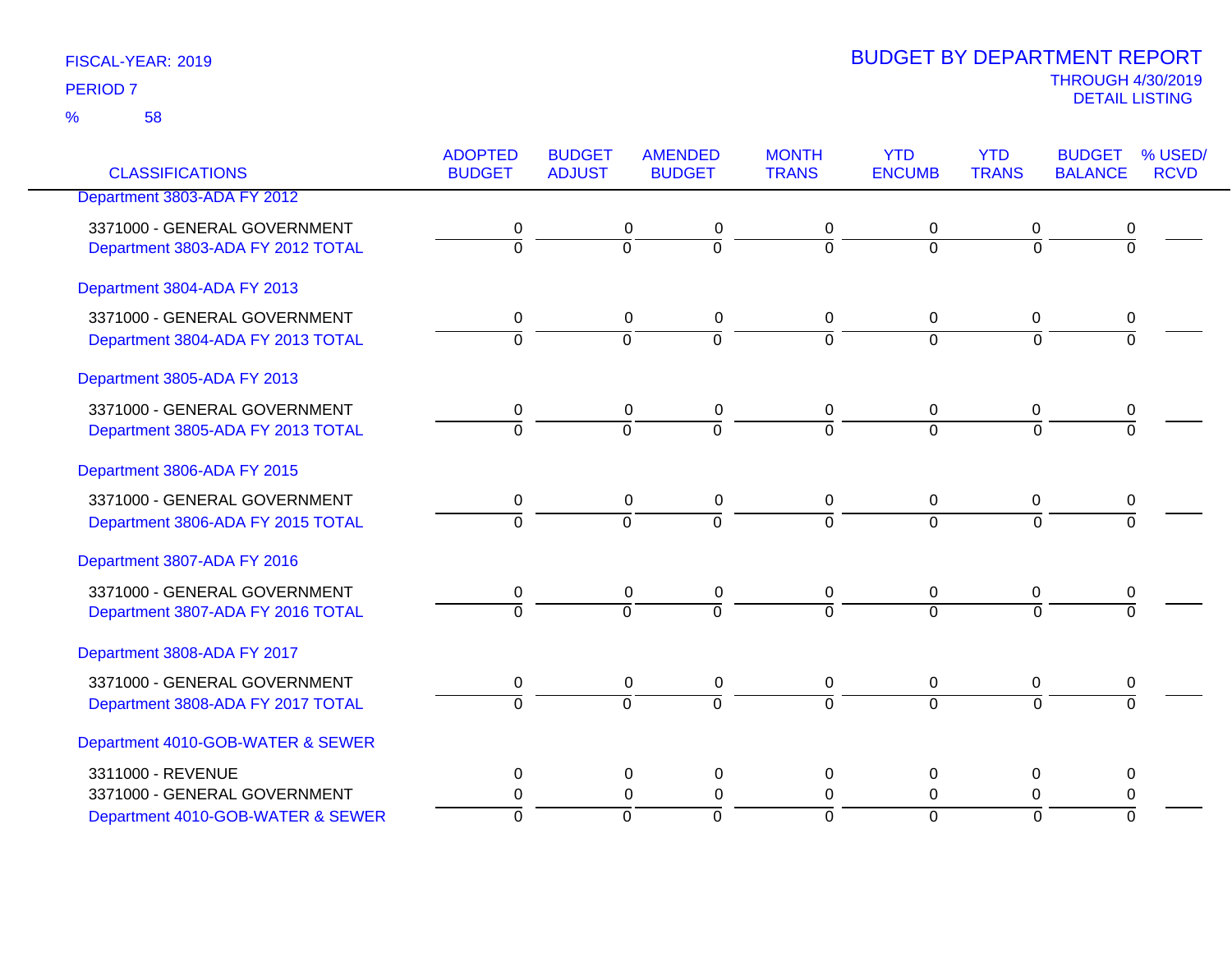FISCAL-YEAR: 2019

PERIOD 7

% 58

# BUDGET BY DEPARTMENT REPORT

THROUGH 4/30/2019

DETAIL LISTING

| CLASSIFICATIONS | ADOPTED BUDGET | BUDGET ADJUST | AMENDED BUDGET | MONTH TRANS | YTD ENCUMB | YTD TRANS | BUDGET BALANCE | % USED/ RCVD |
|---|---|---|---|---|---|---|---|---|
| Department 3803-ADA FY 2012 | | | | | | | | |
| 3371000 - GENERAL GOVERNMENT | 0 | 0 | 0 | 0 | 0 | 0 | 0 | |
| Department 3803-ADA FY 2012 TOTAL | 0 | 0 | 0 | 0 | 0 | 0 | 0 | |
| Department 3804-ADA FY 2013 | | | | | | | | |
| 3371000 - GENERAL GOVERNMENT | 0 | 0 | 0 | 0 | 0 | 0 | 0 | |
| Department 3804-ADA FY 2013 TOTAL | 0 | 0 | 0 | 0 | 0 | 0 | 0 | |
| Department 3805-ADA FY 2013 | | | | | | | | |
| 3371000 - GENERAL GOVERNMENT | 0 | 0 | 0 | 0 | 0 | 0 | 0 | |
| Department 3805-ADA FY 2013 TOTAL | 0 | 0 | 0 | 0 | 0 | 0 | 0 | |
| Department 3806-ADA FY 2015 | | | | | | | | |
| 3371000 - GENERAL GOVERNMENT | 0 | 0 | 0 | 0 | 0 | 0 | 0 | |
| Department 3806-ADA FY 2015 TOTAL | 0 | 0 | 0 | 0 | 0 | 0 | 0 | |
| Department 3807-ADA FY 2016 | | | | | | | | |
| 3371000 - GENERAL GOVERNMENT | 0 | 0 | 0 | 0 | 0 | 0 | 0 | |
| Department 3807-ADA FY 2016 TOTAL | 0 | 0 | 0 | 0 | 0 | 0 | 0 | |
| Department 3808-ADA FY 2017 | | | | | | | | |
| 3371000 - GENERAL GOVERNMENT | 0 | 0 | 0 | 0 | 0 | 0 | 0 | |
| Department 3808-ADA FY 2017 TOTAL | 0 | 0 | 0 | 0 | 0 | 0 | 0 | |
| Department 4010-GOB-WATER & SEWER | | | | | | | | |
| 3311000 - REVENUE | 0 | 0 | 0 | 0 | 0 | 0 | 0 | |
| 3371000 - GENERAL GOVERNMENT | 0 | 0 | 0 | 0 | 0 | 0 | 0 | |
| Department 4010-GOB-WATER & SEWER | 0 | 0 | 0 | 0 | 0 | 0 | 0 | |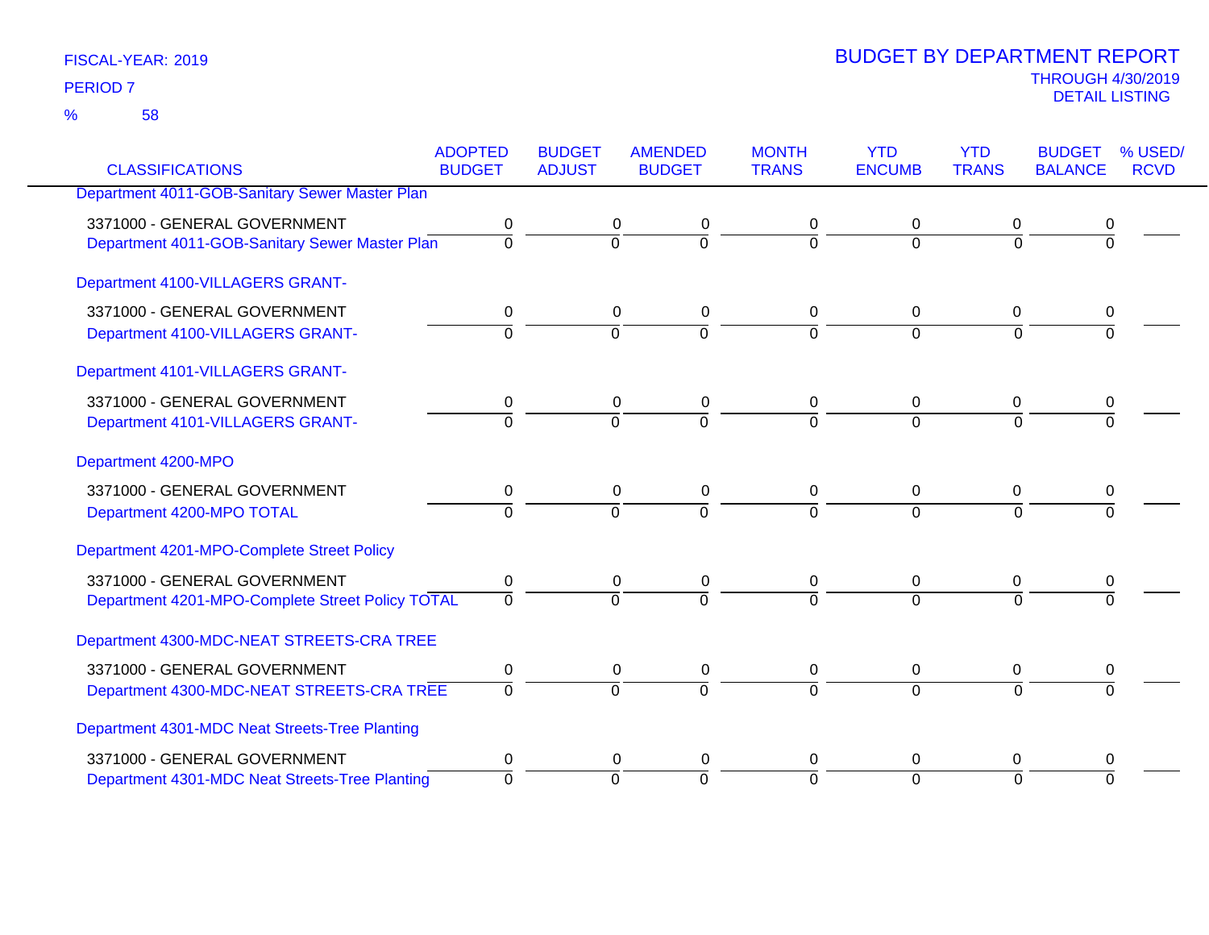FISCAL-YEAR: 2019

PERIOD 7

% 58

# BUDGET BY DEPARTMENT REPORT

THROUGH 4/30/2019

DETAIL LISTING

| CLASSIFICATIONS | ADOPTED BUDGET | BUDGET ADJUST | AMENDED BUDGET | MONTH TRANS | YTD ENCUMB | YTD TRANS | BUDGET BALANCE | % USED/ RCVD |
|---|---|---|---|---|---|---|---|---|
| Department 4011-GOB-Sanitary Sewer Master Plan | | | | | | | | |
| 3371000 - GENERAL GOVERNMENT | 0 | 0 | 0 | 0 | 0 | 0 | 0 | |
| Department 4011-GOB-Sanitary Sewer Master Plan | 0 | 0 | 0 | 0 | 0 | 0 | 0 | |
| Department 4100-VILLAGERS GRANT- | | | | | | | | |
| 3371000 - GENERAL GOVERNMENT | 0 | 0 | 0 | 0 | 0 | 0 | 0 | |
| Department 4100-VILLAGERS GRANT- | 0 | 0 | 0 | 0 | 0 | 0 | 0 | |
| Department 4101-VILLAGERS GRANT- | | | | | | | | |
| 3371000 - GENERAL GOVERNMENT | 0 | 0 | 0 | 0 | 0 | 0 | 0 | |
| Department 4101-VILLAGERS GRANT- | 0 | 0 | 0 | 0 | 0 | 0 | 0 | |
| Department 4200-MPO | | | | | | | | |
| 3371000 - GENERAL GOVERNMENT | 0 | 0 | 0 | 0 | 0 | 0 | 0 | |
| Department 4200-MPO TOTAL | 0 | 0 | 0 | 0 | 0 | 0 | 0 | |
| Department 4201-MPO-Complete Street Policy | | | | | | | | |
| 3371000 - GENERAL GOVERNMENT | 0 | 0 | 0 | 0 | 0 | 0 | 0 | |
| Department 4201-MPO-Complete Street Policy TOTAL | 0 | 0 | 0 | 0 | 0 | 0 | 0 | |
| Department 4300-MDC-NEAT STREETS-CRA TREE | | | | | | | | |
| 3371000 - GENERAL GOVERNMENT | 0 | 0 | 0 | 0 | 0 | 0 | 0 | |
| Department 4300-MDC-NEAT STREETS-CRA TREE | 0 | 0 | 0 | 0 | 0 | 0 | 0 | |
| Department 4301-MDC Neat Streets-Tree Planting | | | | | | | | |
| 3371000 - GENERAL GOVERNMENT | 0 | 0 | 0 | 0 | 0 | 0 | 0 | |
| Department 4301-MDC Neat Streets-Tree Planting | 0 | 0 | 0 | 0 | 0 | 0 | 0 | |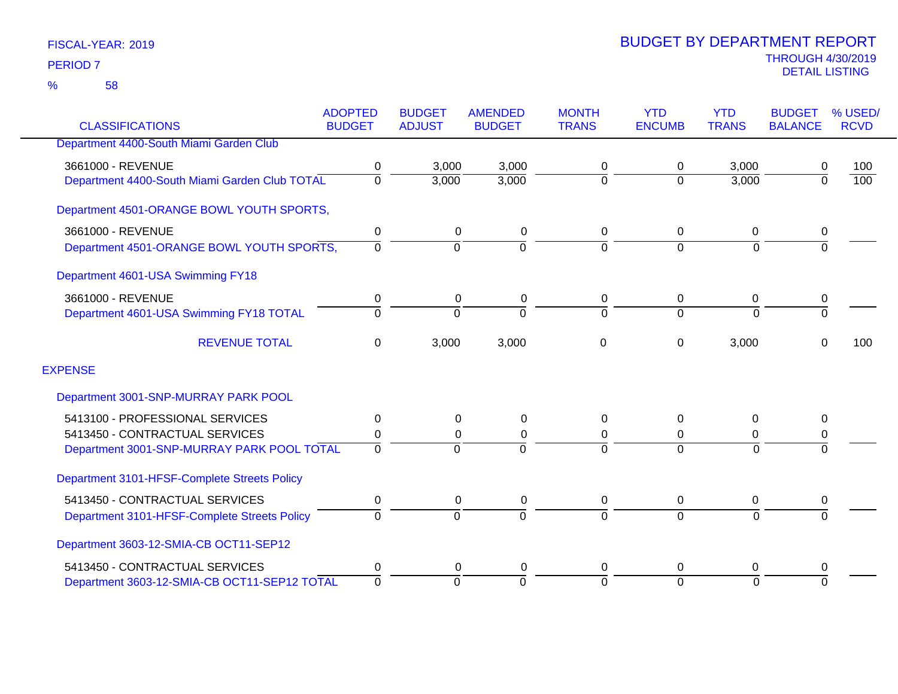FISCAL-YEAR: 2019
PERIOD 7
% 58

# BUDGET BY DEPARTMENT REPORT
THROUGH 4/30/2019
DETAIL LISTING

| CLASSIFICATIONS | ADOPTED BUDGET | BUDGET ADJUST | AMENDED BUDGET | MONTH TRANS | YTD ENCUMB | YTD TRANS | BUDGET BALANCE | % USED/ RCVD |
|---|---|---|---|---|---|---|---|---|
| Department 4400-South Miami Garden Club | | | | | | | | |
| 3661000 - REVENUE | 0 | 3,000 | 3,000 | 0 | 0 | 3,000 | 0 | 100 |
| Department 4400-South Miami Garden Club TOTAL | 0 | 3,000 | 3,000 | 0 | 0 | 3,000 | 0 | 100 |
| Department 4501-ORANGE BOWL YOUTH SPORTS, | | | | | | | | |
| 3661000 - REVENUE | 0 | 0 | 0 | 0 | 0 | 0 | 0 | |
| Department 4501-ORANGE BOWL YOUTH SPORTS, | 0 | 0 | 0 | 0 | 0 | 0 | 0 | |
| Department 4601-USA Swimming FY18 | | | | | | | | |
| 3661000 - REVENUE | 0 | 0 | 0 | 0 | 0 | 0 | 0 | |
| Department 4601-USA Swimming FY18 TOTAL | 0 | 0 | 0 | 0 | 0 | 0 | 0 | |
| REVENUE TOTAL | 0 | 3,000 | 3,000 | 0 | 0 | 3,000 | 0 | 100 |
| EXPENSE | | | | | | | | |
| Department 3001-SNP-MURRAY PARK POOL | | | | | | | | |
| 5413100 - PROFESSIONAL SERVICES | 0 | 0 | 0 | 0 | 0 | 0 | 0 | |
| 5413450 - CONTRACTUAL SERVICES | 0 | 0 | 0 | 0 | 0 | 0 | 0 | |
| Department 3001-SNP-MURRAY PARK POOL TOTAL | 0 | 0 | 0 | 0 | 0 | 0 | 0 | |
| Department 3101-HFSF-Complete Streets Policy | | | | | | | | |
| 5413450 - CONTRACTUAL SERVICES | 0 | 0 | 0 | 0 | 0 | 0 | 0 | |
| Department 3101-HFSF-Complete Streets Policy | 0 | 0 | 0 | 0 | 0 | 0 | 0 | |
| Department 3603-12-SMIA-CB OCT11-SEP12 | | | | | | | | |
| 5413450 - CONTRACTUAL SERVICES | 0 | 0 | 0 | 0 | 0 | 0 | 0 | |
| Department 3603-12-SMIA-CB OCT11-SEP12 TOTAL | 0 | 0 | 0 | 0 | 0 | 0 | 0 | |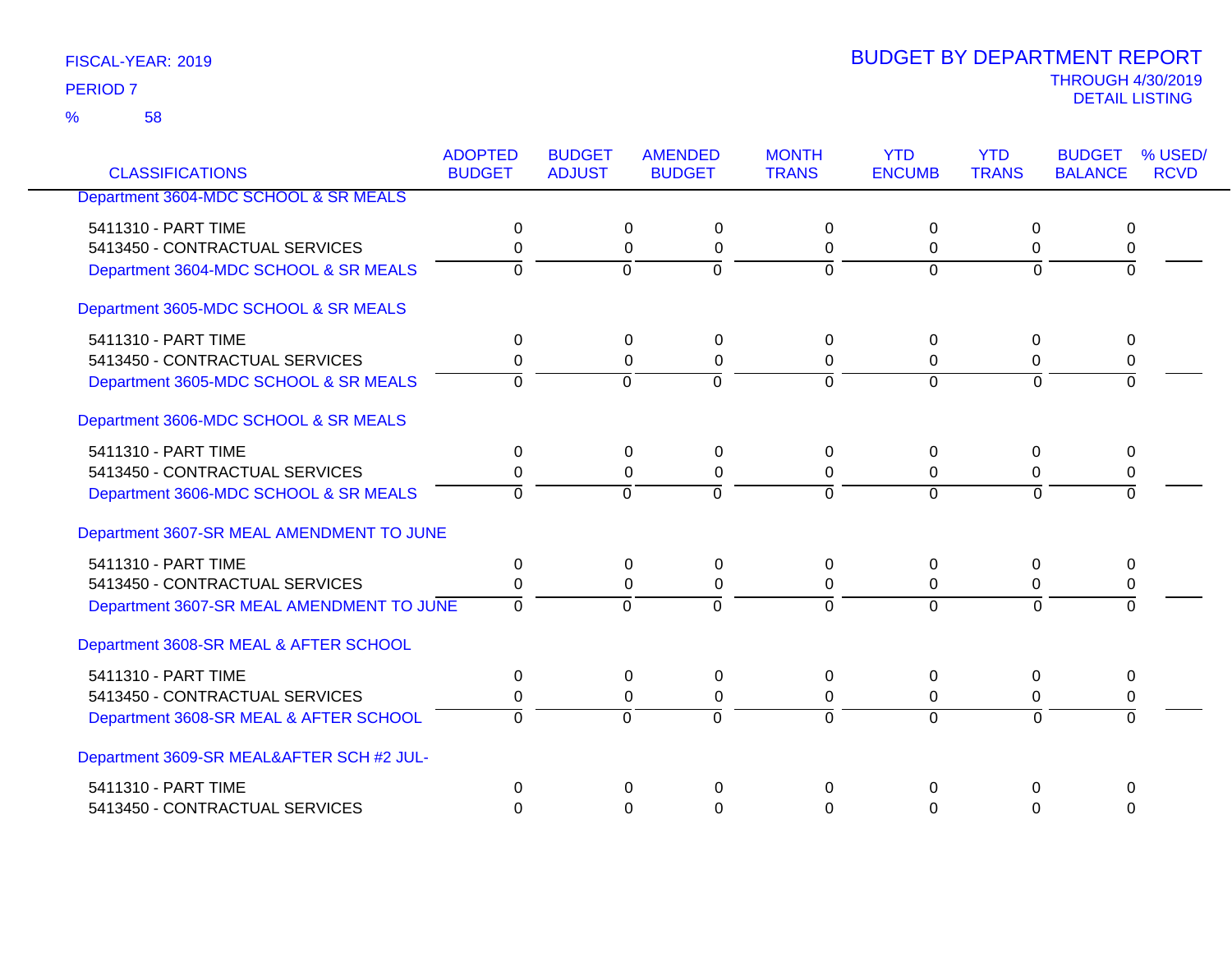FISCAL-YEAR: 2019

PERIOD 7

% 58

# BUDGET BY DEPARTMENT REPORT

THROUGH 4/30/2019

DETAIL LISTING

| CLASSIFICATIONS | ADOPTED BUDGET | BUDGET ADJUST | AMENDED BUDGET | MONTH TRANS | YTD ENCUMB | YTD TRANS | BUDGET BALANCE | % USED/ RCVD |
|---|---|---|---|---|---|---|---|---|
| **Department 3604-MDC SCHOOL & SR MEALS** | | | | | | | | |
| 5411310 - PART TIME | 0 | 0 | 0 | 0 | 0 | 0 | 0 | |
| 5413450 - CONTRACTUAL SERVICES | 0 | 0 | 0 | 0 | 0 | 0 | 0 | |
| Department 3604-MDC SCHOOL & SR MEALS | 0 | 0 | 0 | 0 | 0 | 0 | 0 | |
| **Department 3605-MDC SCHOOL & SR MEALS** | | | | | | | | |
| 5411310 - PART TIME | 0 | 0 | 0 | 0 | 0 | 0 | 0 | |
| 5413450 - CONTRACTUAL SERVICES | 0 | 0 | 0 | 0 | 0 | 0 | 0 | |
| Department 3605-MDC SCHOOL & SR MEALS | 0 | 0 | 0 | 0 | 0 | 0 | 0 | |
| **Department 3606-MDC SCHOOL & SR MEALS** | | | | | | | | |
| 5411310 - PART TIME | 0 | 0 | 0 | 0 | 0 | 0 | 0 | |
| 5413450 - CONTRACTUAL SERVICES | 0 | 0 | 0 | 0 | 0 | 0 | 0 | |
| Department 3606-MDC SCHOOL & SR MEALS | 0 | 0 | 0 | 0 | 0 | 0 | 0 | |
| **Department 3607-SR MEAL AMENDMENT TO JUNE** | | | | | | | | |
| 5411310 - PART TIME | 0 | 0 | 0 | 0 | 0 | 0 | 0 | |
| 5413450 - CONTRACTUAL SERVICES | 0 | 0 | 0 | 0 | 0 | 0 | 0 | |
| Department 3607-SR MEAL AMENDMENT TO JUNE | 0 | 0 | 0 | 0 | 0 | 0 | 0 | |
| **Department 3608-SR MEAL & AFTER SCHOOL** | | | | | | | | |
| 5411310 - PART TIME | 0 | 0 | 0 | 0 | 0 | 0 | 0 | |
| 5413450 - CONTRACTUAL SERVICES | 0 | 0 | 0 | 0 | 0 | 0 | 0 | |
| Department 3608-SR MEAL & AFTER SCHOOL | 0 | 0 | 0 | 0 | 0 | 0 | 0 | |
| **Department 3609-SR MEAL&AFTER SCH #2 JUL-** | | | | | | | | |
| 5411310 - PART TIME | 0 | 0 | 0 | 0 | 0 | 0 | 0 | |
| 5413450 - CONTRACTUAL SERVICES | 0 | 0 | 0 | 0 | 0 | 0 | 0 | |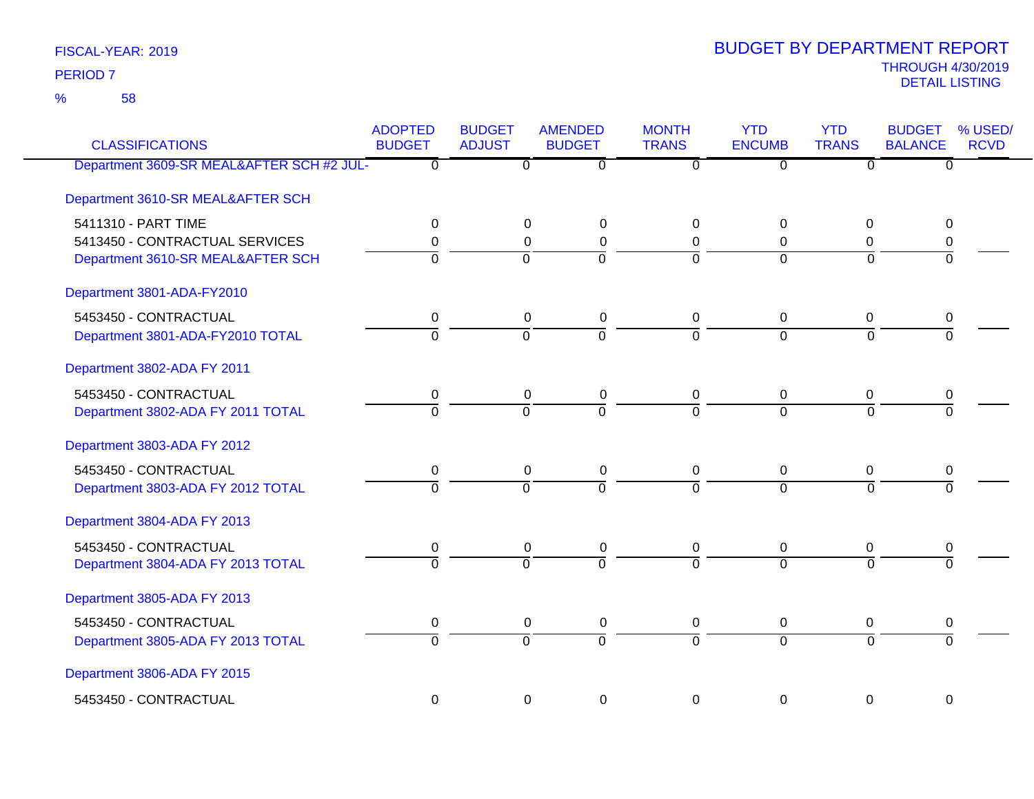FISCAL-YEAR: 2019

PERIOD 7

% 58

# BUDGET BY DEPARTMENT REPORT

THROUGH 4/30/2019

DETAIL LISTING

| CLASSIFICATIONS | ADOPTED BUDGET | BUDGET ADJUST | AMENDED BUDGET | MONTH TRANS | YTD ENCUMB | YTD TRANS | BUDGET BALANCE | % USED/ RCVD |
|---|---|---|---|---|---|---|---|---|
| Department 3609-SR MEAL&AFTER SCH #2 JUL- | 0 | 0 | 0 | 0 | 0 | 0 | 0 | |
| Department 3610-SR MEAL&AFTER SCH | | | | | | | | |
| 5411310 - PART TIME | 0 | 0 | 0 | 0 | 0 | 0 | 0 | |
| 5413450 - CONTRACTUAL SERVICES | 0 | 0 | 0 | 0 | 0 | 0 | 0 | |
| Department 3610-SR MEAL&AFTER SCH | 0 | 0 | 0 | 0 | 0 | 0 | 0 | |
| Department 3801-ADA-FY2010 | | | | | | | | |
| 5453450 - CONTRACTUAL | 0 | 0 | 0 | 0 | 0 | 0 | 0 | |
| Department 3801-ADA-FY2010 TOTAL | 0 | 0 | 0 | 0 | 0 | 0 | 0 | |
| Department 3802-ADA FY 2011 | | | | | | | | |
| 5453450 - CONTRACTUAL | 0 | 0 | 0 | 0 | 0 | 0 | 0 | |
| Department 3802-ADA FY 2011 TOTAL | 0 | 0 | 0 | 0 | 0 | 0 | 0 | |
| Department 3803-ADA FY 2012 | | | | | | | | |
| 5453450 - CONTRACTUAL | 0 | 0 | 0 | 0 | 0 | 0 | 0 | |
| Department 3803-ADA FY 2012 TOTAL | 0 | 0 | 0 | 0 | 0 | 0 | 0 | |
| Department 3804-ADA FY 2013 | | | | | | | | |
| 5453450 - CONTRACTUAL | 0 | 0 | 0 | 0 | 0 | 0 | 0 | |
| Department 3804-ADA FY 2013 TOTAL | 0 | 0 | 0 | 0 | 0 | 0 | 0 | |
| Department 3805-ADA FY 2013 | | | | | | | | |
| 5453450 - CONTRACTUAL | 0 | 0 | 0 | 0 | 0 | 0 | 0 | |
| Department 3805-ADA FY 2013 TOTAL | 0 | 0 | 0 | 0 | 0 | 0 | 0 | |
| Department 3806-ADA FY 2015 | | | | | | | | |
| 5453450 - CONTRACTUAL | 0 | 0 | 0 | 0 | 0 | 0 | 0 | |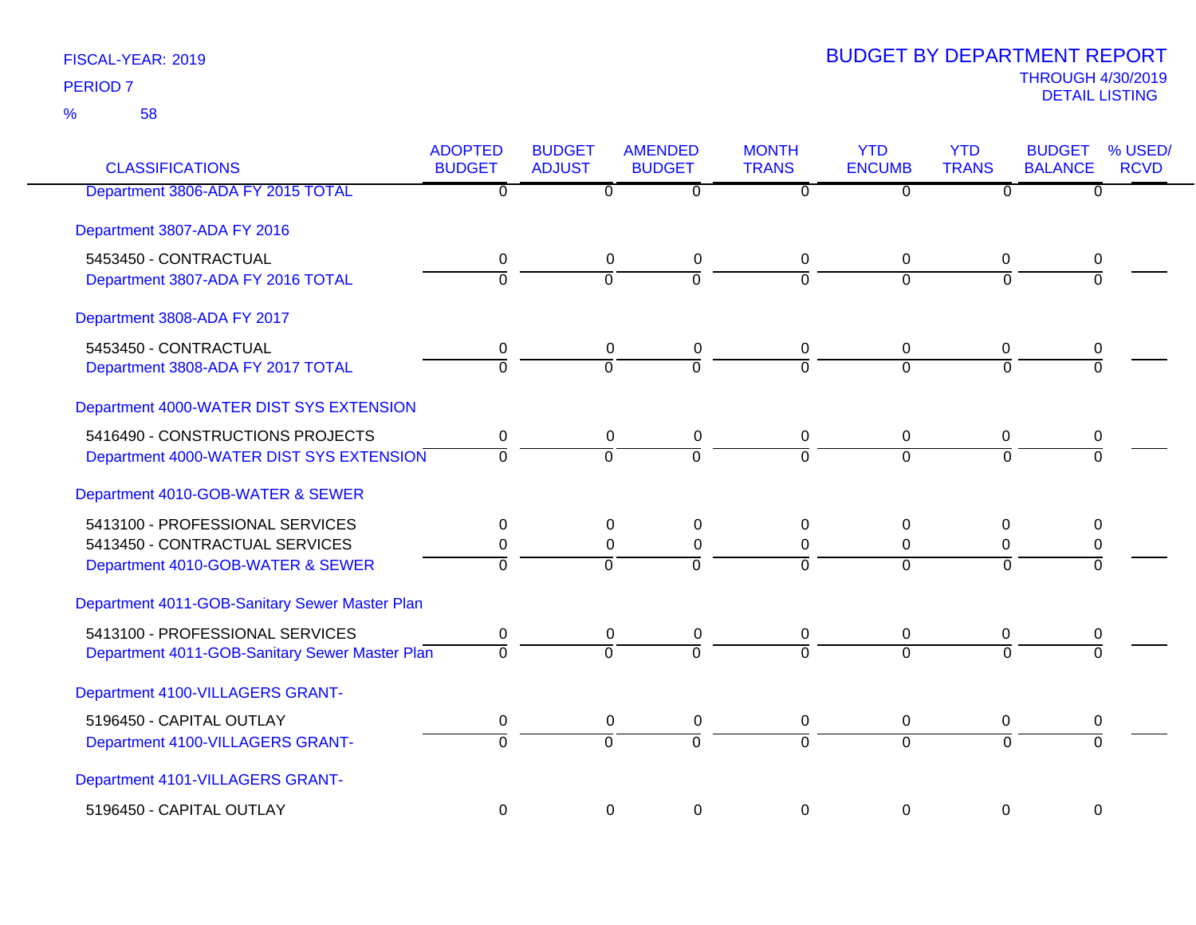FISCAL-YEAR: 2019
PERIOD 7
% 58

# BUDGET BY DEPARTMENT REPORT

THROUGH 4/30/2019
DETAIL LISTING

| CLASSIFICATIONS | ADOPTED BUDGET | BUDGET ADJUST | AMENDED BUDGET | MONTH TRANS | YTD ENCUMB | YTD TRANS | BUDGET BALANCE | % USED/ RCVD |
|---|---|---|---|---|---|---|---|---|
| Department 3806-ADA FY 2015 TOTAL | 0 | 0 | 0 | 0 | 0 | 0 | 0 | |
| Department 3807-ADA FY 2016 | | | | | | | | |
| 5453450 - CONTRACTUAL | 0 | 0 | 0 | 0 | 0 | 0 | 0 | |
| Department 3807-ADA FY 2016 TOTAL | 0 | 0 | 0 | 0 | 0 | 0 | 0 | |
| Department 3808-ADA FY 2017 | | | | | | | | |
| 5453450 - CONTRACTUAL | 0 | 0 | 0 | 0 | 0 | 0 | 0 | |
| Department 3808-ADA FY 2017 TOTAL | 0 | 0 | 0 | 0 | 0 | 0 | 0 | |
| Department 4000-WATER DIST SYS EXTENSION | | | | | | | | |
| 5416490 - CONSTRUCTIONS PROJECTS | 0 | 0 | 0 | 0 | 0 | 0 | 0 | |
| Department 4000-WATER DIST SYS EXTENSION | 0 | 0 | 0 | 0 | 0 | 0 | 0 | |
| Department 4010-GOB-WATER & SEWER | | | | | | | | |
| 5413100 - PROFESSIONAL SERVICES | 0 | 0 | 0 | 0 | 0 | 0 | 0 | |
| 5413450 - CONTRACTUAL SERVICES | 0 | 0 | 0 | 0 | 0 | 0 | 0 | |
| Department 4010-GOB-WATER & SEWER | 0 | 0 | 0 | 0 | 0 | 0 | 0 | |
| Department 4011-GOB-Sanitary Sewer Master Plan | | | | | | | | |
| 5413100 - PROFESSIONAL SERVICES | 0 | 0 | 0 | 0 | 0 | 0 | 0 | |
| Department 4011-GOB-Sanitary Sewer Master Plan | 0 | 0 | 0 | 0 | 0 | 0 | 0 | |
| Department 4100-VILLAGERS GRANT- | | | | | | | | |
| 5196450 - CAPITAL OUTLAY | 0 | 0 | 0 | 0 | 0 | 0 | 0 | |
| Department 4100-VILLAGERS GRANT- | 0 | 0 | 0 | 0 | 0 | 0 | 0 | |
| Department 4101-VILLAGERS GRANT- | | | | | | | | |
| 5196450 - CAPITAL OUTLAY | 0 | 0 | 0 | 0 | 0 | 0 | 0 | |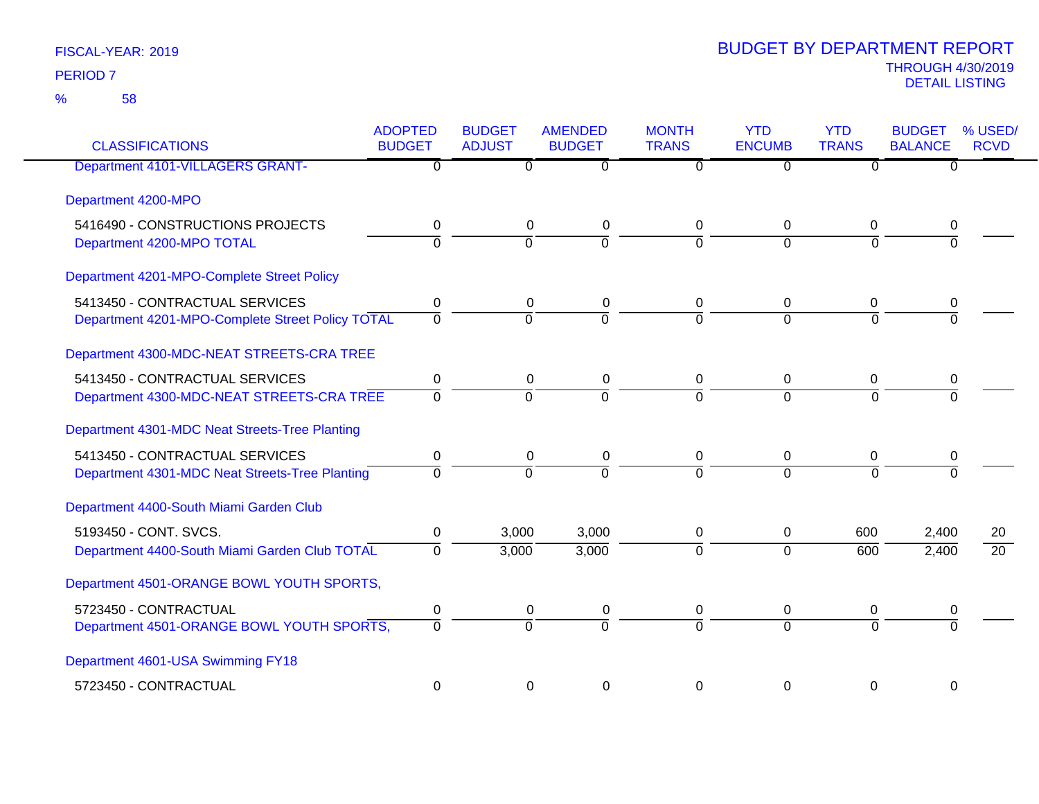FISCAL-YEAR: 2019
PERIOD 7
% 58

# BUDGET BY DEPARTMENT REPORT
THROUGH 4/30/2019
DETAIL LISTING

| CLASSIFICATIONS | ADOPTED BUDGET | BUDGET ADJUST | AMENDED BUDGET | MONTH TRANS | YTD ENCUMB | YTD TRANS | BUDGET BALANCE | % USED/ RCVD |
|---|---|---|---|---|---|---|---|---|
| Department 4101-VILLAGERS GRANT- | 0 | 0 | 0 | 0 | 0 | 0 | 0 | |
| **Department 4200-MPO** | | | | | | | | |
| 5416490 - CONSTRUCTIONS PROJECTS | 0 | 0 | 0 | 0 | 0 | 0 | 0 | |
| Department 4200-MPO TOTAL | 0 | 0 | 0 | 0 | 0 | 0 | 0 | |
| **Department 4201-MPO-Complete Street Policy** | | | | | | | | |
| 5413450 - CONTRACTUAL SERVICES | 0 | 0 | 0 | 0 | 0 | 0 | 0 | |
| Department 4201-MPO-Complete Street Policy TOTAL | 0 | 0 | 0 | 0 | 0 | 0 | 0 | |
| **Department 4300-MDC-NEAT STREETS-CRA TREE** | | | | | | | | |
| 5413450 - CONTRACTUAL SERVICES | 0 | 0 | 0 | 0 | 0 | 0 | 0 | |
| Department 4300-MDC-NEAT STREETS-CRA TREE | 0 | 0 | 0 | 0 | 0 | 0 | 0 | |
| **Department 4301-MDC Neat Streets-Tree Planting** | | | | | | | | |
| 5413450 - CONTRACTUAL SERVICES | 0 | 0 | 0 | 0 | 0 | 0 | 0 | |
| Department 4301-MDC Neat Streets-Tree Planting | 0 | 0 | 0 | 0 | 0 | 0 | 0 | |
| **Department 4400-South Miami Garden Club** | | | | | | | | |
| 5193450 - CONT. SVCS. | 0 | 3,000 | 3,000 | 0 | 0 | 600 | 2,400 | 20 |
| Department 4400-South Miami Garden Club TOTAL | 0 | 3,000 | 3,000 | 0 | 0 | 600 | 2,400 | 20 |
| **Department 4501-ORANGE BOWL YOUTH SPORTS,** | | | | | | | | |
| 5723450 - CONTRACTUAL | 0 | 0 | 0 | 0 | 0 | 0 | 0 | |
| Department 4501-ORANGE BOWL YOUTH SPORTS, | 0 | 0 | 0 | 0 | 0 | 0 | 0 | |
| **Department 4601-USA Swimming FY18** | | | | | | | | |
| 5723450 - CONTRACTUAL | 0 | 0 | 0 | 0 | 0 | 0 | 0 | |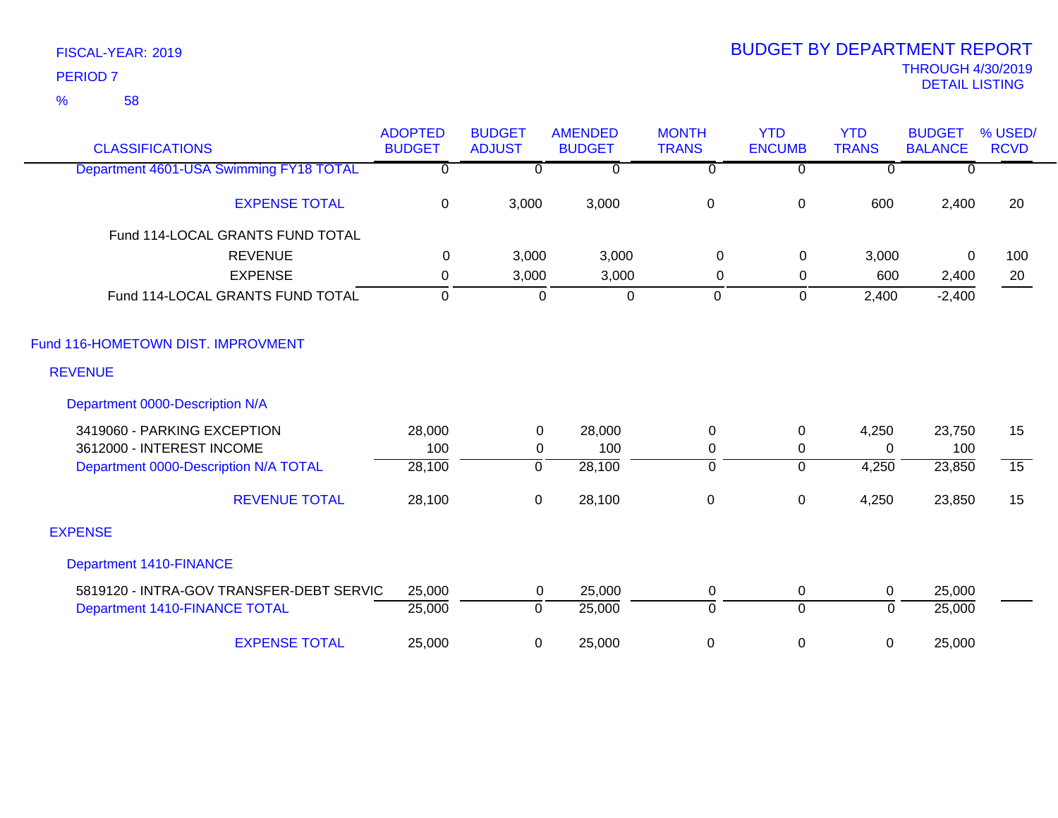FISCAL-YEAR: 2019

PERIOD 7

% 58

# BUDGET BY DEPARTMENT REPORT

THROUGH 4/30/2019

DETAIL LISTING

| CLASSIFICATIONS | ADOPTED BUDGET | BUDGET ADJUST | AMENDED BUDGET | MONTH TRANS | YTD ENCUMB | YTD TRANS | BUDGET BALANCE | % USED/ RCVD |
|---|---|---|---|---|---|---|---|---|
| Department 4601-USA Swimming FY18 TOTAL | 0 | 0 | 0 | 0 | 0 | 0 | 0 | |
| EXPENSE TOTAL | 0 | 3,000 | 3,000 | 0 | 0 | 600 | 2,400 | 20 |
| Fund 114-LOCAL GRANTS FUND TOTAL | | | | | | | | |
| REVENUE | 0 | 3,000 | 3,000 | 0 | 0 | 3,000 | 0 | 100 |
| EXPENSE | 0 | 3,000 | 3,000 | 0 | 0 | 600 | 2,400 | 20 |
| Fund 114-LOCAL GRANTS FUND TOTAL | 0 | 0 | 0 | 0 | 0 | 2,400 | -2,400 | |
| **Fund 116-HOMETOWN DIST. IMPROVMENT** | | | | | | | | |
| **REVENUE** | | | | | | | | |
| Department 0000-Description N/A | | | | | | | | |
| 3419060 - PARKING EXCEPTION | 28,000 | 0 | 28,000 | 0 | 0 | 4,250 | 23,750 | 15 |
| 3612000 - INTEREST INCOME | 100 | 0 | 100 | 0 | 0 | 0 | 100 | |
| Department 0000-Description N/A TOTAL | 28,100 | 0 | 28,100 | 0 | 0 | 4,250 | 23,850 | 15 |
| REVENUE TOTAL | 28,100 | 0 | 28,100 | 0 | 0 | 4,250 | 23,850 | 15 |
| **EXPENSE** | | | | | | | | |
| Department 1410-FINANCE | | | | | | | | |
| 5819120 - INTRA-GOV TRANSFER-DEBT SERVIC | 25,000 | 0 | 25,000 | 0 | 0 | 0 | 25,000 | |
| Department 1410-FINANCE TOTAL | 25,000 | 0 | 25,000 | 0 | 0 | 0 | 25,000 | |
| EXPENSE TOTAL | 25,000 | 0 | 25,000 | 0 | 0 | 0 | 25,000 | |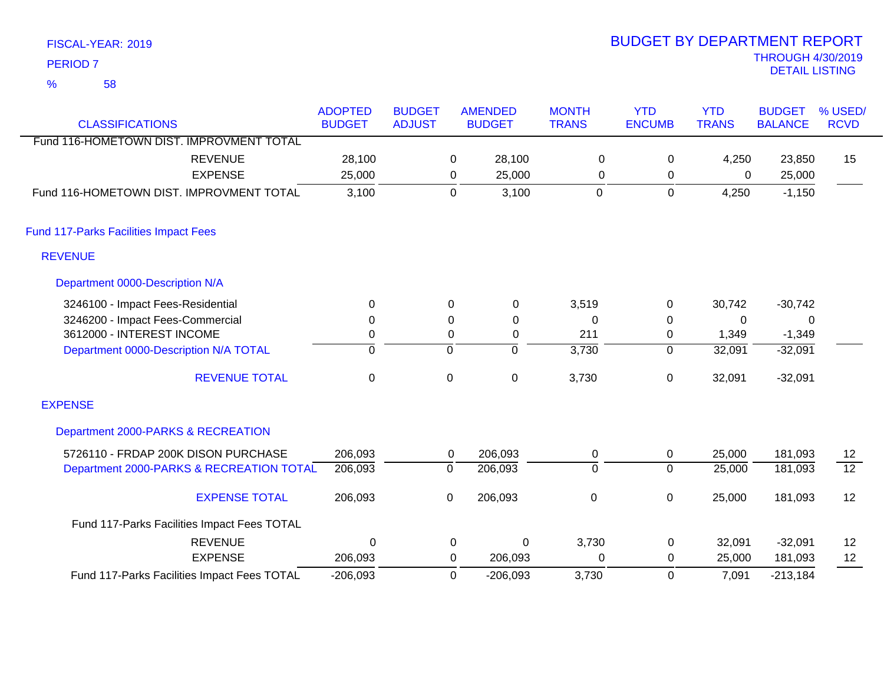FISCAL-YEAR: 2019

PERIOD 7

% 58

# BUDGET BY DEPARTMENT REPORT

THROUGH 4/30/2019
DETAIL LISTING

| CLASSIFICATIONS | ADOPTED BUDGET | BUDGET ADJUST | AMENDED BUDGET | MONTH TRANS | YTD ENCUMB | YTD TRANS | BUDGET BALANCE | % USED/ RCVD |
|---|---|---|---|---|---|---|---|---|
| Fund 116-HOMETOWN DIST. IMPROVMENT TOTAL | | | | | | | | |
| REVENUE | 28,100 | 0 | 28,100 | 0 | 0 | 4,250 | 23,850 | 15 |
| EXPENSE | 25,000 | 0 | 25,000 | 0 | 0 | 0 | 25,000 | |
| Fund 116-HOMETOWN DIST. IMPROVMENT TOTAL | 3,100 | 0 | 3,100 | 0 | 0 | 4,250 | -1,150 | |
| **Fund 117-Parks Facilities Impact Fees** | | | | | | | | |
| **REVENUE** | | | | | | | | |
| **Department 0000-Description N/A** | | | | | | | | |
| 3246100 - Impact Fees-Residential | 0 | 0 | 0 | 3,519 | 0 | 30,742 | -30,742 | |
| 3246200 - Impact Fees-Commercial | 0 | 0 | 0 | 0 | 0 | 0 | 0 | |
| 3612000 - INTEREST INCOME | 0 | 0 | 0 | 211 | 0 | 1,349 | -1,349 | |
| Department 0000-Description N/A TOTAL | 0 | 0 | 0 | 3,730 | 0 | 32,091 | -32,091 | |
| REVENUE TOTAL | 0 | 0 | 0 | 3,730 | 0 | 32,091 | -32,091 | |
| **EXPENSE** | | | | | | | | |
| **Department 2000-PARKS & RECREATION** | | | | | | | | |
| 5726110 - FRDAP 200K DISON PURCHASE | 206,093 | 0 | 206,093 | 0 | 0 | 25,000 | 181,093 | 12 |
| Department 2000-PARKS & RECREATION TOTAL | 206,093 | 0 | 206,093 | 0 | 0 | 25,000 | 181,093 | 12 |
| EXPENSE TOTAL | 206,093 | 0 | 206,093 | 0 | 0 | 25,000 | 181,093 | 12 |
| Fund 117-Parks Facilities Impact Fees TOTAL | | | | | | | | |
| REVENUE | 0 | 0 | 0 | 3,730 | 0 | 32,091 | -32,091 | 12 |
| EXPENSE | 206,093 | 0 | 206,093 | 0 | 0 | 25,000 | 181,093 | 12 |
| Fund 117-Parks Facilities Impact Fees TOTAL | -206,093 | 0 | -206,093 | 3,730 | 0 | 7,091 | -213,184 | |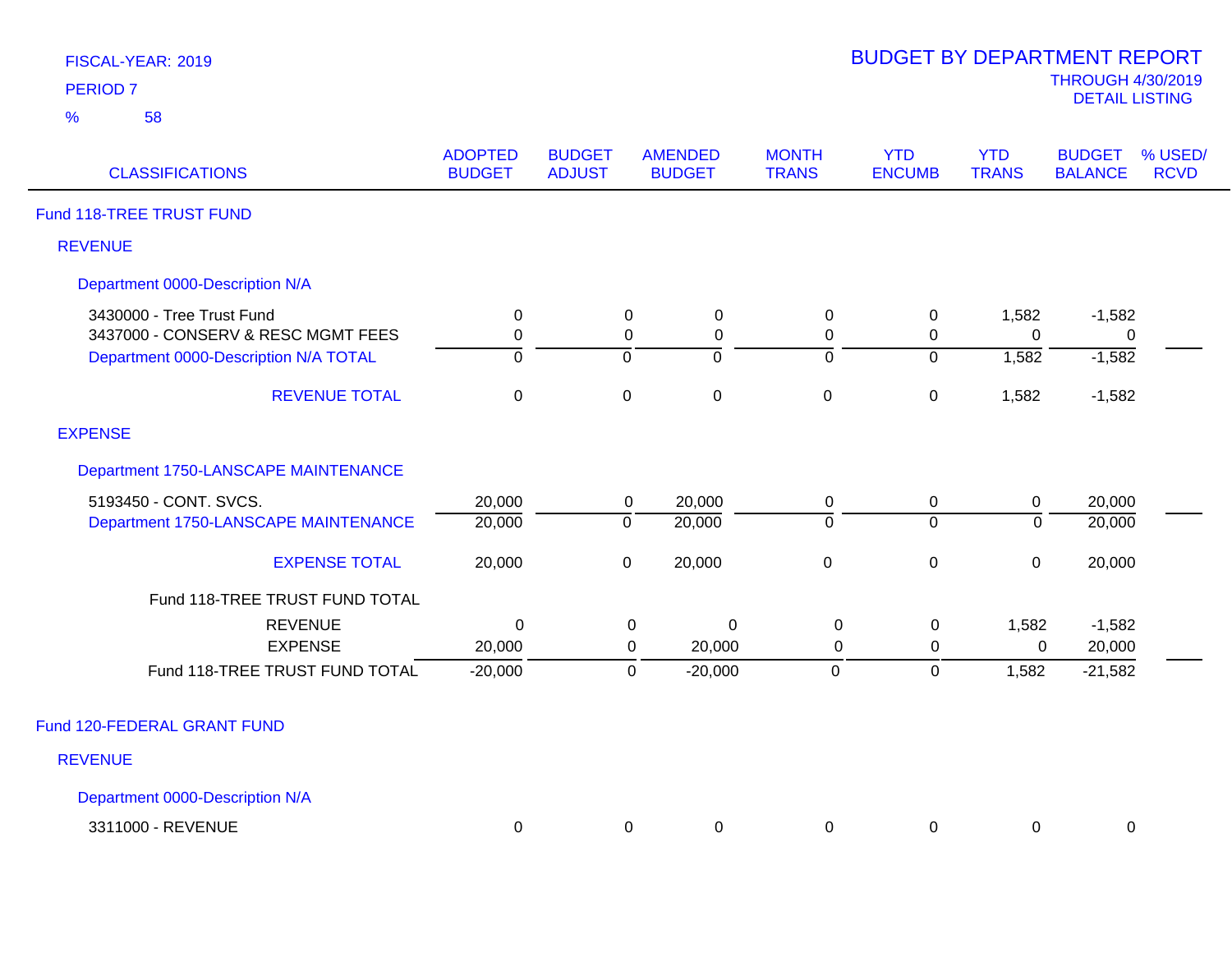FISCAL-YEAR: 2019

PERIOD 7

% 58

# BUDGET BY DEPARTMENT REPORT

THROUGH 4/30/2019

DETAIL LISTING

| CLASSIFICATIONS | ADOPTED BUDGET | BUDGET ADJUST | AMENDED BUDGET | MONTH TRANS | YTD ENCUMB | YTD TRANS | BUDGET BALANCE | % USED/ RCVD |
|---|---|---|---|---|---|---|---|---|
| **Fund 118-TREE TRUST FUND** | | | | | | | | |
| **REVENUE** | | | | | | | | |
| **Department 0000-Description N/A** | | | | | | | | |
| 3430000 - Tree Trust Fund | 0 | 0 | 0 | 0 | 0 | 1,582 | -1,582 | |
| 3437000 - CONSERV & RESC MGMT FEES | 0 | 0 | 0 | 0 | 0 | 0 | 0 | |
| Department 0000-Description N/A TOTAL | 0 | 0 | 0 | 0 | 0 | 1,582 | -1,582 | |
| REVENUE TOTAL | 0 | 0 | 0 | 0 | 0 | 1,582 | -1,582 | |
| **EXPENSE** | | | | | | | | |
| **Department 1750-LANSCAPE MAINTENANCE** | | | | | | | | |
| 5193450 - CONT. SVCS. | 20,000 | 0 | 20,000 | 0 | 0 | 0 | 20,000 | |
| Department 1750-LANSCAPE MAINTENANCE | 20,000 | 0 | 20,000 | 0 | 0 | 0 | 20,000 | |
| EXPENSE TOTAL | 20,000 | 0 | 20,000 | 0 | 0 | 0 | 20,000 | |
| Fund 118-TREE TRUST FUND TOTAL | | | | | | | | |
| REVENUE | 0 | 0 | 0 | 0 | 0 | 1,582 | -1,582 | |
| EXPENSE | 20,000 | 0 | 20,000 | 0 | 0 | 0 | 20,000 | |
| Fund 118-TREE TRUST FUND TOTAL | -20,000 | 0 | -20,000 | 0 | 0 | 1,582 | -21,582 | |
| **Fund 120-FEDERAL GRANT FUND** | | | | | | | | |
| **REVENUE** | | | | | | | | |
| **Department 0000-Description N/A** | | | | | | | | |
| 3311000 - REVENUE | 0 | 0 | 0 | 0 | 0 | 0 | 0 | |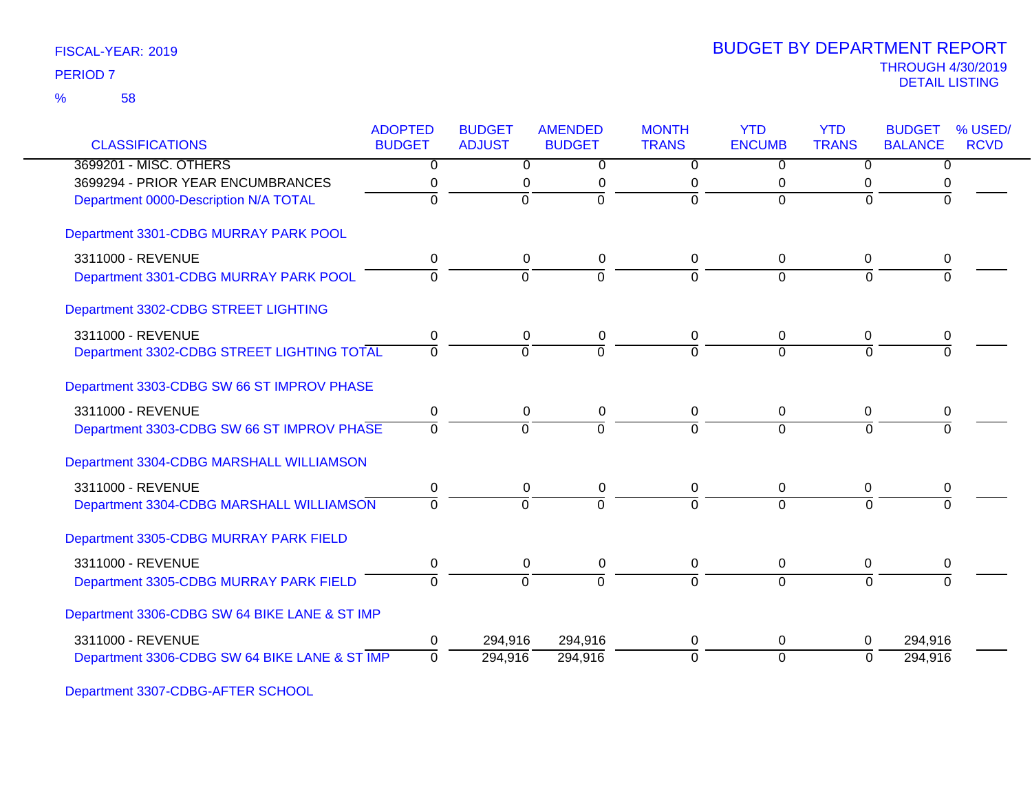FISCAL-YEAR: 2019

PERIOD 7

% 58

# BUDGET BY DEPARTMENT REPORT

THROUGH 4/30/2019

DETAIL LISTING

| CLASSIFICATIONS | ADOPTED BUDGET | BUDGET ADJUST | AMENDED BUDGET | MONTH TRANS | YTD ENCUMB | YTD TRANS | BUDGET BALANCE | % USED/ RCVD |
|---|---|---|---|---|---|---|---|---|
| 3699201 - MISC. OTHERS | 0 | 0 | 0 | 0 | 0 | 0 | 0 | |
| 3699294 - PRIOR YEAR ENCUMBRANCES | 0 | 0 | 0 | 0 | 0 | 0 | 0 | |
| Department 0000-Description N/A TOTAL | 0 | 0 | 0 | 0 | 0 | 0 | 0 | |
| **Department 3301-CDBG MURRAY PARK POOL** | | | | | | | | |
| 3311000 - REVENUE | 0 | 0 | 0 | 0 | 0 | 0 | 0 | |
| Department 3301-CDBG MURRAY PARK POOL | 0 | 0 | 0 | 0 | 0 | 0 | 0 | |
| **Department 3302-CDBG STREET LIGHTING** | | | | | | | | |
| 3311000 - REVENUE | 0 | 0 | 0 | 0 | 0 | 0 | 0 | |
| Department 3302-CDBG STREET LIGHTING TOTAL | 0 | 0 | 0 | 0 | 0 | 0 | 0 | |
| **Department 3303-CDBG SW 66 ST IMPROV PHASE** | | | | | | | | |
| 3311000 - REVENUE | 0 | 0 | 0 | 0 | 0 | 0 | 0 | |
| Department 3303-CDBG SW 66 ST IMPROV PHASE | 0 | 0 | 0 | 0 | 0 | 0 | 0 | |
| **Department 3304-CDBG MARSHALL WILLIAMSON** | | | | | | | | |
| 3311000 - REVENUE | 0 | 0 | 0 | 0 | 0 | 0 | 0 | |
| Department 3304-CDBG MARSHALL WILLIAMSON | 0 | 0 | 0 | 0 | 0 | 0 | 0 | |
| **Department 3305-CDBG MURRAY PARK FIELD** | | | | | | | | |
| 3311000 - REVENUE | 0 | 0 | 0 | 0 | 0 | 0 | 0 | |
| Department 3305-CDBG MURRAY PARK FIELD | 0 | 0 | 0 | 0 | 0 | 0 | 0 | |
| **Department 3306-CDBG SW 64 BIKE LANE & ST IMP** | | | | | | | | |
| 3311000 - REVENUE | 0 | 294,916 | 294,916 | 0 | 0 | 0 | 294,916 | |
| Department 3306-CDBG SW 64 BIKE LANE & ST IMP | 0 | 294,916 | 294,916 | 0 | 0 | 0 | 294,916 | |
| **Department 3307-CDBG-AFTER SCHOOL** | | | | | | | | |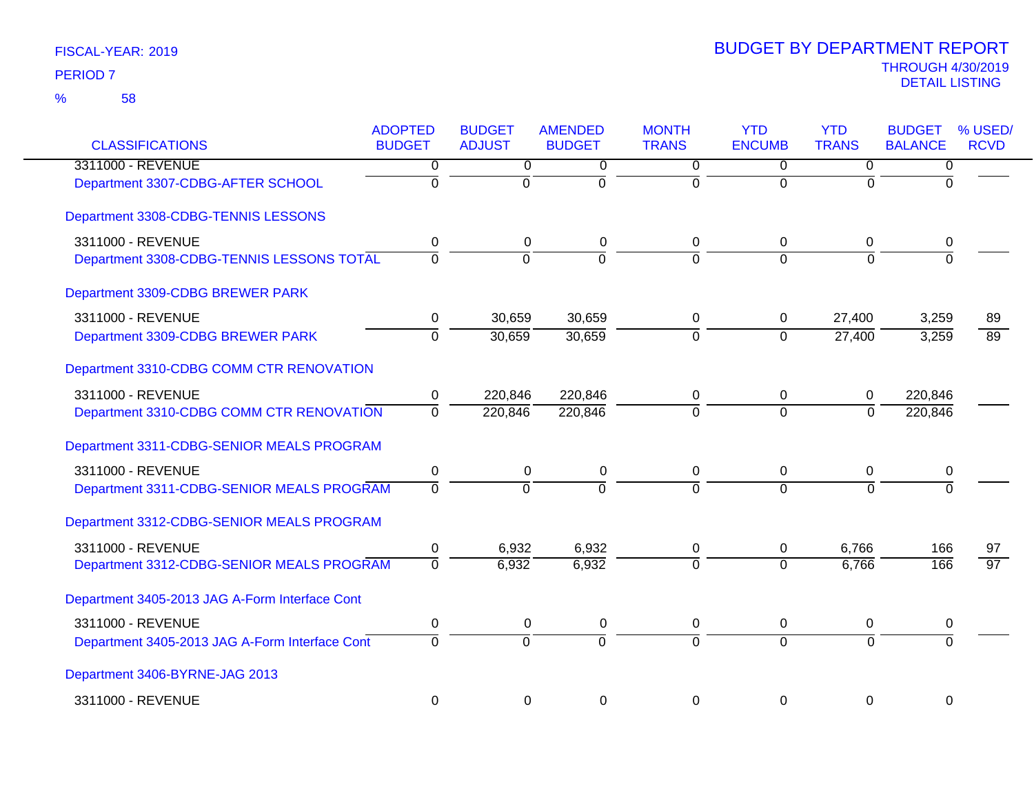FISCAL-YEAR: 2019

PERIOD 7

% 58

# BUDGET BY DEPARTMENT REPORT

THROUGH 4/30/2019

DETAIL LISTING

| CLASSIFICATIONS | ADOPTED BUDGET | BUDGET ADJUST | AMENDED BUDGET | MONTH TRANS | YTD ENCUMB | YTD TRANS | BUDGET BALANCE | % USED/ RCVD |
|---|---|---|---|---|---|---|---|---|
| 3311000 - REVENUE | 0 | 0 | 0 | 0 | 0 | 0 | 0 | |
| Department 3307-CDBG-AFTER SCHOOL | 0 | 0 | 0 | 0 | 0 | 0 | 0 | |
| **Department 3308-CDBG-TENNIS LESSONS** | | | | | | | | |
| 3311000 - REVENUE | 0 | 0 | 0 | 0 | 0 | 0 | 0 | |
| Department 3308-CDBG-TENNIS LESSONS TOTAL | 0 | 0 | 0 | 0 | 0 | 0 | 0 | |
| **Department 3309-CDBG BREWER PARK** | | | | | | | | |
| 3311000 - REVENUE | 0 | 30,659 | 30,659 | 0 | 0 | 27,400 | 3,259 | 89 |
| Department 3309-CDBG BREWER PARK | 0 | 30,659 | 30,659 | 0 | 0 | 27,400 | 3,259 | 89 |
| **Department 3310-CDBG COMM CTR RENOVATION** | | | | | | | | |
| 3311000 - REVENUE | 0 | 220,846 | 220,846 | 0 | 0 | 0 | 220,846 | |
| Department 3310-CDBG COMM CTR RENOVATION | 0 | 220,846 | 220,846 | 0 | 0 | 0 | 220,846 | |
| **Department 3311-CDBG-SENIOR MEALS PROGRAM** | | | | | | | | |
| 3311000 - REVENUE | 0 | 0 | 0 | 0 | 0 | 0 | 0 | |
| Department 3311-CDBG-SENIOR MEALS PROGRAM | 0 | 0 | 0 | 0 | 0 | 0 | 0 | |
| **Department 3312-CDBG-SENIOR MEALS PROGRAM** | | | | | | | | |
| 3311000 - REVENUE | 0 | 6,932 | 6,932 | 0 | 0 | 6,766 | 166 | 97 |
| Department 3312-CDBG-SENIOR MEALS PROGRAM | 0 | 6,932 | 6,932 | 0 | 0 | 6,766 | 166 | 97 |
| **Department 3405-2013 JAG A-Form Interface Cont** | | | | | | | | |
| 3311000 - REVENUE | 0 | 0 | 0 | 0 | 0 | 0 | 0 | |
| Department 3405-2013 JAG A-Form Interface Cont | 0 | 0 | 0 | 0 | 0 | 0 | 0 | |
| **Department 3406-BYRNE-JAG 2013** | | | | | | | | |
| 3311000 - REVENUE | 0 | 0 | 0 | 0 | 0 | 0 | 0 | |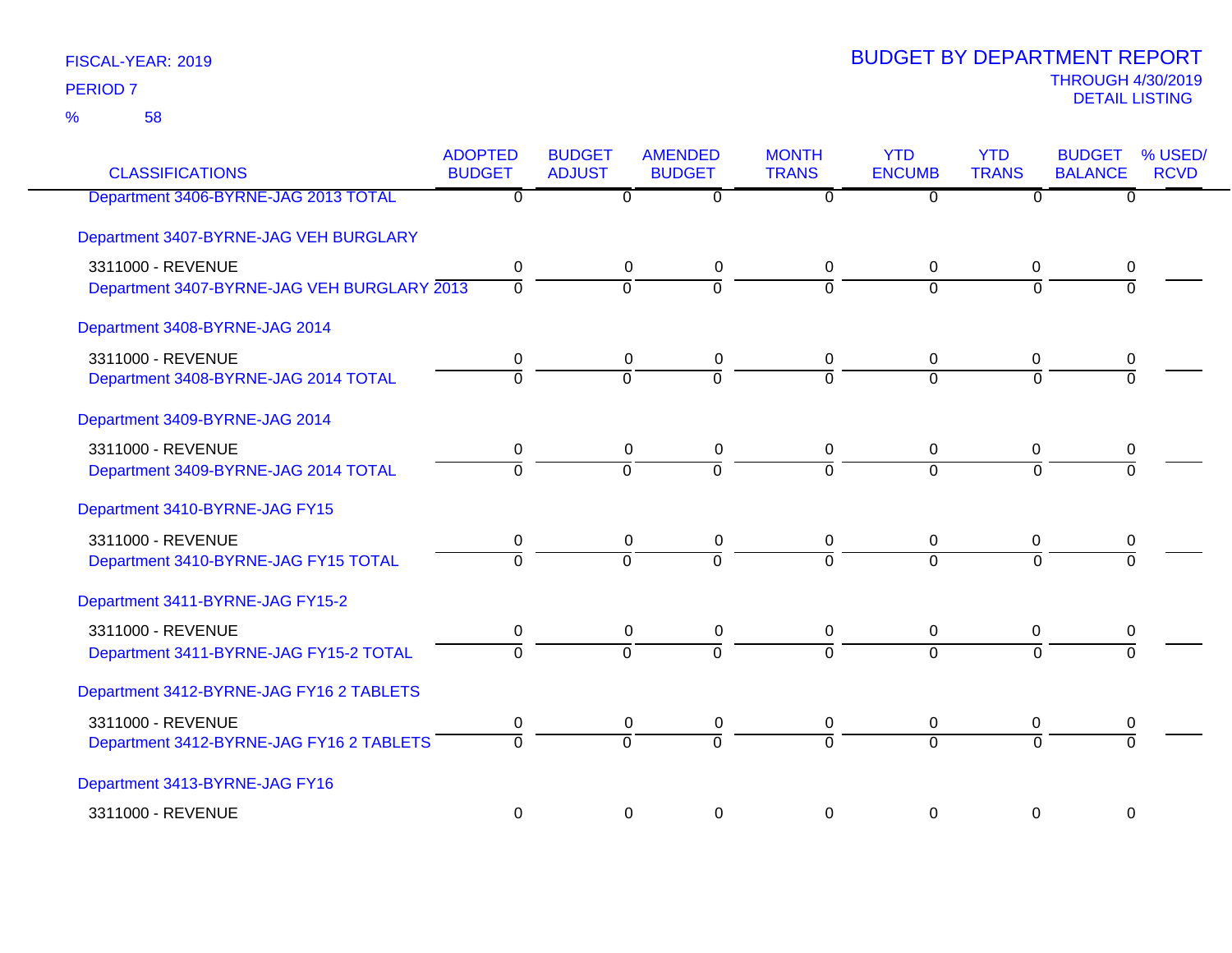FISCAL-YEAR: 2019

PERIOD 7

% 58

# BUDGET BY DEPARTMENT REPORT

THROUGH 4/30/2019

DETAIL LISTING

| CLASSIFICATIONS | ADOPTED BUDGET | BUDGET ADJUST | AMENDED BUDGET | MONTH TRANS | YTD ENCUMB | YTD TRANS | BUDGET BALANCE | % USED/ RCVD |
|---|---|---|---|---|---|---|---|---|
| Department 3406-BYRNE-JAG 2013 TOTAL | 0 | 0 | 0 | 0 | 0 | 0 | 0 | |
| Department 3407-BYRNE-JAG VEH BURGLARY | | | | | | | | |
| 3311000 - REVENUE | 0 | 0 | 0 | 0 | 0 | 0 | 0 | |
| Department 3407-BYRNE-JAG VEH BURGLARY 2013 | 0 | 0 | 0 | 0 | 0 | 0 | 0 | |
| Department 3408-BYRNE-JAG 2014 | | | | | | | | |
| 3311000 - REVENUE | 0 | 0 | 0 | 0 | 0 | 0 | 0 | |
| Department 3408-BYRNE-JAG 2014 TOTAL | 0 | 0 | 0 | 0 | 0 | 0 | 0 | |
| Department 3409-BYRNE-JAG 2014 | | | | | | | | |
| 3311000 - REVENUE | 0 | 0 | 0 | 0 | 0 | 0 | 0 | |
| Department 3409-BYRNE-JAG 2014 TOTAL | 0 | 0 | 0 | 0 | 0 | 0 | 0 | |
| Department 3410-BYRNE-JAG FY15 | | | | | | | | |
| 3311000 - REVENUE | 0 | 0 | 0 | 0 | 0 | 0 | 0 | |
| Department 3410-BYRNE-JAG FY15 TOTAL | 0 | 0 | 0 | 0 | 0 | 0 | 0 | |
| Department 3411-BYRNE-JAG FY15-2 | | | | | | | | |
| 3311000 - REVENUE | 0 | 0 | 0 | 0 | 0 | 0 | 0 | |
| Department 3411-BYRNE-JAG FY15-2 TOTAL | 0 | 0 | 0 | 0 | 0 | 0 | 0 | |
| Department 3412-BYRNE-JAG FY16 2 TABLETS | | | | | | | | |
| 3311000 - REVENUE | 0 | 0 | 0 | 0 | 0 | 0 | 0 | |
| Department 3412-BYRNE-JAG FY16 2 TABLETS | 0 | 0 | 0 | 0 | 0 | 0 | 0 | |
| Department 3413-BYRNE-JAG FY16 | | | | | | | | |
| 3311000 - REVENUE | 0 | 0 | 0 | 0 | 0 | 0 | 0 | |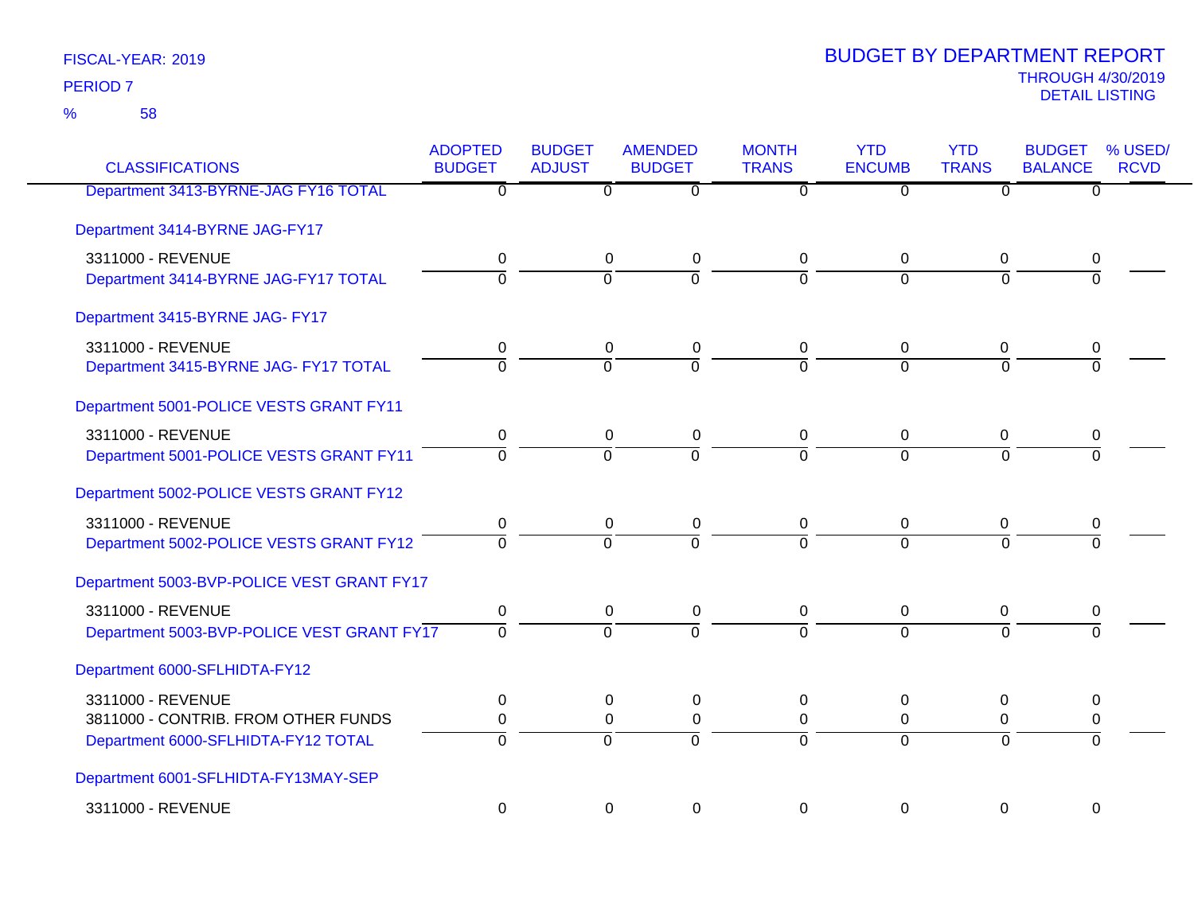FISCAL-YEAR: 2019

PERIOD 7

% 58

# BUDGET BY DEPARTMENT REPORT

THROUGH 4/30/2019

DETAIL LISTING

| CLASSIFICATIONS | ADOPTED BUDGET | BUDGET ADJUST | AMENDED BUDGET | MONTH TRANS | YTD ENCUMB | YTD TRANS | BUDGET BALANCE | % USED/ RCVD |
|---|---|---|---|---|---|---|---|---|
| Department 3413-BYRNE-JAG FY16 TOTAL | 0 | 0 | 0 | 0 | 0 | 0 | 0 | |
| **Department 3414-BYRNE JAG-FY17** | | | | | | | | |
| 3311000 - REVENUE | 0 | 0 | 0 | 0 | 0 | 0 | 0 | |
| Department 3414-BYRNE JAG-FY17 TOTAL | 0 | 0 | 0 | 0 | 0 | 0 | 0 | |
| **Department 3415-BYRNE JAG- FY17** | | | | | | | | |
| 3311000 - REVENUE | 0 | 0 | 0 | 0 | 0 | 0 | 0 | |
| Department 3415-BYRNE JAG- FY17 TOTAL | 0 | 0 | 0 | 0 | 0 | 0 | 0 | |
| **Department 5001-POLICE VESTS GRANT FY11** | | | | | | | | |
| 3311000 - REVENUE | 0 | 0 | 0 | 0 | 0 | 0 | 0 | |
| Department 5001-POLICE VESTS GRANT FY11 | 0 | 0 | 0 | 0 | 0 | 0 | 0 | |
| **Department 5002-POLICE VESTS GRANT FY12** | | | | | | | | |
| 3311000 - REVENUE | 0 | 0 | 0 | 0 | 0 | 0 | 0 | |
| Department 5002-POLICE VESTS GRANT FY12 | 0 | 0 | 0 | 0 | 0 | 0 | 0 | |
| **Department 5003-BVP-POLICE VEST GRANT FY17** | | | | | | | | |
| 3311000 - REVENUE | 0 | 0 | 0 | 0 | 0 | 0 | 0 | |
| Department 5003-BVP-POLICE VEST GRANT FY17 | 0 | 0 | 0 | 0 | 0 | 0 | 0 | |
| **Department 6000-SFLHIDTA-FY12** | | | | | | | | |
| 3311000 - REVENUE | 0 | 0 | 0 | 0 | 0 | 0 | 0 | |
| 3811000 - CONTRIB. FROM OTHER FUNDS | 0 | 0 | 0 | 0 | 0 | 0 | 0 | |
| Department 6000-SFLHIDTA-FY12 TOTAL | 0 | 0 | 0 | 0 | 0 | 0 | 0 | |
| **Department 6001-SFLHIDTA-FY13MAY-SEP** | | | | | | | | |
| 3311000 - REVENUE | 0 | 0 | 0 | 0 | 0 | 0 | 0 | |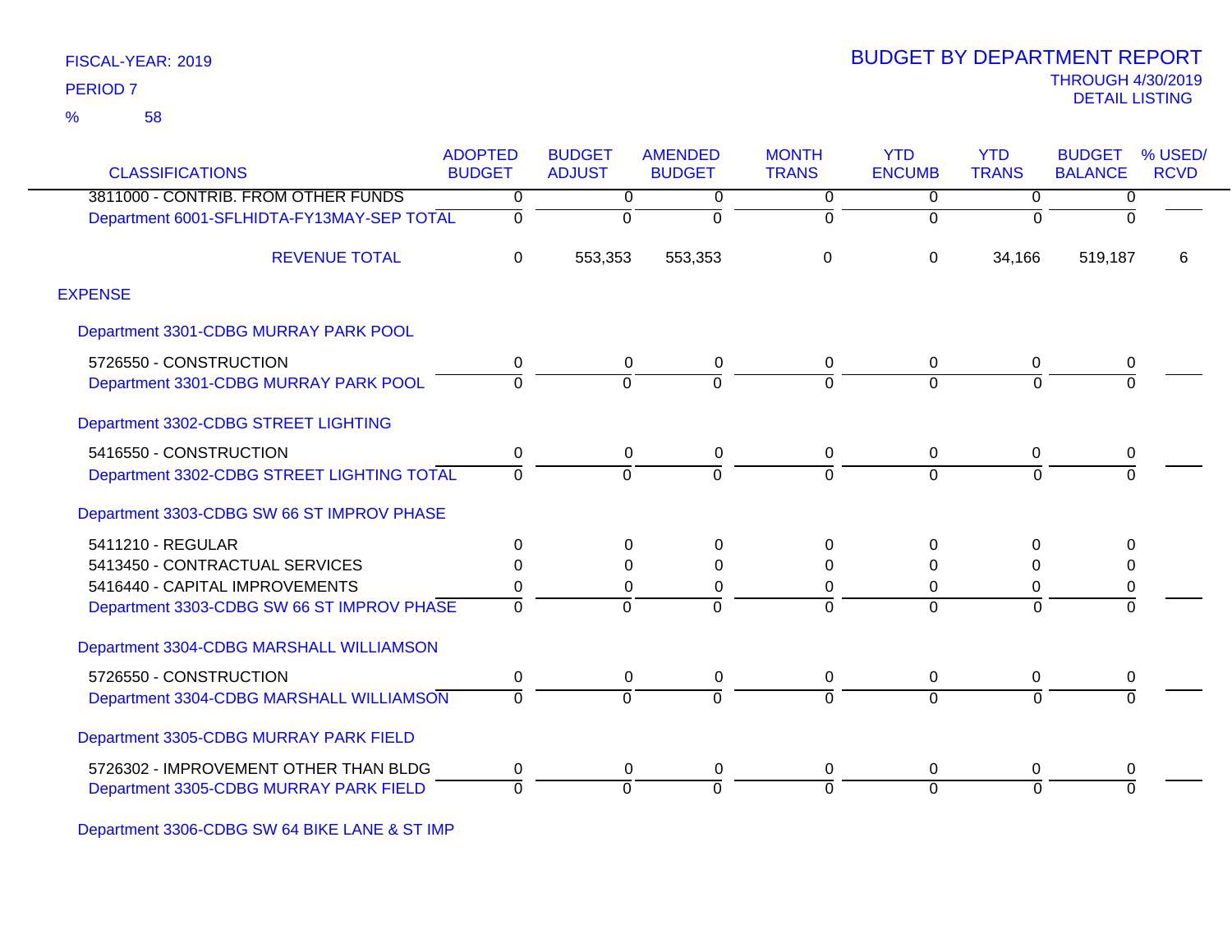FISCAL-YEAR: 2019

PERIOD 7

% 58

# BUDGET BY DEPARTMENT REPORT

THROUGH 4/30/2019

DETAIL LISTING

| CLASSIFICATIONS | ADOPTED BUDGET | BUDGET ADJUST | AMENDED BUDGET | MONTH TRANS | YTD ENCUMB | YTD TRANS | BUDGET BALANCE | % USED/ RCVD |
|---|---|---|---|---|---|---|---|---|
| 3811000 - CONTRIB. FROM OTHER FUNDS | 0 | 0 | 0 | 0 | 0 | 0 | 0 | |
| Department 6001-SFLHIDTA-FY13MAY-SEP TOTAL | 0 | 0 | 0 | 0 | 0 | 0 | 0 | |
| REVENUE TOTAL | 0 | 553,353 | 553,353 | 0 | 0 | 34,166 | 519,187 | 6 |
| EXPENSE | | | | | | | | |
| Department 3301-CDBG MURRAY PARK POOL | | | | | | | | |
| 5726550 - CONSTRUCTION | 0 | 0 | 0 | 0 | 0 | 0 | 0 | |
| Department 3301-CDBG MURRAY PARK POOL | 0 | 0 | 0 | 0 | 0 | 0 | 0 | |
| Department 3302-CDBG STREET LIGHTING | | | | | | | | |
| 5416550 - CONSTRUCTION | 0 | 0 | 0 | 0 | 0 | 0 | 0 | |
| Department 3302-CDBG STREET LIGHTING TOTAL | 0 | 0 | 0 | 0 | 0 | 0 | 0 | |
| Department 3303-CDBG SW 66 ST IMPROV PHASE | | | | | | | | |
| 5411210 - REGULAR | 0 | 0 | 0 | 0 | 0 | 0 | 0 | |
| 5413450 - CONTRACTUAL SERVICES | 0 | 0 | 0 | 0 | 0 | 0 | 0 | |
| 5416440 - CAPITAL IMPROVEMENTS | 0 | 0 | 0 | 0 | 0 | 0 | 0 | |
| Department 3303-CDBG SW 66 ST IMPROV PHASE | 0 | 0 | 0 | 0 | 0 | 0 | 0 | |
| Department 3304-CDBG MARSHALL WILLIAMSON | | | | | | | | |
| 5726550 - CONSTRUCTION | 0 | 0 | 0 | 0 | 0 | 0 | 0 | |
| Department 3304-CDBG MARSHALL WILLIAMSON | 0 | 0 | 0 | 0 | 0 | 0 | 0 | |
| Department 3305-CDBG MURRAY PARK FIELD | | | | | | | | |
| 5726302 - IMPROVEMENT OTHER THAN BLDG | 0 | 0 | 0 | 0 | 0 | 0 | 0 | |
| Department 3305-CDBG MURRAY PARK FIELD | 0 | 0 | 0 | 0 | 0 | 0 | 0 | |
| Department 3306-CDBG SW 64 BIKE LANE & ST IMP | | | | | | | | |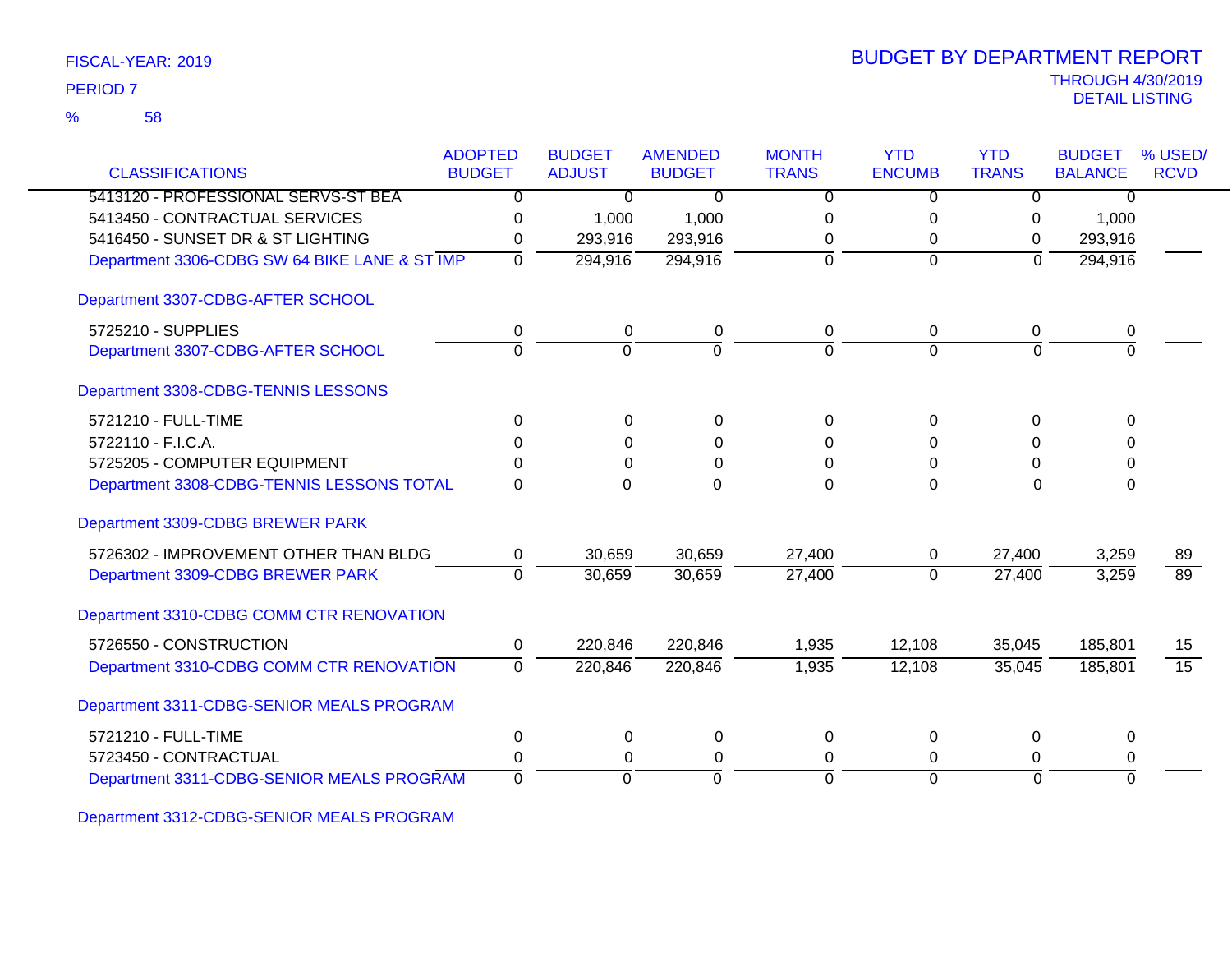FISCAL-YEAR: 2019

PERIOD 7

% 58

# BUDGET BY DEPARTMENT REPORT

THROUGH 4/30/2019

DETAIL LISTING

| CLASSIFICATIONS | ADOPTED BUDGET | BUDGET ADJUST | AMENDED BUDGET | MONTH TRANS | YTD ENCUMB | YTD TRANS | BUDGET BALANCE | % USED/ RCVD |
|---|---|---|---|---|---|---|---|---|
| 5413120 - PROFESSIONAL SERVS-ST BEA | 0 | 0 | 0 | 0 | 0 | 0 | 0 | |
| 5413450 - CONTRACTUAL SERVICES | 0 | 1,000 | 1,000 | 0 | 0 | 0 | 1,000 | |
| 5416450 - SUNSET DR & ST LIGHTING | 0 | 293,916 | 293,916 | 0 | 0 | 0 | 293,916 | |
| Department 3306-CDBG SW 64 BIKE LANE & ST IMP | 0 | 294,916 | 294,916 | 0 | 0 | 0 | 294,916 | |
| **Department 3307-CDBG-AFTER SCHOOL** | | | | | | | | |
| 5725210 - SUPPLIES | 0 | 0 | 0 | 0 | 0 | 0 | 0 | |
| Department 3307-CDBG-AFTER SCHOOL | 0 | 0 | 0 | 0 | 0 | 0 | 0 | |
| **Department 3308-CDBG-TENNIS LESSONS** | | | | | | | | |
| 5721210 - FULL-TIME | 0 | 0 | 0 | 0 | 0 | 0 | 0 | |
| 5722110 - F.I.C.A. | 0 | 0 | 0 | 0 | 0 | 0 | 0 | |
| 5725205 - COMPUTER EQUIPMENT | 0 | 0 | 0 | 0 | 0 | 0 | 0 | |
| Department 3308-CDBG-TENNIS LESSONS TOTAL | 0 | 0 | 0 | 0 | 0 | 0 | 0 | |
| **Department 3309-CDBG BREWER PARK** | | | | | | | | |
| 5726302 - IMPROVEMENT OTHER THAN BLDG | 0 | 30,659 | 30,659 | 27,400 | 0 | 27,400 | 3,259 | 89 |
| Department 3309-CDBG BREWER PARK | 0 | 30,659 | 30,659 | 27,400 | 0 | 27,400 | 3,259 | 89 |
| **Department 3310-CDBG COMM CTR RENOVATION** | | | | | | | | |
| 5726550 - CONSTRUCTION | 0 | 220,846 | 220,846 | 1,935 | 12,108 | 35,045 | 185,801 | 15 |
| Department 3310-CDBG COMM CTR RENOVATION | 0 | 220,846 | 220,846 | 1,935 | 12,108 | 35,045 | 185,801 | 15 |
| **Department 3311-CDBG-SENIOR MEALS PROGRAM** | | | | | | | | |
| 5721210 - FULL-TIME | 0 | 0 | 0 | 0 | 0 | 0 | 0 | |
| 5723450 - CONTRACTUAL | 0 | 0 | 0 | 0 | 0 | 0 | 0 | |
| Department 3311-CDBG-SENIOR MEALS PROGRAM | 0 | 0 | 0 | 0 | 0 | 0 | 0 | |
| **Department 3312-CDBG-SENIOR MEALS PROGRAM** | | | | | | | | |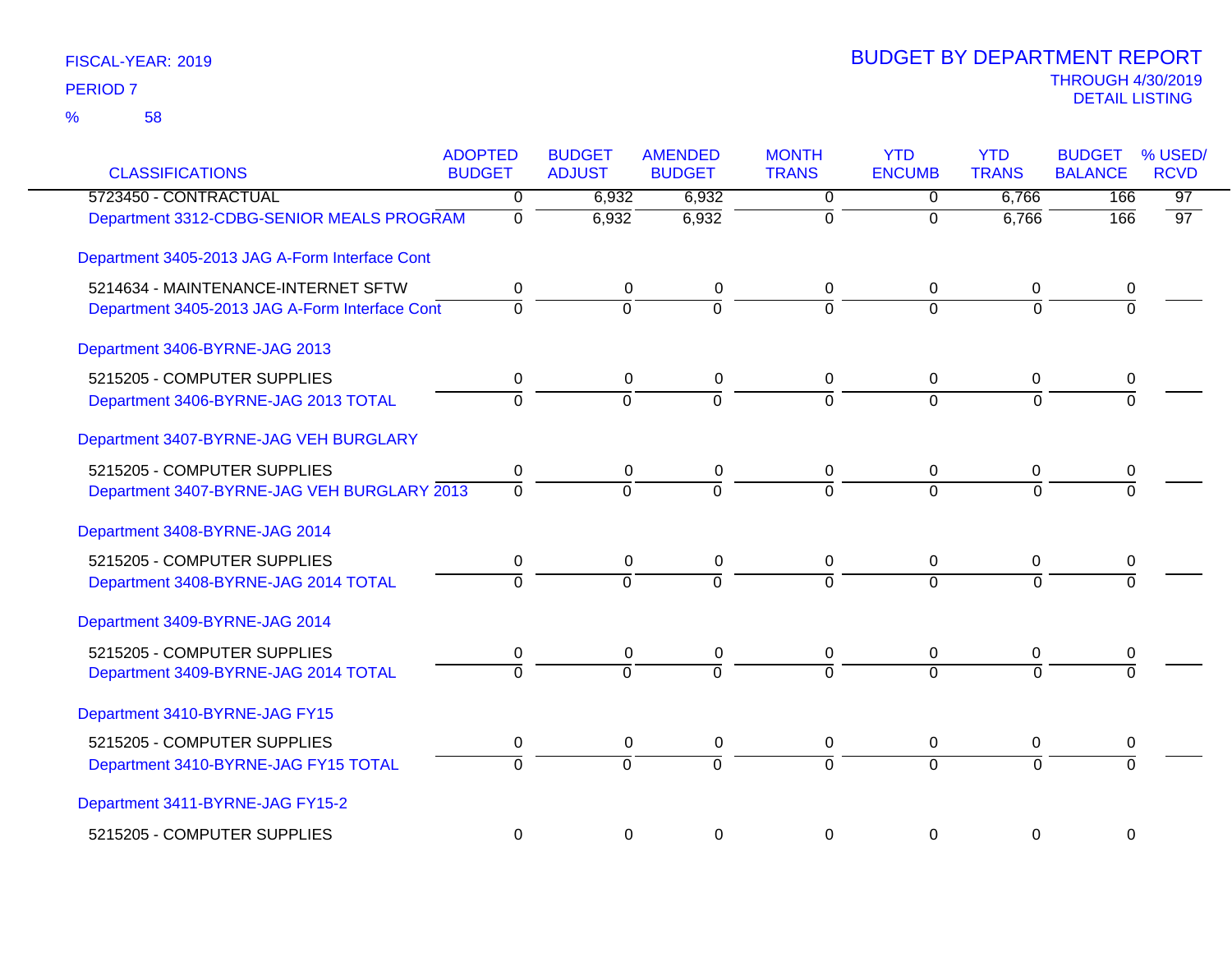FISCAL-YEAR: 2019

PERIOD 7

% 58

# BUDGET BY DEPARTMENT REPORT

THROUGH 4/30/2019

DETAIL LISTING

| CLASSIFICATIONS | ADOPTED BUDGET | BUDGET ADJUST | AMENDED BUDGET | MONTH TRANS | YTD ENCUMB | YTD TRANS | BUDGET BALANCE | % USED/ RCVD |
|---|---|---|---|---|---|---|---|---|
| 5723450 - CONTRACTUAL | 0 | 6,932 | 6,932 | 0 | 0 | 6,766 | 166 | 97 |
| Department 3312-CDBG-SENIOR MEALS PROGRAM | 0 | 6,932 | 6,932 | 0 | 0 | 6,766 | 166 | 97 |
| Department 3405-2013 JAG A-Form Interface Cont | | | | | | | | |
| 5214634 - MAINTENANCE-INTERNET SFTW | 0 | 0 | 0 | 0 | 0 | 0 | 0 | |
| Department 3405-2013 JAG A-Form Interface Cont | 0 | 0 | 0 | 0 | 0 | 0 | 0 | |
| Department 3406-BYRNE-JAG 2013 | | | | | | | | |
| 5215205 - COMPUTER SUPPLIES | 0 | 0 | 0 | 0 | 0 | 0 | 0 | |
| Department 3406-BYRNE-JAG 2013 TOTAL | 0 | 0 | 0 | 0 | 0 | 0 | 0 | |
| Department 3407-BYRNE-JAG VEH BURGLARY | | | | | | | | |
| 5215205 - COMPUTER SUPPLIES | 0 | 0 | 0 | 0 | 0 | 0 | 0 | |
| Department 3407-BYRNE-JAG VEH BURGLARY 2013 | 0 | 0 | 0 | 0 | 0 | 0 | 0 | |
| Department 3408-BYRNE-JAG 2014 | | | | | | | | |
| 5215205 - COMPUTER SUPPLIES | 0 | 0 | 0 | 0 | 0 | 0 | 0 | |
| Department 3408-BYRNE-JAG 2014 TOTAL | 0 | 0 | 0 | 0 | 0 | 0 | 0 | |
| Department 3409-BYRNE-JAG 2014 | | | | | | | | |
| 5215205 - COMPUTER SUPPLIES | 0 | 0 | 0 | 0 | 0 | 0 | 0 | |
| Department 3409-BYRNE-JAG 2014 TOTAL | 0 | 0 | 0 | 0 | 0 | 0 | 0 | |
| Department 3410-BYRNE-JAG FY15 | | | | | | | | |
| 5215205 - COMPUTER SUPPLIES | 0 | 0 | 0 | 0 | 0 | 0 | 0 | |
| Department 3410-BYRNE-JAG FY15 TOTAL | 0 | 0 | 0 | 0 | 0 | 0 | 0 | |
| Department 3411-BYRNE-JAG FY15-2 | | | | | | | | |
| 5215205 - COMPUTER SUPPLIES | 0 | 0 | 0 | 0 | 0 | 0 | 0 | |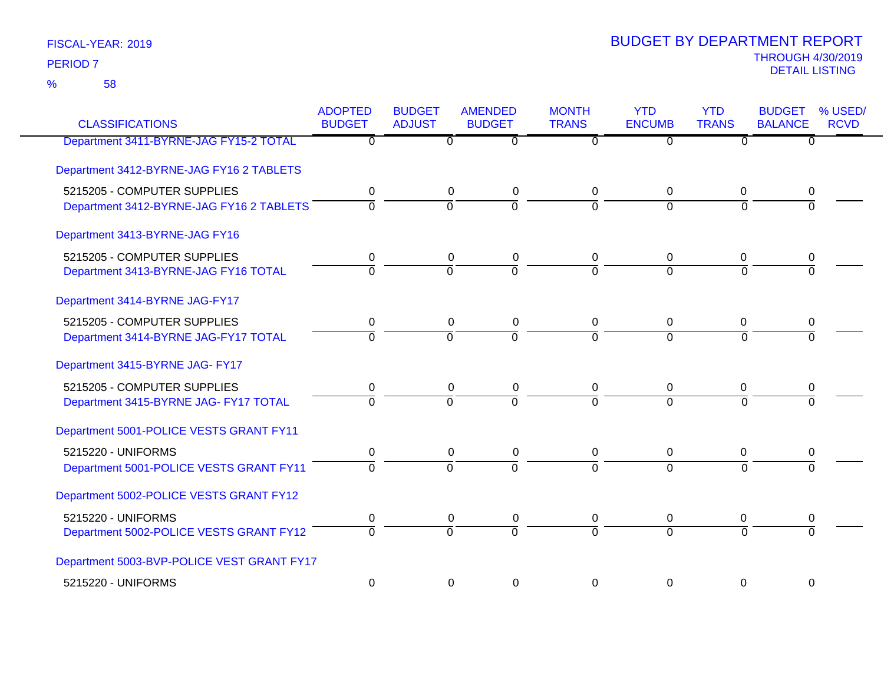FISCAL-YEAR: 2019

PERIOD 7

% 58

# BUDGET BY DEPARTMENT REPORT

THROUGH 4/30/2019

DETAIL LISTING

| CLASSIFICATIONS | ADOPTED BUDGET | BUDGET ADJUST | AMENDED BUDGET | MONTH TRANS | YTD ENCUMB | YTD TRANS | BUDGET BALANCE | % USED/ RCVD |
|---|---|---|---|---|---|---|---|---|
| Department 3411-BYRNE-JAG FY15-2 TOTAL | 0 | 0 | 0 | 0 | 0 | 0 | 0 | |
| Department 3412-BYRNE-JAG FY16 2 TABLETS | | | | | | | | |
| 5215205 - COMPUTER SUPPLIES | 0 | 0 | 0 | 0 | 0 | 0 | 0 | |
| Department 3412-BYRNE-JAG FY16 2 TABLETS | 0 | 0 | 0 | 0 | 0 | 0 | 0 | |
| Department 3413-BYRNE-JAG FY16 | | | | | | | | |
| 5215205 - COMPUTER SUPPLIES | 0 | 0 | 0 | 0 | 0 | 0 | 0 | |
| Department 3413-BYRNE-JAG FY16 TOTAL | 0 | 0 | 0 | 0 | 0 | 0 | 0 | |
| Department 3414-BYRNE JAG-FY17 | | | | | | | | |
| 5215205 - COMPUTER SUPPLIES | 0 | 0 | 0 | 0 | 0 | 0 | 0 | |
| Department 3414-BYRNE JAG-FY17 TOTAL | 0 | 0 | 0 | 0 | 0 | 0 | 0 | |
| Department 3415-BYRNE JAG- FY17 | | | | | | | | |
| 5215205 - COMPUTER SUPPLIES | 0 | 0 | 0 | 0 | 0 | 0 | 0 | |
| Department 3415-BYRNE JAG- FY17 TOTAL | 0 | 0 | 0 | 0 | 0 | 0 | 0 | |
| Department 5001-POLICE VESTS GRANT FY11 | | | | | | | | |
| 5215220 - UNIFORMS | 0 | 0 | 0 | 0 | 0 | 0 | 0 | |
| Department 5001-POLICE VESTS GRANT FY11 | 0 | 0 | 0 | 0 | 0 | 0 | 0 | |
| Department 5002-POLICE VESTS GRANT FY12 | | | | | | | | |
| 5215220 - UNIFORMS | 0 | 0 | 0 | 0 | 0 | 0 | 0 | |
| Department 5002-POLICE VESTS GRANT FY12 | 0 | 0 | 0 | 0 | 0 | 0 | 0 | |
| Department 5003-BVP-POLICE VEST GRANT FY17 | | | | | | | | |
| 5215220 - UNIFORMS | 0 | 0 | 0 | 0 | 0 | 0 | 0 | |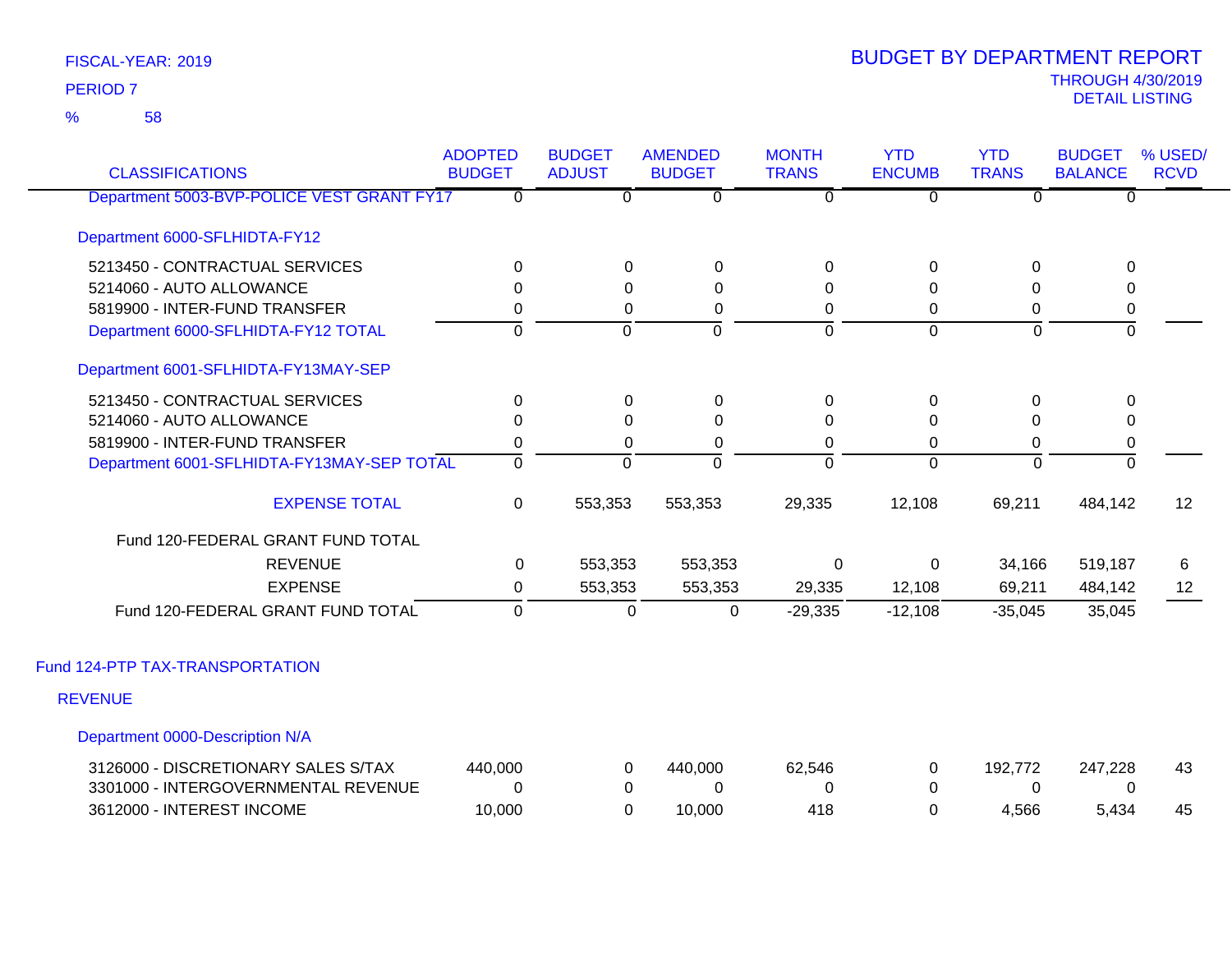FISCAL-YEAR: 2019

PERIOD 7

% 58

# BUDGET BY DEPARTMENT REPORT

THROUGH 4/30/2019

DETAIL LISTING

| CLASSIFICATIONS | ADOPTED BUDGET | BUDGET ADJUST | AMENDED BUDGET | MONTH TRANS | YTD ENCUMB | YTD TRANS | BUDGET BALANCE | % USED/ RCVD |
|---|---|---|---|---|---|---|---|---|
| Department 5003-BVP-POLICE VEST GRANT FY17 | 0 | 0 | 0 | 0 | 0 | 0 | 0 | |
| Department 6000-SFLHIDTA-FY12 | | | | | | | | |
| 5213450 - CONTRACTUAL SERVICES | 0 | 0 | 0 | 0 | 0 | 0 | 0 | |
| 5214060 - AUTO ALLOWANCE | 0 | 0 | 0 | 0 | 0 | 0 | 0 | |
| 5819900 - INTER-FUND TRANSFER | 0 | 0 | 0 | 0 | 0 | 0 | 0 | |
| Department 6000-SFLHIDTA-FY12 TOTAL | 0 | 0 | 0 | 0 | 0 | 0 | 0 | |
| Department 6001-SFLHIDTA-FY13MAY-SEP | | | | | | | | |
| 5213450 - CONTRACTUAL SERVICES | 0 | 0 | 0 | 0 | 0 | 0 | 0 | |
| 5214060 - AUTO ALLOWANCE | 0 | 0 | 0 | 0 | 0 | 0 | 0 | |
| 5819900 - INTER-FUND TRANSFER | 0 | 0 | 0 | 0 | 0 | 0 | 0 | |
| Department 6001-SFLHIDTA-FY13MAY-SEP TOTAL | 0 | 0 | 0 | 0 | 0 | 0 | 0 | |
| EXPENSE TOTAL | 0 | 553,353 | 553,353 | 29,335 | 12,108 | 69,211 | 484,142 | 12 |
| Fund 120-FEDERAL GRANT FUND TOTAL | | | | | | | | |
| REVENUE | 0 | 553,353 | 553,353 | 0 | 0 | 34,166 | 519,187 | 6 |
| EXPENSE | 0 | 553,353 | 553,353 | 29,335 | 12,108 | 69,211 | 484,142 | 12 |
| Fund 120-FEDERAL GRANT FUND TOTAL | 0 | 0 | 0 | -29,335 | -12,108 | -35,045 | 35,045 | |

## Fund 124-PTP TAX-TRANSPORTATION

### REVENUE

| CLASSIFICATIONS | ADOPTED BUDGET | BUDGET ADJUST | AMENDED BUDGET | MONTH TRANS | YTD ENCUMB | YTD TRANS | BUDGET BALANCE | % USED/ RCVD |
|---|---|---|---|---|---|---|---|---|
| Department 0000-Description N/A | | | | | | | | |
| 3126000 - DISCRETIONARY SALES S/TAX | 440,000 | 0 | 440,000 | 62,546 | 0 | 192,772 | 247,228 | 43 |
| 3301000 - INTERGOVERNMENTAL REVENUE | 0 | 0 | 0 | 0 | 0 | 0 | 0 | |
| 3612000 - INTEREST INCOME | 10,000 | 0 | 10,000 | 418 | 0 | 4,566 | 5,434 | 45 |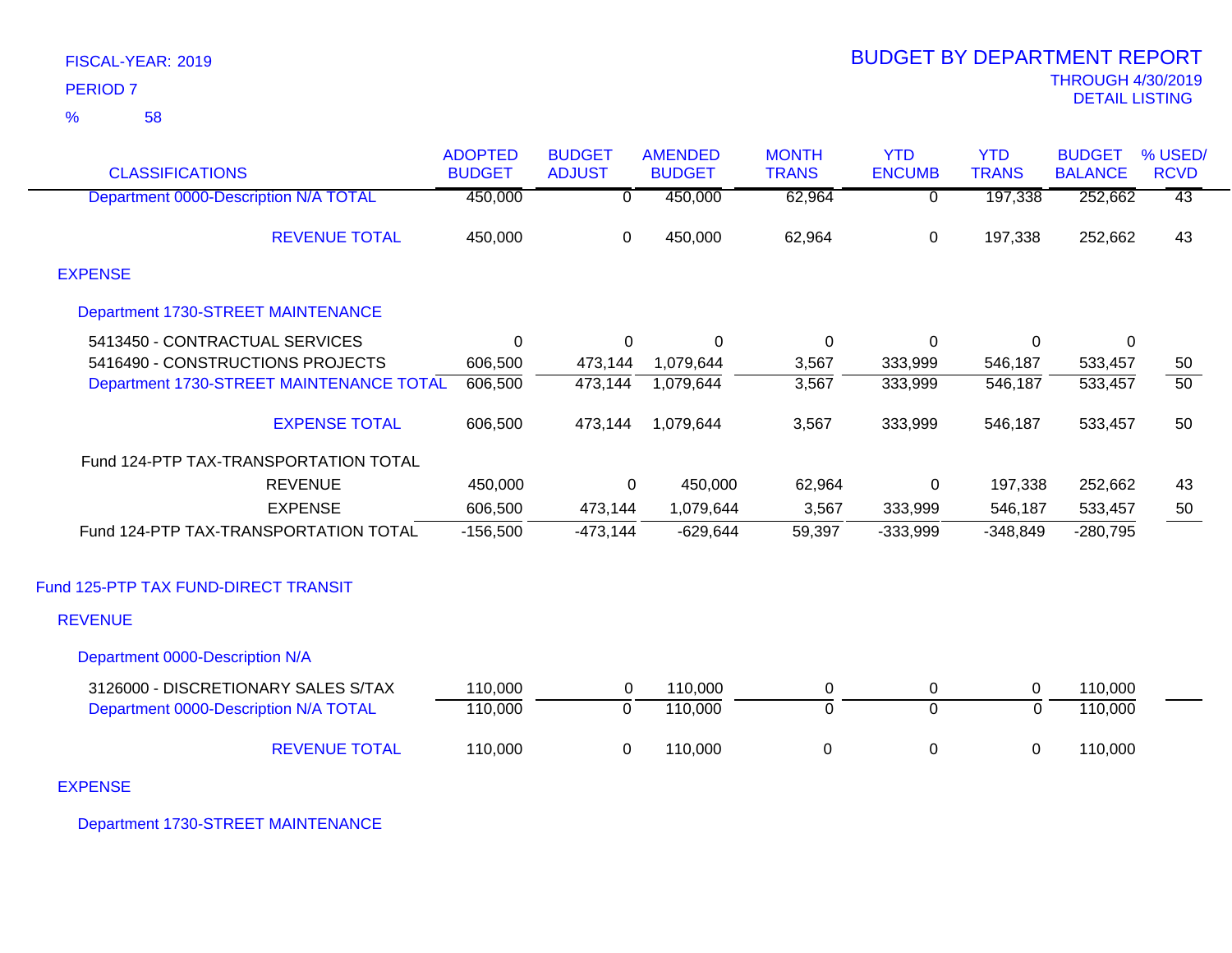FISCAL-YEAR: 2019

PERIOD 7

% 58

# BUDGET BY DEPARTMENT REPORT

THROUGH 4/30/2019

DETAIL LISTING

| CLASSIFICATIONS | ADOPTED BUDGET | BUDGET ADJUST | AMENDED BUDGET | MONTH TRANS | YTD ENCUMB | YTD TRANS | BUDGET BALANCE | % USED/ RCVD |
|---|---|---|---|---|---|---|---|---|
| Department 0000-Description N/A TOTAL | 450,000 | 0 | 450,000 | 62,964 | 0 | 197,338 | 252,662 | 43 |
| REVENUE TOTAL | 450,000 | 0 | 450,000 | 62,964 | 0 | 197,338 | 252,662 | 43 |
| EXPENSE | | | | | | | | |
| Department 1730-STREET MAINTENANCE | | | | | | | | |
| 5413450 - CONTRACTUAL SERVICES | 0 | 0 | 0 | 0 | 0 | 0 | 0 | |
| 5416490 - CONSTRUCTIONS PROJECTS | 606,500 | 473,144 | 1,079,644 | 3,567 | 333,999 | 546,187 | 533,457 | 50 |
| Department 1730-STREET MAINTENANCE TOTAL | 606,500 | 473,144 | 1,079,644 | 3,567 | 333,999 | 546,187 | 533,457 | 50 |
| EXPENSE TOTAL | 606,500 | 473,144 | 1,079,644 | 3,567 | 333,999 | 546,187 | 533,457 | 50 |
| Fund 124-PTP TAX-TRANSPORTATION TOTAL | | | | | | | | |
| REVENUE | 450,000 | 0 | 450,000 | 62,964 | 0 | 197,338 | 252,662 | 43 |
| EXPENSE | 606,500 | 473,144 | 1,079,644 | 3,567 | 333,999 | 546,187 | 533,457 | 50 |
| Fund 124-PTP TAX-TRANSPORTATION TOTAL | -156,500 | -473,144 | -629,644 | 59,397 | -333,999 | -348,849 | -280,795 | |

## Fund 125-PTP TAX FUND-DIRECT TRANSIT

| CLASSIFICATIONS | ADOPTED BUDGET | BUDGET ADJUST | AMENDED BUDGET | MONTH TRANS | YTD ENCUMB | YTD TRANS | BUDGET BALANCE | % USED/ RCVD |
|---|---|---|---|---|---|---|---|---|
| REVENUE | | | | | | | | |
| Department 0000-Description N/A | | | | | | | | |
| 3126000 - DISCRETIONARY SALES S/TAX | 110,000 | 0 | 110,000 | 0 | 0 | 0 | 110,000 | |
| Department 0000-Description N/A TOTAL | 110,000 | 0 | 110,000 | 0 | 0 | 0 | 110,000 | |
| REVENUE TOTAL | 110,000 | 0 | 110,000 | 0 | 0 | 0 | 110,000 | |
| EXPENSE | | | | | | | | |
| Department 1730-STREET MAINTENANCE | | | | | | | | |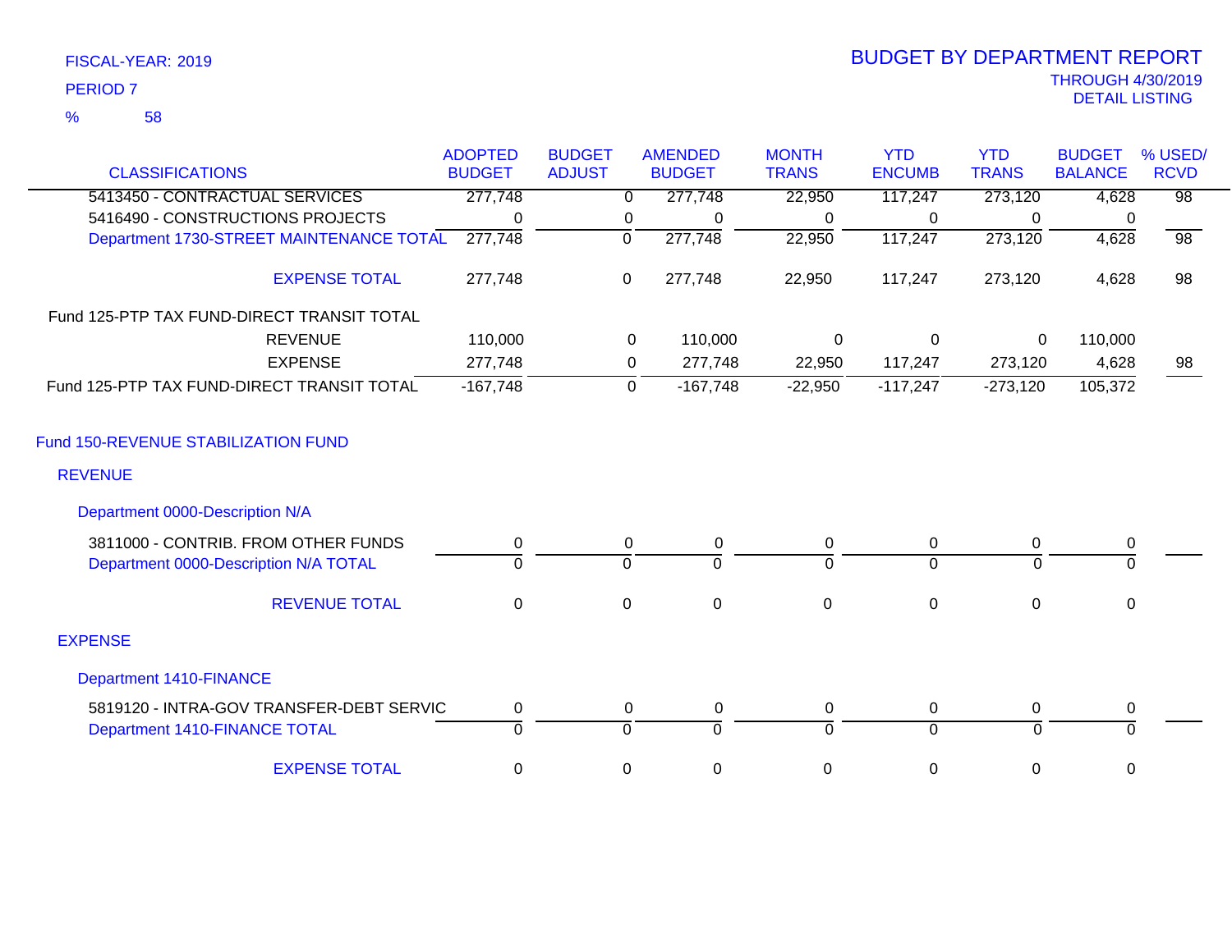FISCAL-YEAR: 2019
PERIOD 7
% 58

# BUDGET BY DEPARTMENT REPORT

THROUGH 4/30/2019
DETAIL LISTING

| CLASSIFICATIONS | ADOPTED BUDGET | BUDGET ADJUST | AMENDED BUDGET | MONTH TRANS | YTD ENCUMB | YTD TRANS | BUDGET BALANCE | % USED/ RCVD |
|---|---|---|---|---|---|---|---|---|
| 5413450 - CONTRACTUAL SERVICES | 277,748 | 0 | 277,748 | 22,950 | 117,247 | 273,120 | 4,628 | 98 |
| 5416490 - CONSTRUCTIONS PROJECTS | 0 | 0 | 0 | 0 | 0 | 0 | 0 | |
| Department 1730-STREET MAINTENANCE TOTAL | 277,748 | 0 | 277,748 | 22,950 | 117,247 | 273,120 | 4,628 | 98 |
| EXPENSE TOTAL | 277,748 | 0 | 277,748 | 22,950 | 117,247 | 273,120 | 4,628 | 98 |
| Fund 125-PTP TAX FUND-DIRECT TRANSIT TOTAL | | | | | | | | |
| REVENUE | 110,000 | 0 | 110,000 | 0 | 0 | 0 | 110,000 | |
| EXPENSE | 277,748 | 0 | 277,748 | 22,950 | 117,247 | 273,120 | 4,628 | 98 |
| Fund 125-PTP TAX FUND-DIRECT TRANSIT TOTAL | -167,748 | 0 | -167,748 | -22,950 | -117,247 | -273,120 | 105,372 | |
| Fund 150-REVENUE STABILIZATION FUND | | | | | | | | |
| REVENUE | | | | | | | | |
| Department 0000-Description N/A | | | | | | | | |
| 3811000 - CONTRIB. FROM OTHER FUNDS | 0 | 0 | 0 | 0 | 0 | 0 | 0 | |
| Department 0000-Description N/A TOTAL | 0 | 0 | 0 | 0 | 0 | 0 | 0 | |
| REVENUE TOTAL | 0 | 0 | 0 | 0 | 0 | 0 | 0 | |
| EXPENSE | | | | | | | | |
| Department 1410-FINANCE | | | | | | | | |
| 5819120 - INTRA-GOV TRANSFER-DEBT SERVIC | 0 | 0 | 0 | 0 | 0 | 0 | 0 | |
| Department 1410-FINANCE TOTAL | 0 | 0 | 0 | 0 | 0 | 0 | 0 | |
| EXPENSE TOTAL | 0 | 0 | 0 | 0 | 0 | 0 | 0 | |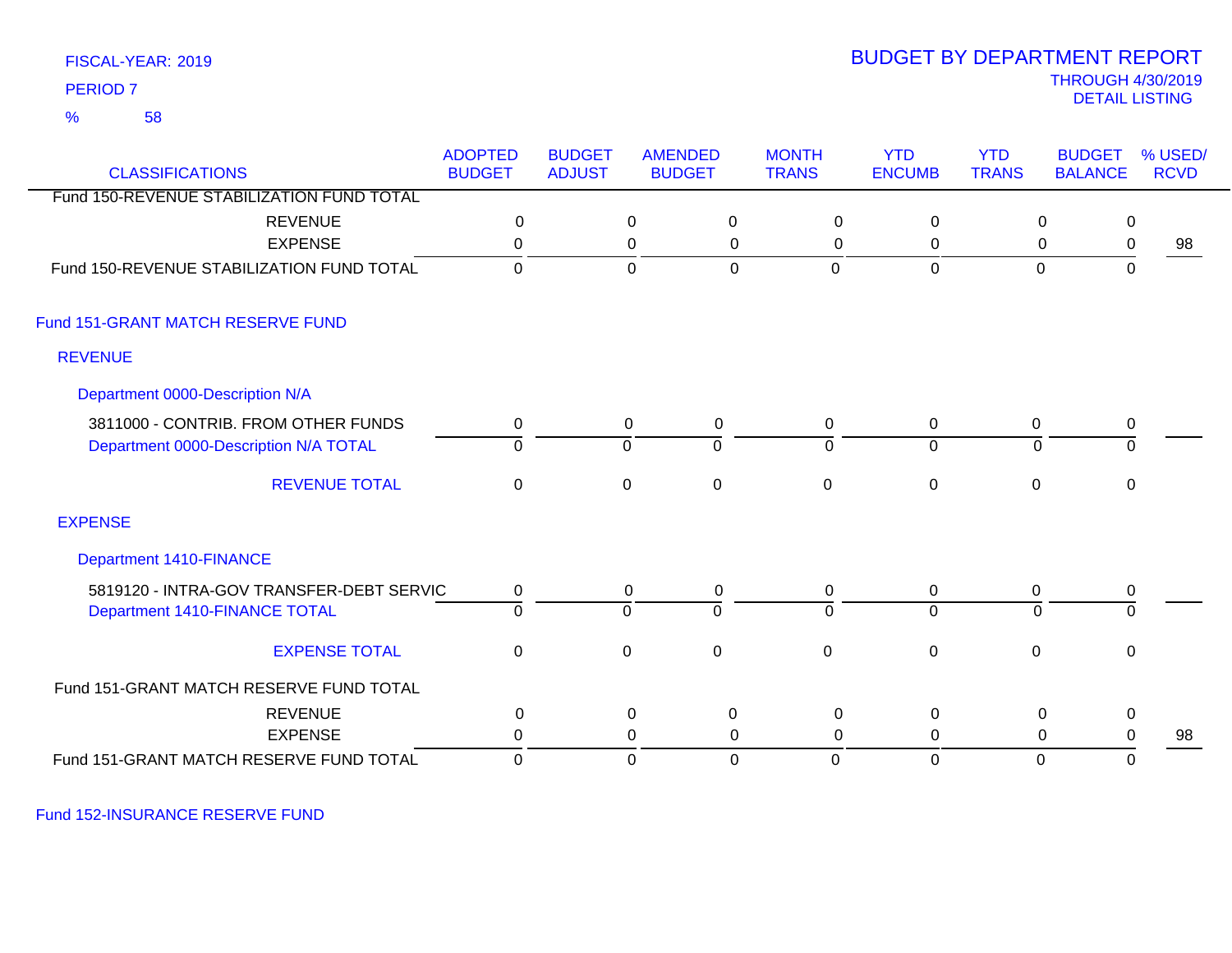FISCAL-YEAR: 2019

PERIOD 7

% 58

# BUDGET BY DEPARTMENT REPORT

THROUGH 4/30/2019

DETAIL LISTING

| CLASSIFICATIONS | ADOPTED BUDGET | BUDGET ADJUST | AMENDED BUDGET | MONTH TRANS | YTD ENCUMB | YTD TRANS | BUDGET BALANCE | % USED/ RCVD |
|---|---|---|---|---|---|---|---|---|
| Fund 150-REVENUE STABILIZATION FUND TOTAL | | | | | | | | |
| REVENUE | 0 | 0 | 0 | 0 | 0 | 0 | 0 | |
| EXPENSE | 0 | 0 | 0 | 0 | 0 | 0 | 0 | 98 |
| Fund 150-REVENUE STABILIZATION FUND TOTAL | 0 | 0 | 0 | 0 | 0 | 0 | 0 | |
| **Fund 151-GRANT MATCH RESERVE FUND** | | | | | | | | |
| **REVENUE** | | | | | | | | |
| **Department 0000-Description N/A** | | | | | | | | |
| 3811000 - CONTRIB. FROM OTHER FUNDS | 0 | 0 | 0 | 0 | 0 | 0 | 0 | |
| Department 0000-Description N/A TOTAL | 0 | 0 | 0 | 0 | 0 | 0 | 0 | |
| REVENUE TOTAL | 0 | 0 | 0 | 0 | 0 | 0 | 0 | |
| **EXPENSE** | | | | | | | | |
| **Department 1410-FINANCE** | | | | | | | | |
| 5819120 - INTRA-GOV TRANSFER-DEBT SERVIC | 0 | 0 | 0 | 0 | 0 | 0 | 0 | |
| Department 1410-FINANCE TOTAL | 0 | 0 | 0 | 0 | 0 | 0 | 0 | |
| EXPENSE TOTAL | 0 | 0 | 0 | 0 | 0 | 0 | 0 | |
| Fund 151-GRANT MATCH RESERVE FUND TOTAL | | | | | | | | |
| REVENUE | 0 | 0 | 0 | 0 | 0 | 0 | 0 | |
| EXPENSE | 0 | 0 | 0 | 0 | 0 | 0 | 0 | 98 |
| Fund 151-GRANT MATCH RESERVE FUND TOTAL | 0 | 0 | 0 | 0 | 0 | 0 | 0 | |

Fund 152-INSURANCE RESERVE FUND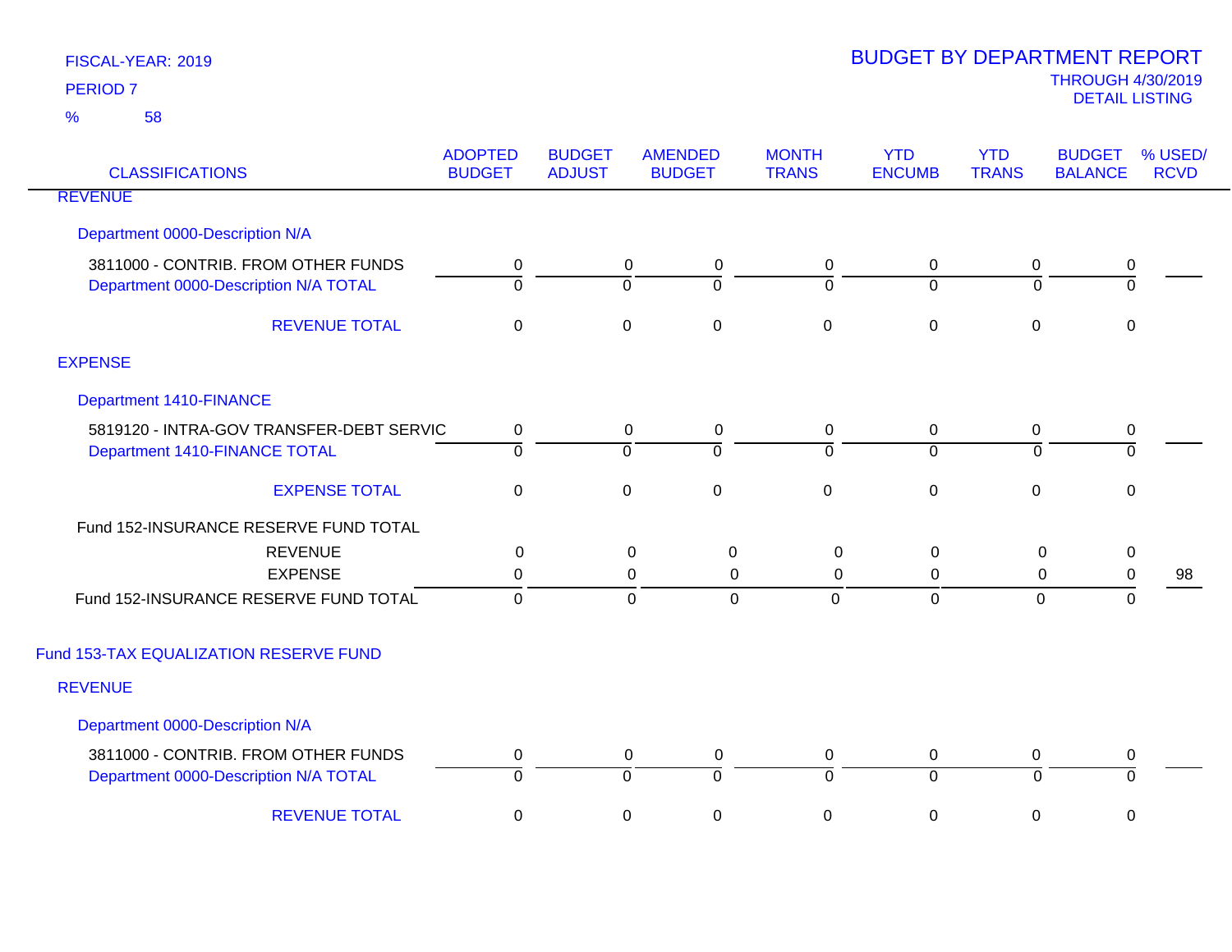FISCAL-YEAR: 2019

PERIOD 7

% 58

# BUDGET BY DEPARTMENT REPORT

THROUGH 4/30/2019

DETAIL LISTING

| CLASSIFICATIONS | ADOPTED BUDGET | BUDGET ADJUST | AMENDED BUDGET | MONTH TRANS | YTD ENCUMB | YTD TRANS | BUDGET BALANCE | % USED/ RCVD |
|---|---|---|---|---|---|---|---|---|
| REVENUE | | | | | | | | |
| Department 0000-Description N/A | | | | | | | | |
| 3811000 - CONTRIB. FROM OTHER FUNDS | 0 | 0 | 0 | 0 | 0 | 0 | 0 | |
| Department 0000-Description N/A TOTAL | 0 | 0 | 0 | 0 | 0 | 0 | 0 | |
| REVENUE TOTAL | 0 | 0 | 0 | 0 | 0 | 0 | 0 | |
| EXPENSE | | | | | | | | |
| Department 1410-FINANCE | | | | | | | | |
| 5819120 - INTRA-GOV TRANSFER-DEBT SERVIC | 0 | 0 | 0 | 0 | 0 | 0 | 0 | |
| Department 1410-FINANCE TOTAL | 0 | 0 | 0 | 0 | 0 | 0 | 0 | |
| EXPENSE TOTAL | 0 | 0 | 0 | 0 | 0 | 0 | 0 | |
| Fund 152-INSURANCE RESERVE FUND TOTAL | | | | | | | | |
| REVENUE | 0 | 0 | 0 | 0 | 0 | 0 | 0 | |
| EXPENSE | 0 | 0 | 0 | 0 | 0 | 0 | 0 | 98 |
| Fund 152-INSURANCE RESERVE FUND TOTAL | 0 | 0 | 0 | 0 | 0 | 0 | 0 | |
| Fund 153-TAX EQUALIZATION RESERVE FUND | | | | | | | | |
| REVENUE | | | | | | | | |
| Department 0000-Description N/A | | | | | | | | |
| 3811000 - CONTRIB. FROM OTHER FUNDS | 0 | 0 | 0 | 0 | 0 | 0 | 0 | |
| Department 0000-Description N/A TOTAL | 0 | 0 | 0 | 0 | 0 | 0 | 0 | |
| REVENUE TOTAL | 0 | 0 | 0 | 0 | 0 | 0 | 0 | |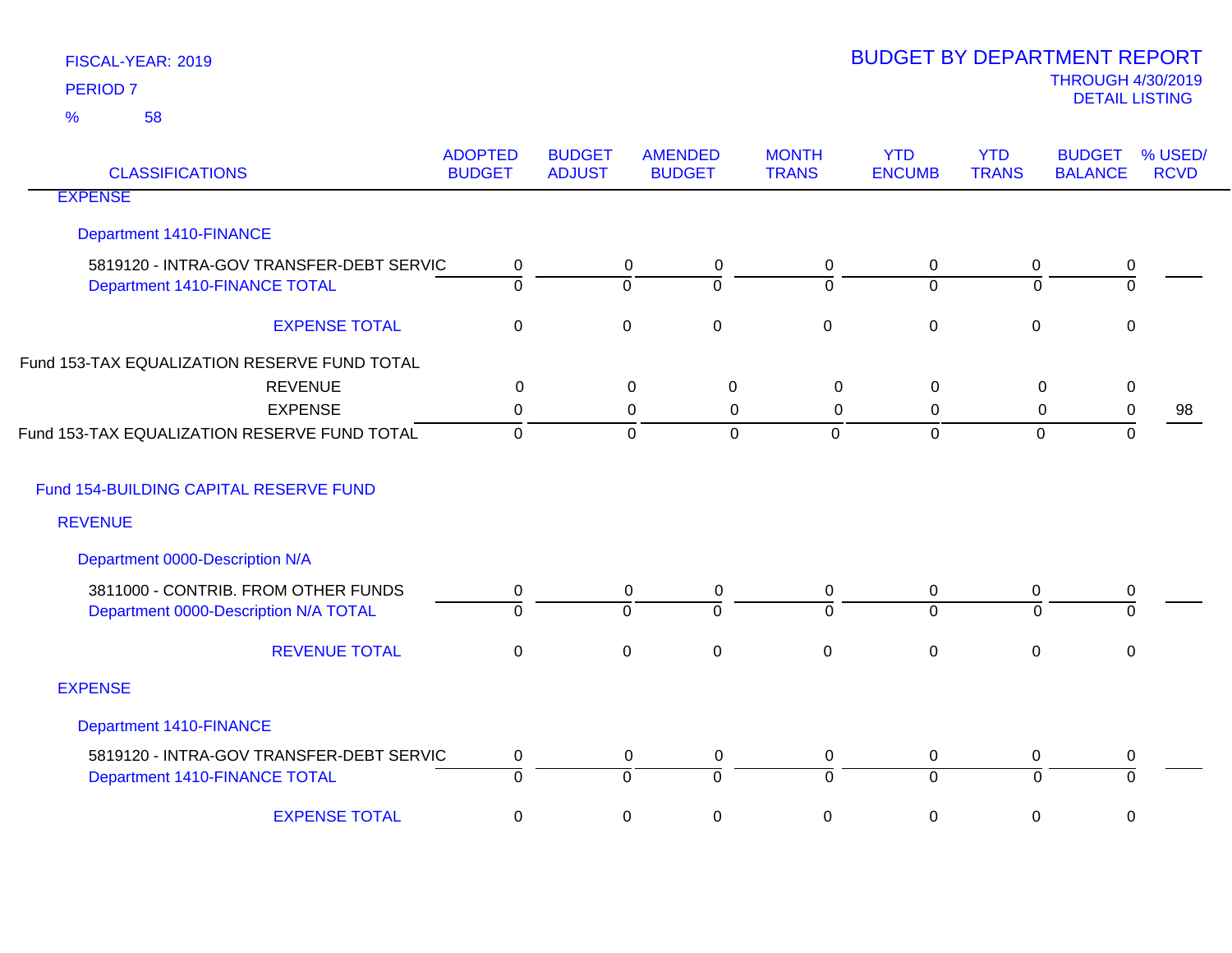FISCAL-YEAR: 2019

PERIOD 7

% 58

# BUDGET BY DEPARTMENT REPORT

THROUGH 4/30/2019

DETAIL LISTING

| CLASSIFICATIONS | ADOPTED BUDGET | BUDGET ADJUST | AMENDED BUDGET | MONTH TRANS | YTD ENCUMB | YTD TRANS | BUDGET BALANCE | % USED/ RCVD |
|---|---|---|---|---|---|---|---|---|
| EXPENSE | | | | | | | | |
| Department 1410-FINANCE | | | | | | | | |
| 5819120 - INTRA-GOV TRANSFER-DEBT SERVIC | 0 | 0 | 0 | 0 | 0 | 0 | 0 | |
| Department 1410-FINANCE TOTAL | 0 | 0 | 0 | 0 | 0 | 0 | 0 | |
| EXPENSE TOTAL | 0 | 0 | 0 | 0 | 0 | 0 | 0 | |
| Fund 153-TAX EQUALIZATION RESERVE FUND TOTAL | | | | | | | | |
| REVENUE | 0 | 0 | 0 | 0 | 0 | 0 | 0 | |
| EXPENSE | 0 | 0 | 0 | 0 | 0 | 0 | 0 | 98 |
| Fund 153-TAX EQUALIZATION RESERVE FUND TOTAL | 0 | 0 | 0 | 0 | 0 | 0 | 0 | |
| Fund 154-BUILDING CAPITAL RESERVE FUND | | | | | | | | |
| REVENUE | | | | | | | | |
| Department 0000-Description N/A | | | | | | | | |
| 3811000 - CONTRIB. FROM OTHER FUNDS | 0 | 0 | 0 | 0 | 0 | 0 | 0 | |
| Department 0000-Description N/A TOTAL | 0 | 0 | 0 | 0 | 0 | 0 | 0 | |
| REVENUE TOTAL | 0 | 0 | 0 | 0 | 0 | 0 | 0 | |
| EXPENSE | | | | | | | | |
| Department 1410-FINANCE | | | | | | | | |
| 5819120 - INTRA-GOV TRANSFER-DEBT SERVIC | 0 | 0 | 0 | 0 | 0 | 0 | 0 | |
| Department 1410-FINANCE TOTAL | 0 | 0 | 0 | 0 | 0 | 0 | 0 | |
| EXPENSE TOTAL | 0 | 0 | 0 | 0 | 0 | 0 | 0 | |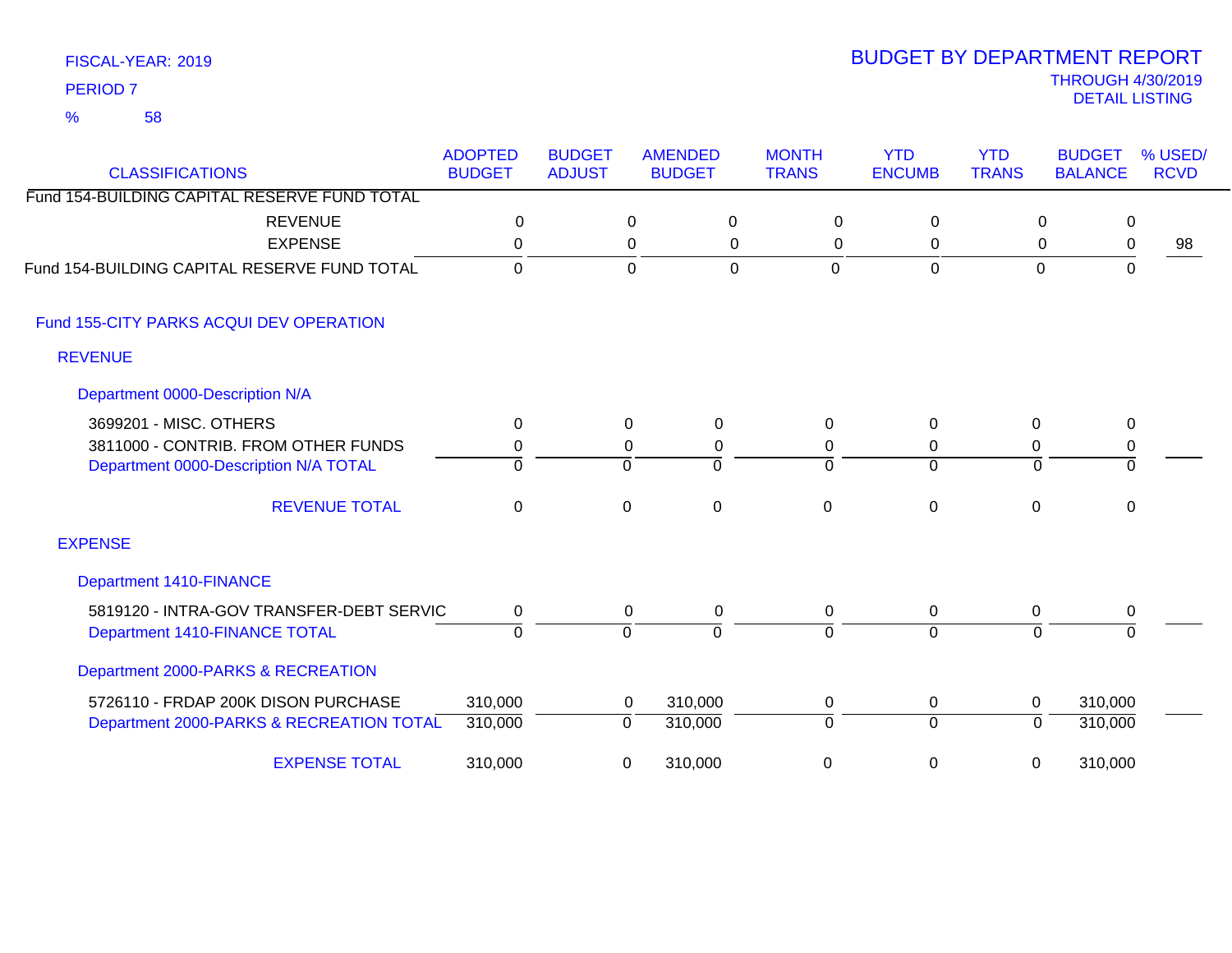FISCAL-YEAR: 2019
PERIOD 7
% 58

# BUDGET BY DEPARTMENT REPORT
THROUGH 4/30/2019
DETAIL LISTING

| CLASSIFICATIONS | ADOPTED BUDGET | BUDGET ADJUST | AMENDED BUDGET | MONTH TRANS | YTD ENCUMB | YTD TRANS | BUDGET BALANCE | % USED/ RCVD |
|---|---|---|---|---|---|---|---|---|
| Fund 154-BUILDING CAPITAL RESERVE FUND TOTAL | | | | | | | | |
| REVENUE | 0 | 0 | 0 | 0 | 0 | 0 | 0 | |
| EXPENSE | 0 | 0 | 0 | 0 | 0 | 0 | 0 | 98 |
| Fund 154-BUILDING CAPITAL RESERVE FUND TOTAL | 0 | 0 | 0 | 0 | 0 | 0 | 0 | |
| **Fund 155-CITY PARKS ACQUI DEV OPERATION** | | | | | | | | |
| **REVENUE** | | | | | | | | |
| **Department 0000-Description N/A** | | | | | | | | |
| 3699201 - MISC. OTHERS | 0 | 0 | 0 | 0 | 0 | 0 | 0 | |
| 3811000 - CONTRIB. FROM OTHER FUNDS | 0 | 0 | 0 | 0 | 0 | 0 | 0 | |
| Department 0000-Description N/A TOTAL | 0 | 0 | 0 | 0 | 0 | 0 | 0 | |
| REVENUE TOTAL | 0 | 0 | 0 | 0 | 0 | 0 | 0 | |
| **EXPENSE** | | | | | | | | |
| **Department 1410-FINANCE** | | | | | | | | |
| 5819120 - INTRA-GOV TRANSFER-DEBT SERVIC | 0 | 0 | 0 | 0 | 0 | 0 | 0 | |
| Department 1410-FINANCE TOTAL | 0 | 0 | 0 | 0 | 0 | 0 | 0 | |
| **Department 2000-PARKS & RECREATION** | | | | | | | | |
| 5726110 - FRDAP 200K DISON PURCHASE | 310,000 | 0 | 310,000 | 0 | 0 | 0 | 310,000 | |
| Department 2000-PARKS & RECREATION TOTAL | 310,000 | 0 | 310,000 | 0 | 0 | 0 | 310,000 | |
| EXPENSE TOTAL | 310,000 | 0 | 310,000 | 0 | 0 | 0 | 310,000 | |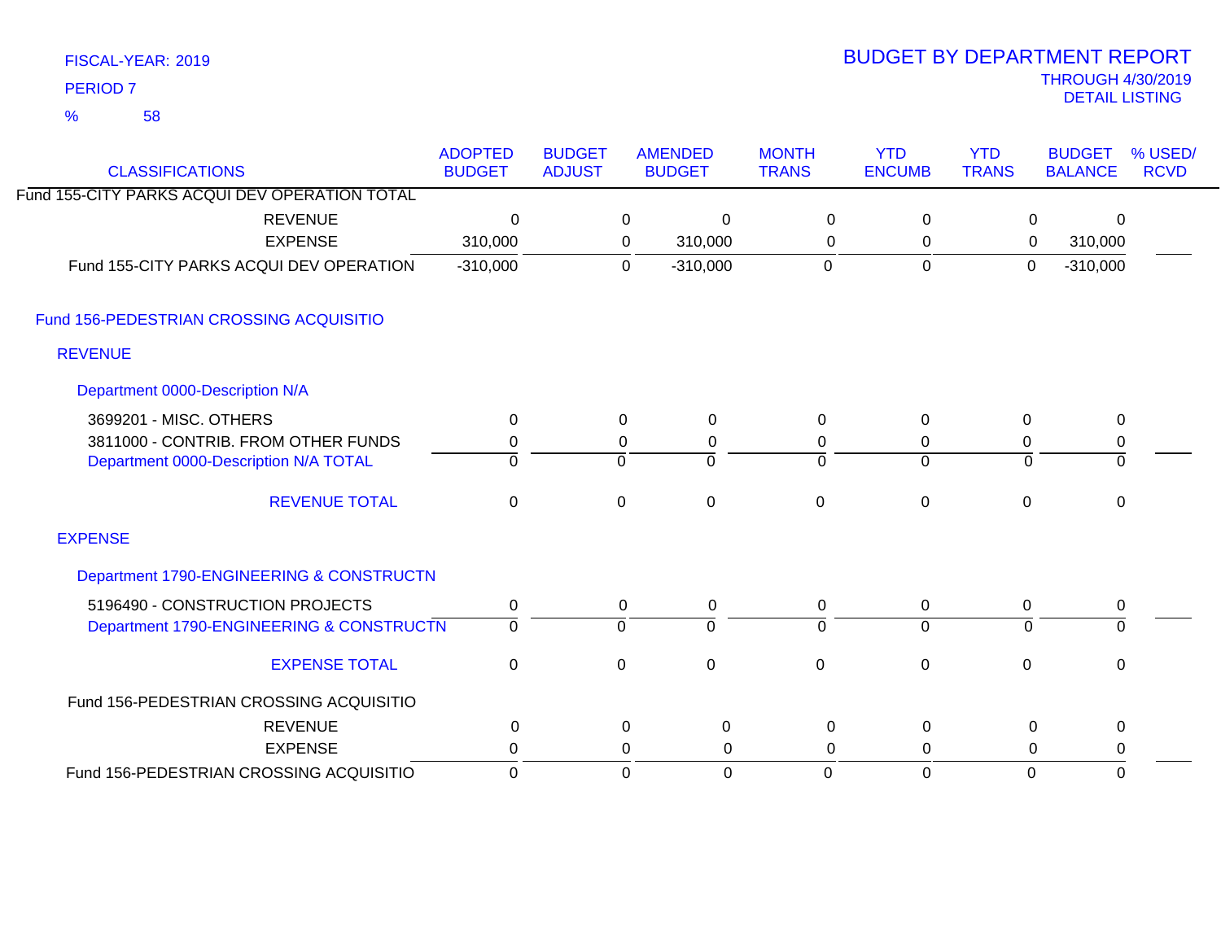FISCAL-YEAR: 2019

PERIOD 7

% 58

# BUDGET BY DEPARTMENT REPORT

THROUGH 4/30/2019

DETAIL LISTING

| CLASSIFICATIONS | ADOPTED BUDGET | BUDGET ADJUST | AMENDED BUDGET | MONTH TRANS | YTD ENCUMB | YTD TRANS | BUDGET BALANCE | % USED/ RCVD |
|---|---|---|---|---|---|---|---|---|
| Fund 155-CITY PARKS ACQUI DEV OPERATION TOTAL | | | | | | | | |
| REVENUE | 0 | 0 | 0 | 0 | 0 | 0 | 0 | |
| EXPENSE | 310,000 | 0 | 310,000 | 0 | 0 | 0 | 310,000 | |
| Fund 155-CITY PARKS ACQUI DEV OPERATION | -310,000 | 0 | -310,000 | 0 | 0 | 0 | -310,000 | |
| **Fund 156-PEDESTRIAN CROSSING ACQUISITIO** | | | | | | | | |
| **REVENUE** | | | | | | | | |
| **Department 0000-Description N/A** | | | | | | | | |
| 3699201 - MISC. OTHERS | 0 | 0 | 0 | 0 | 0 | 0 | 0 | |
| 3811000 - CONTRIB. FROM OTHER FUNDS | 0 | 0 | 0 | 0 | 0 | 0 | 0 | |
| Department 0000-Description N/A TOTAL | 0 | 0 | 0 | 0 | 0 | 0 | 0 | |
| REVENUE TOTAL | 0 | 0 | 0 | 0 | 0 | 0 | 0 | |
| **EXPENSE** | | | | | | | | |
| **Department 1790-ENGINEERING & CONSTRUCTN** | | | | | | | | |
| 5196490 - CONSTRUCTION PROJECTS | 0 | 0 | 0 | 0 | 0 | 0 | 0 | |
| Department 1790-ENGINEERING & CONSTRUCTN | 0 | 0 | 0 | 0 | 0 | 0 | 0 | |
| EXPENSE TOTAL | 0 | 0 | 0 | 0 | 0 | 0 | 0 | |
| Fund 156-PEDESTRIAN CROSSING ACQUISITIO | | | | | | | | |
| REVENUE | 0 | 0 | 0 | 0 | 0 | 0 | 0 | |
| EXPENSE | 0 | 0 | 0 | 0 | 0 | 0 | 0 | |
| Fund 156-PEDESTRIAN CROSSING ACQUISITIO | 0 | 0 | 0 | 0 | 0 | 0 | 0 | |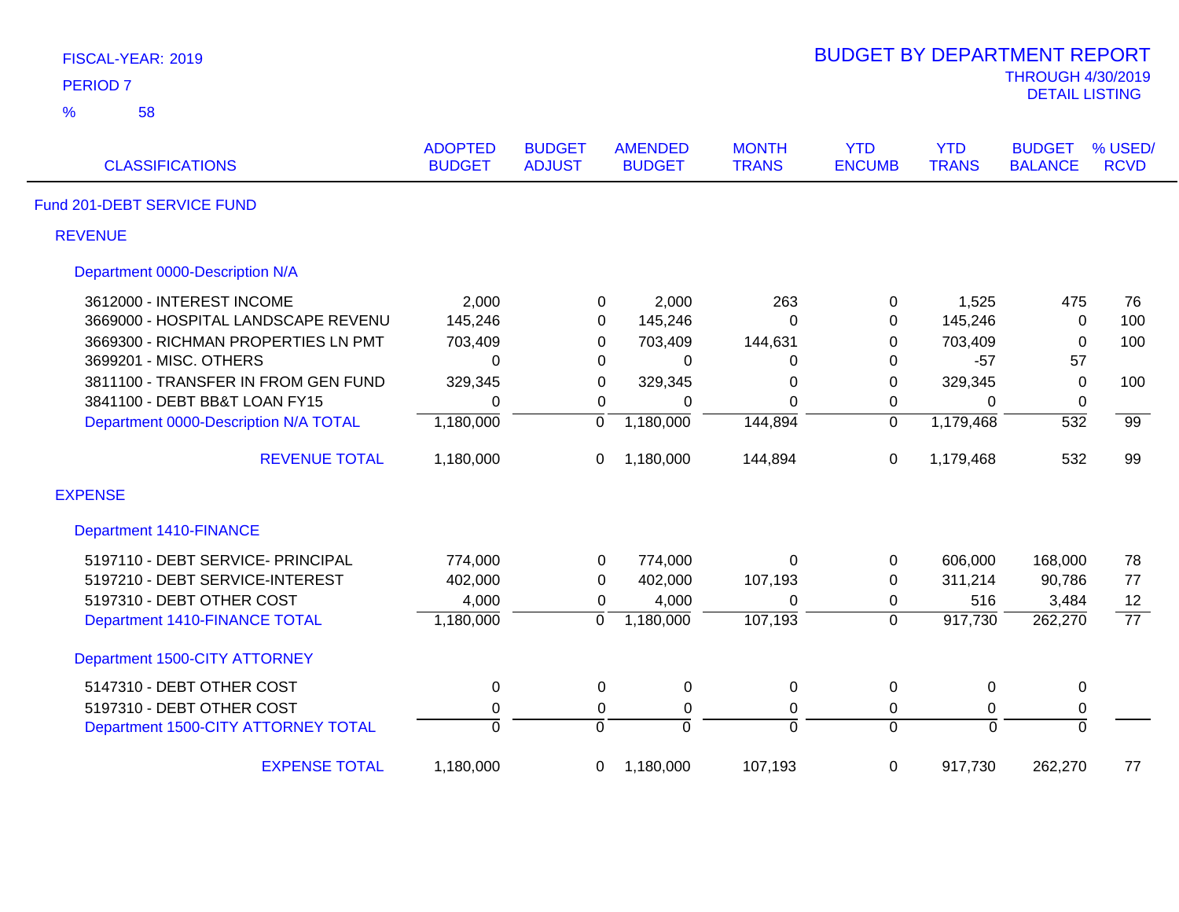FISCAL-YEAR: 2019

PERIOD 7

% 58

# BUDGET BY DEPARTMENT REPORT

THROUGH 4/30/2019

DETAIL LISTING

| CLASSIFICATIONS | ADOPTED BUDGET | BUDGET ADJUST | AMENDED BUDGET | MONTH TRANS | YTD ENCUMB | YTD TRANS | BUDGET BALANCE | % USED/ RCVD |
|---|---|---|---|---|---|---|---|---|
| **Fund 201-DEBT SERVICE FUND** | | | | | | | | |
| **REVENUE** | | | | | | | | |
| **Department 0000-Description N/A** | | | | | | | | |
| 3612000 - INTEREST INCOME | 2,000 | 0 | 2,000 | 263 | 0 | 1,525 | 475 | 76 |
| 3669000 - HOSPITAL LANDSCAPE REVENU | 145,246 | 0 | 145,246 | 0 | 0 | 145,246 | 0 | 100 |
| 3669300 - RICHMAN PROPERTIES LN PMT | 703,409 | 0 | 703,409 | 144,631 | 0 | 703,409 | 0 | 100 |
| 3699201 - MISC. OTHERS | 0 | 0 | 0 | 0 | 0 | -57 | 57 | |
| 3811100 - TRANSFER IN FROM GEN FUND | 329,345 | 0 | 329,345 | 0 | 0 | 329,345 | 0 | 100 |
| 3841100 - DEBT BB&T LOAN FY15 | 0 | 0 | 0 | 0 | 0 | 0 | 0 | |
| Department 0000-Description N/A TOTAL | 1,180,000 | 0 | 1,180,000 | 144,894 | 0 | 1,179,468 | 532 | 99 |
| REVENUE TOTAL | 1,180,000 | 0 | 1,180,000 | 144,894 | 0 | 1,179,468 | 532 | 99 |
| **EXPENSE** | | | | | | | | |
| **Department 1410-FINANCE** | | | | | | | | |
| 5197110 - DEBT SERVICE- PRINCIPAL | 774,000 | 0 | 774,000 | 0 | 0 | 606,000 | 168,000 | 78 |
| 5197210 - DEBT SERVICE-INTEREST | 402,000 | 0 | 402,000 | 107,193 | 0 | 311,214 | 90,786 | 77 |
| 5197310 - DEBT OTHER COST | 4,000 | 0 | 4,000 | 0 | 0 | 516 | 3,484 | 12 |
| Department 1410-FINANCE TOTAL | 1,180,000 | 0 | 1,180,000 | 107,193 | 0 | 917,730 | 262,270 | 77 |
| **Department 1500-CITY ATTORNEY** | | | | | | | | |
| 5147310 - DEBT OTHER COST | 0 | 0 | 0 | 0 | 0 | 0 | 0 | |
| 5197310 - DEBT OTHER COST | 0 | 0 | 0 | 0 | 0 | 0 | 0 | |
| Department 1500-CITY ATTORNEY TOTAL | 0 | 0 | 0 | 0 | 0 | 0 | 0 | |
| EXPENSE TOTAL | 1,180,000 | 0 | 1,180,000 | 107,193 | 0 | 917,730 | 262,270 | 77 |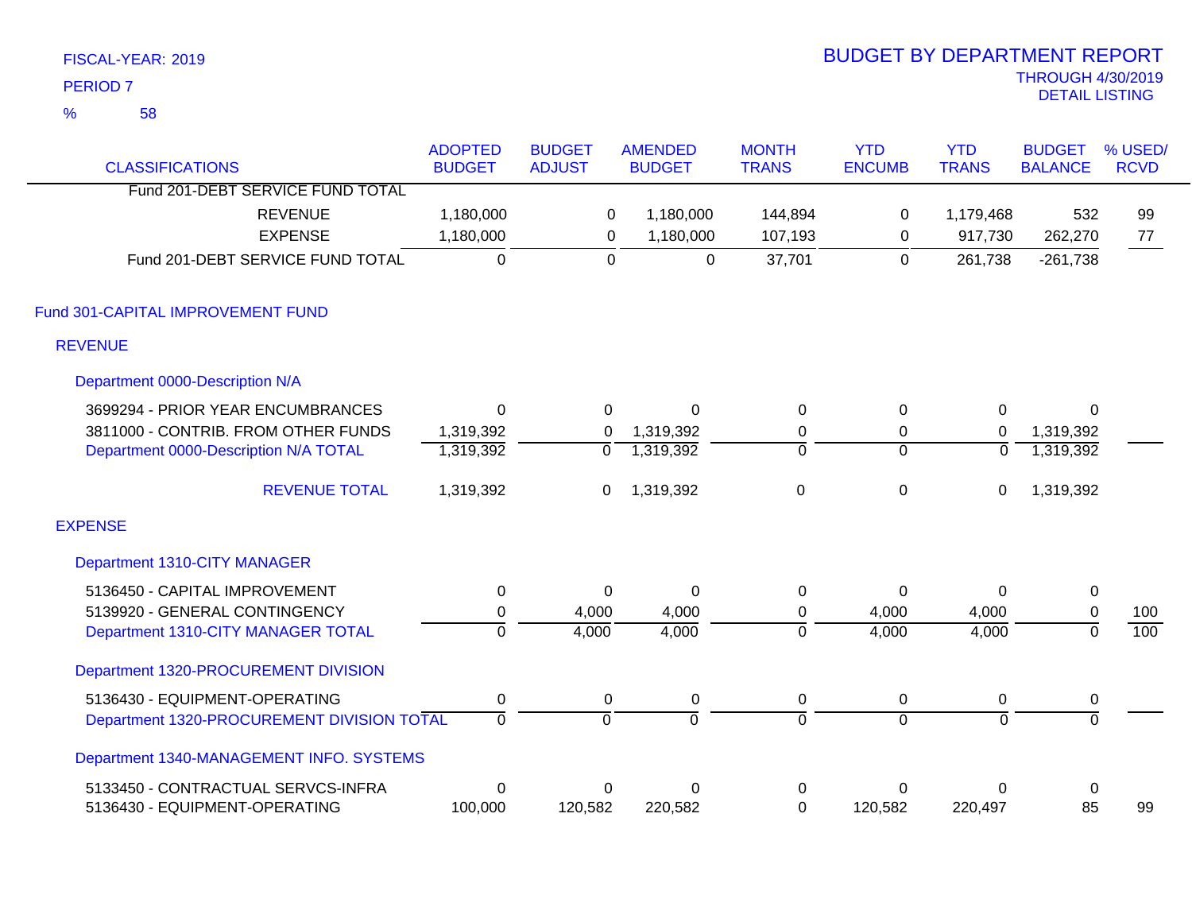FISCAL-YEAR: 2019
PERIOD 7
% 58

# BUDGET BY DEPARTMENT REPORT
THROUGH 4/30/2019
DETAIL LISTING

| CLASSIFICATIONS | ADOPTED BUDGET | BUDGET ADJUST | AMENDED BUDGET | MONTH TRANS | YTD ENCUMB | YTD TRANS | BUDGET BALANCE | % USED/ RCVD |
|---|---|---|---|---|---|---|---|---|
| Fund 201-DEBT SERVICE FUND TOTAL | | | | | | | | |
| REVENUE | 1,180,000 | 0 | 1,180,000 | 144,894 | 0 | 1,179,468 | 532 | 99 |
| EXPENSE | 1,180,000 | 0 | 1,180,000 | 107,193 | 0 | 917,730 | 262,270 | 77 |
| Fund 201-DEBT SERVICE FUND TOTAL | 0 | 0 | 0 | 37,701 | 0 | 261,738 | -261,738 | |
| **Fund 301-CAPITAL IMPROVEMENT FUND** | | | | | | | | |
| **REVENUE** | | | | | | | | |
| **Department 0000-Description N/A** | | | | | | | | |
| 3699294 - PRIOR YEAR ENCUMBRANCES | 0 | 0 | 0 | 0 | 0 | 0 | 0 | |
| 3811000 - CONTRIB. FROM OTHER FUNDS | 1,319,392 | 0 | 1,319,392 | 0 | 0 | 0 | 1,319,392 | |
| Department 0000-Description N/A TOTAL | 1,319,392 | 0 | 1,319,392 | 0 | 0 | 0 | 1,319,392 | |
| REVENUE TOTAL | 1,319,392 | 0 | 1,319,392 | 0 | 0 | 0 | 1,319,392 | |
| **EXPENSE** | | | | | | | | |
| **Department 1310-CITY MANAGER** | | | | | | | | |
| 5136450 - CAPITAL IMPROVEMENT | 0 | 0 | 0 | 0 | 0 | 0 | 0 | |
| 5139920 - GENERAL CONTINGENCY | 0 | 4,000 | 4,000 | 0 | 4,000 | 4,000 | 0 | 100 |
| Department 1310-CITY MANAGER TOTAL | 0 | 4,000 | 4,000 | 0 | 4,000 | 4,000 | 0 | 100 |
| **Department 1320-PROCUREMENT DIVISION** | | | | | | | | |
| 5136430 - EQUIPMENT-OPERATING | 0 | 0 | 0 | 0 | 0 | 0 | 0 | |
| Department 1320-PROCUREMENT DIVISION TOTAL | 0 | 0 | 0 | 0 | 0 | 0 | 0 | |
| **Department 1340-MANAGEMENT INFO. SYSTEMS** | | | | | | | | |
| 5133450 - CONTRACTUAL SERVCS-INFRA | 0 | 0 | 0 | 0 | 0 | 0 | 0 | |
| 5136430 - EQUIPMENT-OPERATING | 100,000 | 120,582 | 220,582 | 0 | 120,582 | 220,497 | 85 | 99 |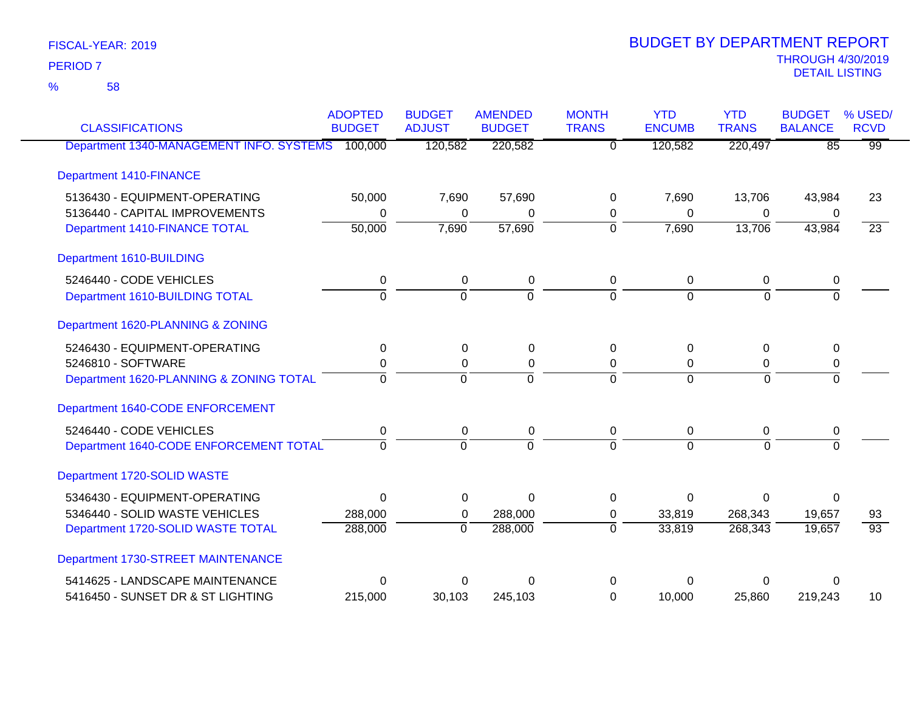FISCAL-YEAR: 2019

PERIOD 7

% 58

# BUDGET BY DEPARTMENT REPORT

THROUGH 4/30/2019

DETAIL LISTING

| CLASSIFICATIONS | ADOPTED BUDGET | BUDGET ADJUST | AMENDED BUDGET | MONTH TRANS | YTD ENCUMB | YTD TRANS | BUDGET BALANCE | % USED/ RCVD |
|---|---|---|---|---|---|---|---|---|
| Department 1340-MANAGEMENT INFO. SYSTEMS | 100,000 | 120,582 | 220,582 | 0 | 120,582 | 220,497 | 85 | 99 |
| **Department 1410-FINANCE** | | | | | | | | |
| 5136430 - EQUIPMENT-OPERATING | 50,000 | 7,690 | 57,690 | 0 | 7,690 | 13,706 | 43,984 | 23 |
| 5136440 - CAPITAL IMPROVEMENTS | 0 | 0 | 0 | 0 | 0 | 0 | 0 | |
| Department 1410-FINANCE TOTAL | 50,000 | 7,690 | 57,690 | 0 | 7,690 | 13,706 | 43,984 | 23 |
| **Department 1610-BUILDING** | | | | | | | | |
| 5246440 - CODE VEHICLES | 0 | 0 | 0 | 0 | 0 | 0 | 0 | |
| Department 1610-BUILDING TOTAL | 0 | 0 | 0 | 0 | 0 | 0 | 0 | |
| **Department 1620-PLANNING & ZONING** | | | | | | | | |
| 5246430 - EQUIPMENT-OPERATING | 0 | 0 | 0 | 0 | 0 | 0 | 0 | |
| 5246810 - SOFTWARE | 0 | 0 | 0 | 0 | 0 | 0 | 0 | |
| Department 1620-PLANNING & ZONING TOTAL | 0 | 0 | 0 | 0 | 0 | 0 | 0 | |
| **Department 1640-CODE ENFORCEMENT** | | | | | | | | |
| 5246440 - CODE VEHICLES | 0 | 0 | 0 | 0 | 0 | 0 | 0 | |
| Department 1640-CODE ENFORCEMENT TOTAL | 0 | 0 | 0 | 0 | 0 | 0 | 0 | |
| **Department 1720-SOLID WASTE** | | | | | | | | |
| 5346430 - EQUIPMENT-OPERATING | 0 | 0 | 0 | 0 | 0 | 0 | 0 | |
| 5346440 - SOLID WASTE VEHICLES | 288,000 | 0 | 288,000 | 0 | 33,819 | 268,343 | 19,657 | 93 |
| Department 1720-SOLID WASTE TOTAL | 288,000 | 0 | 288,000 | 0 | 33,819 | 268,343 | 19,657 | 93 |
| **Department 1730-STREET MAINTENANCE** | | | | | | | | |
| 5414625 - LANDSCAPE MAINTENANCE | 0 | 0 | 0 | 0 | 0 | 0 | 0 | |
| 5416450 - SUNSET DR & ST LIGHTING | 215,000 | 30,103 | 245,103 | 0 | 10,000 | 25,860 | 219,243 | 10 |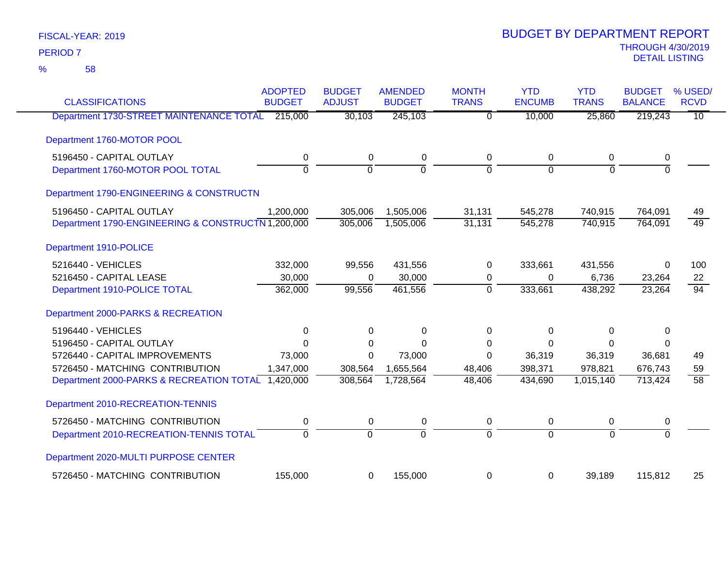FISCAL-YEAR: 2019

PERIOD 7

% 58

# BUDGET BY DEPARTMENT REPORT

THROUGH 4/30/2019

DETAIL LISTING

| CLASSIFICATIONS | ADOPTED BUDGET | BUDGET ADJUST | AMENDED BUDGET | MONTH TRANS | YTD ENCUMB | YTD TRANS | BUDGET BALANCE | % USED/ RCVD |
|---|---|---|---|---|---|---|---|---|
| Department 1730-STREET MAINTENANCE TOTAL | 215,000 | 30,103 | 245,103 | 0 | 10,000 | 25,860 | 219,243 | 10 |
| **Department 1760-MOTOR POOL** | | | | | | | | |
| 5196450 - CAPITAL OUTLAY | 0 | 0 | 0 | 0 | 0 | 0 | 0 | |
| Department 1760-MOTOR POOL TOTAL | 0 | 0 | 0 | 0 | 0 | 0 | 0 | |
| **Department 1790-ENGINEERING & CONSTRUCTN** | | | | | | | | |
| 5196450 - CAPITAL OUTLAY | 1,200,000 | 305,006 | 1,505,006 | 31,131 | 545,278 | 740,915 | 764,091 | 49 |
| Department 1790-ENGINEERING & CONSTRUCTN | 1,200,000 | 305,006 | 1,505,006 | 31,131 | 545,278 | 740,915 | 764,091 | 49 |
| **Department 1910-POLICE** | | | | | | | | |
| 5216440 - VEHICLES | 332,000 | 99,556 | 431,556 | 0 | 333,661 | 431,556 | 0 | 100 |
| 5216450 - CAPITAL LEASE | 30,000 | 0 | 30,000 | 0 | 0 | 6,736 | 23,264 | 22 |
| Department 1910-POLICE TOTAL | 362,000 | 99,556 | 461,556 | 0 | 333,661 | 438,292 | 23,264 | 94 |
| **Department 2000-PARKS & RECREATION** | | | | | | | | |
| 5196440 - VEHICLES | 0 | 0 | 0 | 0 | 0 | 0 | 0 | |
| 5196450 - CAPITAL OUTLAY | 0 | 0 | 0 | 0 | 0 | 0 | 0 | |
| 5726440 - CAPITAL IMPROVEMENTS | 73,000 | 0 | 73,000 | 0 | 36,319 | 36,319 | 36,681 | 49 |
| 5726450 - MATCHING CONTRIBUTION | 1,347,000 | 308,564 | 1,655,564 | 48,406 | 398,371 | 978,821 | 676,743 | 59 |
| Department 2000-PARKS & RECREATION TOTAL | 1,420,000 | 308,564 | 1,728,564 | 48,406 | 434,690 | 1,015,140 | 713,424 | 58 |
| **Department 2010-RECREATION-TENNIS** | | | | | | | | |
| 5726450 - MATCHING CONTRIBUTION | 0 | 0 | 0 | 0 | 0 | 0 | 0 | |
| Department 2010-RECREATION-TENNIS TOTAL | 0 | 0 | 0 | 0 | 0 | 0 | 0 | |
| **Department 2020-MULTI PURPOSE CENTER** | | | | | | | | |
| 5726450 - MATCHING CONTRIBUTION | 155,000 | 0 | 155,000 | 0 | 0 | 39,189 | 115,812 | 25 |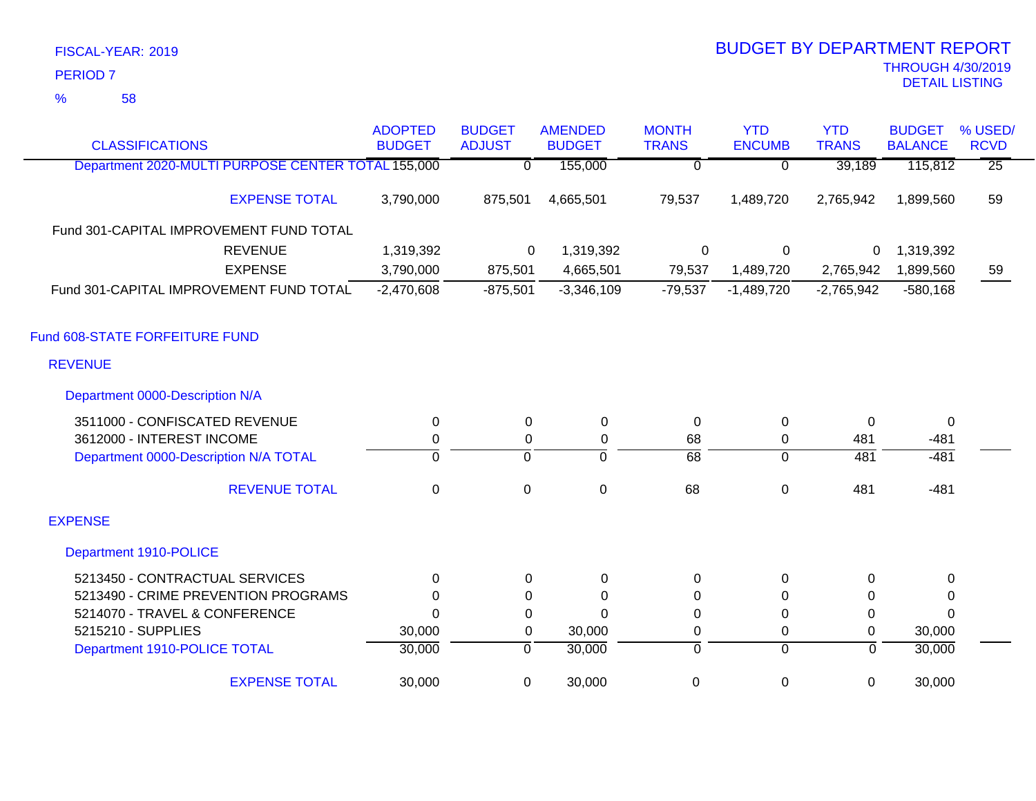FISCAL-YEAR: 2019

PERIOD 7

% 58

# BUDGET BY DEPARTMENT REPORT

THROUGH 4/30/2019

DETAIL LISTING

| CLASSIFICATIONS | ADOPTED BUDGET | BUDGET ADJUST | AMENDED BUDGET | MONTH TRANS | YTD ENCUMB | YTD TRANS | BUDGET BALANCE | % USED/ RCVD |
|---|---|---|---|---|---|---|---|---|
| Department 2020-MULTI PURPOSE CENTER TOTAL | 155,000 | 0 | 155,000 | 0 | 0 | 39,189 | 115,812 | 25 |
| EXPENSE TOTAL | 3,790,000 | 875,501 | 4,665,501 | 79,537 | 1,489,720 | 2,765,942 | 1,899,560 | 59 |
| Fund 301-CAPITAL IMPROVEMENT FUND TOTAL | | | | | | | | |
| REVENUE | 1,319,392 | 0 | 1,319,392 | 0 | 0 | 0 | 1,319,392 | |
| EXPENSE | 3,790,000 | 875,501 | 4,665,501 | 79,537 | 1,489,720 | 2,765,942 | 1,899,560 | 59 |
| Fund 301-CAPITAL IMPROVEMENT FUND TOTAL | -2,470,608 | -875,501 | -3,346,109 | -79,537 | -1,489,720 | -2,765,942 | -580,168 | |
| **Fund 608-STATE FORFEITURE FUND** | | | | | | | | |
| **REVENUE** | | | | | | | | |
| Department 0000-Description N/A | | | | | | | | |
| 3511000 - CONFISCATED REVENUE | 0 | 0 | 0 | 0 | 0 | 0 | 0 | |
| 3612000 - INTEREST INCOME | 0 | 0 | 0 | 68 | 0 | 481 | -481 | |
| Department 0000-Description N/A TOTAL | 0 | 0 | 0 | 68 | 0 | 481 | -481 | |
| REVENUE TOTAL | 0 | 0 | 0 | 68 | 0 | 481 | -481 | |
| **EXPENSE** | | | | | | | | |
| Department 1910-POLICE | | | | | | | | |
| 5213450 - CONTRACTUAL SERVICES | 0 | 0 | 0 | 0 | 0 | 0 | 0 | |
| 5213490 - CRIME PREVENTION PROGRAMS | 0 | 0 | 0 | 0 | 0 | 0 | 0 | |
| 5214070 - TRAVEL & CONFERENCE | 0 | 0 | 0 | 0 | 0 | 0 | 0 | |
| 5215210 - SUPPLIES | 30,000 | 0 | 30,000 | 0 | 0 | 0 | 30,000 | |
| Department 1910-POLICE TOTAL | 30,000 | 0 | 30,000 | 0 | 0 | 0 | 30,000 | |
| EXPENSE TOTAL | 30,000 | 0 | 30,000 | 0 | 0 | 0 | 30,000 | |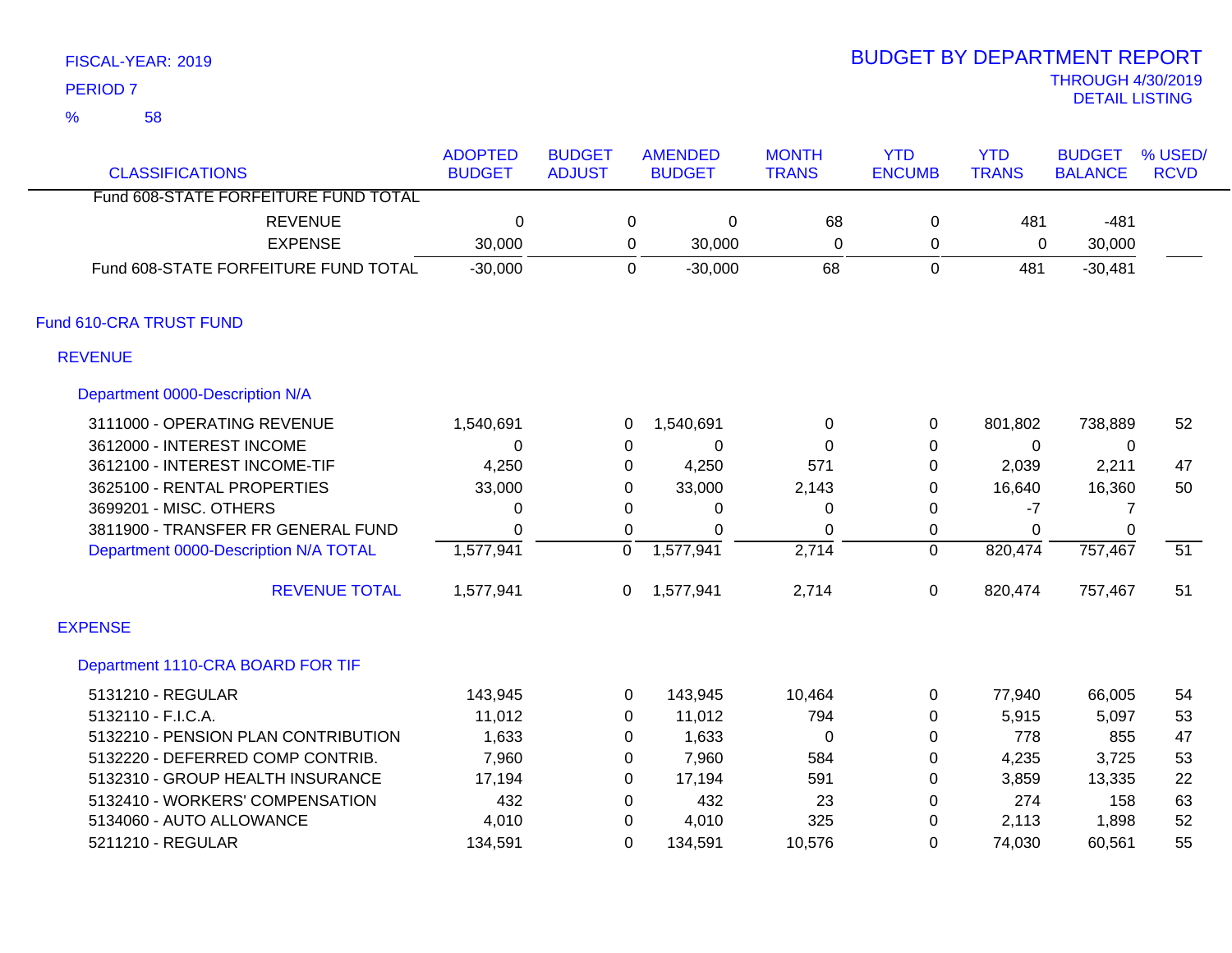FISCAL-YEAR: 2019

PERIOD 7

% 58

# BUDGET BY DEPARTMENT REPORT

THROUGH 4/30/2019

DETAIL LISTING

| CLASSIFICATIONS | ADOPTED BUDGET | BUDGET ADJUST | AMENDED BUDGET | MONTH TRANS | YTD ENCUMB | YTD TRANS | BUDGET BALANCE | % USED/ RCVD |
|---|---|---|---|---|---|---|---|---|
| Fund 608-STATE FORFEITURE FUND TOTAL | | | | | | | | |
| REVENUE | 0 | 0 | 0 | 68 | 0 | 481 | -481 | |
| EXPENSE | 30,000 | 0 | 30,000 | 0 | 0 | 0 | 30,000 | |
| Fund 608-STATE FORFEITURE FUND TOTAL | -30,000 | 0 | -30,000 | 68 | 0 | 481 | -30,481 | |
| **Fund 610-CRA TRUST FUND** | | | | | | | | |
| **REVENUE** | | | | | | | | |
| **Department 0000-Description N/A** | | | | | | | | |
| 3111000 - OPERATING REVENUE | 1,540,691 | 0 | 1,540,691 | 0 | 0 | 801,802 | 738,889 | 52 |
| 3612000 - INTEREST INCOME | 0 | 0 | 0 | 0 | 0 | 0 | 0 | |
| 3612100 - INTEREST INCOME-TIF | 4,250 | 0 | 4,250 | 571 | 0 | 2,039 | 2,211 | 47 |
| 3625100 - RENTAL PROPERTIES | 33,000 | 0 | 33,000 | 2,143 | 0 | 16,640 | 16,360 | 50 |
| 3699201 - MISC. OTHERS | 0 | 0 | 0 | 0 | 0 | -7 | 7 | |
| 3811900 - TRANSFER FR GENERAL FUND | 0 | 0 | 0 | 0 | 0 | 0 | 0 | |
| Department 0000-Description N/A TOTAL | 1,577,941 | 0 | 1,577,941 | 2,714 | 0 | 820,474 | 757,467 | 51 |
| REVENUE TOTAL | 1,577,941 | 0 | 1,577,941 | 2,714 | 0 | 820,474 | 757,467 | 51 |
| **EXPENSE** | | | | | | | | |
| **Department 1110-CRA BOARD FOR TIF** | | | | | | | | |
| 5131210 - REGULAR | 143,945 | 0 | 143,945 | 10,464 | 0 | 77,940 | 66,005 | 54 |
| 5132110 - F.I.C.A. | 11,012 | 0 | 11,012 | 794 | 0 | 5,915 | 5,097 | 53 |
| 5132210 - PENSION PLAN CONTRIBUTION | 1,633 | 0 | 1,633 | 0 | 0 | 778 | 855 | 47 |
| 5132220 - DEFERRED COMP CONTRIB. | 7,960 | 0 | 7,960 | 584 | 0 | 4,235 | 3,725 | 53 |
| 5132310 - GROUP HEALTH INSURANCE | 17,194 | 0 | 17,194 | 591 | 0 | 3,859 | 13,335 | 22 |
| 5132410 - WORKERS' COMPENSATION | 432 | 0 | 432 | 23 | 0 | 274 | 158 | 63 |
| 5134060 - AUTO ALLOWANCE | 4,010 | 0 | 4,010 | 325 | 0 | 2,113 | 1,898 | 52 |
| 5211210 - REGULAR | 134,591 | 0 | 134,591 | 10,576 | 0 | 74,030 | 60,561 | 55 |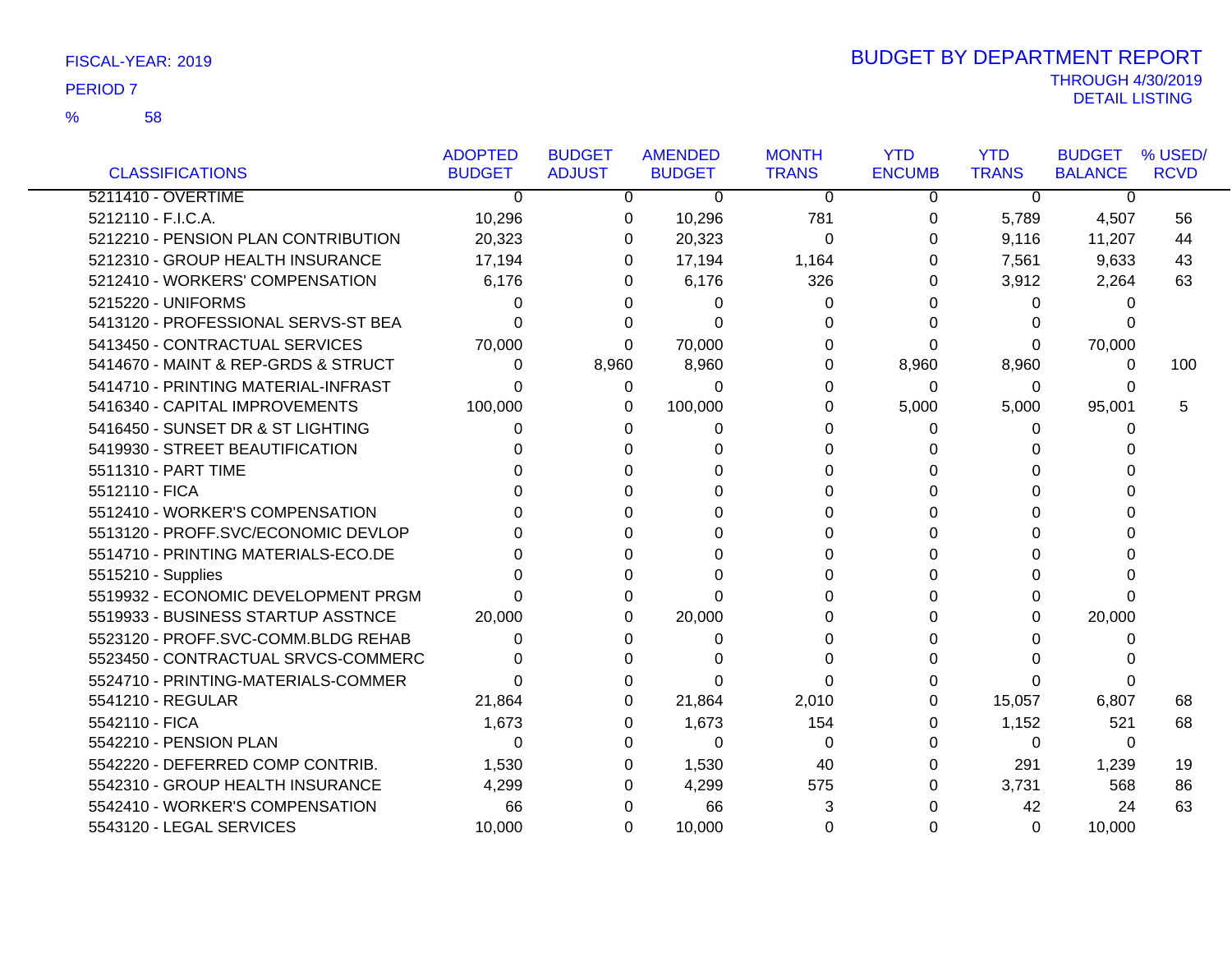FISCAL-YEAR: 2019

PERIOD 7

% 58

# BUDGET BY DEPARTMENT REPORT

THROUGH 4/30/2019

DETAIL LISTING

| CLASSIFICATIONS | ADOPTED BUDGET | BUDGET ADJUST | AMENDED BUDGET | MONTH TRANS | YTD ENCUMB | YTD TRANS | BUDGET BALANCE | % USED/ RCVD |
|---|---|---|---|---|---|---|---|---|
| 5211410 - OVERTIME | 0 | 0 | 0 | 0 | 0 | 0 | 0 | |
| 5212110 - F.I.C.A. | 10,296 | 0 | 10,296 | 781 | 0 | 5,789 | 4,507 | 56 |
| 5212210 - PENSION PLAN CONTRIBUTION | 20,323 | 0 | 20,323 | 0 | 0 | 9,116 | 11,207 | 44 |
| 5212310 - GROUP HEALTH INSURANCE | 17,194 | 0 | 17,194 | 1,164 | 0 | 7,561 | 9,633 | 43 |
| 5212410 - WORKERS' COMPENSATION | 6,176 | 0 | 6,176 | 326 | 0 | 3,912 | 2,264 | 63 |
| 5215220 - UNIFORMS | 0 | 0 | 0 | 0 | 0 | 0 | 0 | |
| 5413120 - PROFESSIONAL SERVS-ST BEA | 0 | 0 | 0 | 0 | 0 | 0 | 0 | |
| 5413450 - CONTRACTUAL SERVICES | 70,000 | 0 | 70,000 | 0 | 0 | 0 | 70,000 | |
| 5414670 - MAINT & REP-GRDS & STRUCT | 0 | 8,960 | 8,960 | 0 | 8,960 | 8,960 | 0 | 100 |
| 5414710 - PRINTING MATERIAL-INFRAST | 0 | 0 | 0 | 0 | 0 | 0 | 0 | |
| 5416340 - CAPITAL IMPROVEMENTS | 100,000 | 0 | 100,000 | 0 | 5,000 | 5,000 | 95,001 | 5 |
| 5416450 - SUNSET DR & ST LIGHTING | 0 | 0 | 0 | 0 | 0 | 0 | 0 | |
| 5419930 - STREET BEAUTIFICATION | 0 | 0 | 0 | 0 | 0 | 0 | 0 | |
| 5511310 - PART TIME | 0 | 0 | 0 | 0 | 0 | 0 | 0 | |
| 5512110 - FICA | 0 | 0 | 0 | 0 | 0 | 0 | 0 | |
| 5512410 - WORKER'S COMPENSATION | 0 | 0 | 0 | 0 | 0 | 0 | 0 | |
| 5513120 - PROFF.SVC/ECONOMIC DEVLOP | 0 | 0 | 0 | 0 | 0 | 0 | 0 | |
| 5514710 - PRINTING MATERIALS-ECO.DE | 0 | 0 | 0 | 0 | 0 | 0 | 0 | |
| 5515210 - Supplies | 0 | 0 | 0 | 0 | 0 | 0 | 0 | |
| 5519932 - ECONOMIC DEVELOPMENT PRGM | 0 | 0 | 0 | 0 | 0 | 0 | 0 | |
| 5519933 - BUSINESS STARTUP ASSTNCE | 20,000 | 0 | 20,000 | 0 | 0 | 0 | 20,000 | |
| 5523120 - PROFF.SVC-COMM.BLDG REHAB | 0 | 0 | 0 | 0 | 0 | 0 | 0 | |
| 5523450 - CONTRACTUAL SRVCS-COMMERC | 0 | 0 | 0 | 0 | 0 | 0 | 0 | |
| 5524710 - PRINTING-MATERIALS-COMMER | 0 | 0 | 0 | 0 | 0 | 0 | 0 | |
| 5541210 - REGULAR | 21,864 | 0 | 21,864 | 2,010 | 0 | 15,057 | 6,807 | 68 |
| 5542110 - FICA | 1,673 | 0 | 1,673 | 154 | 0 | 1,152 | 521 | 68 |
| 5542210 - PENSION PLAN | 0 | 0 | 0 | 0 | 0 | 0 | 0 | |
| 5542220 - DEFERRED COMP CONTRIB. | 1,530 | 0 | 1,530 | 40 | 0 | 291 | 1,239 | 19 |
| 5542310 - GROUP HEALTH INSURANCE | 4,299 | 0 | 4,299 | 575 | 0 | 3,731 | 568 | 86 |
| 5542410 - WORKER'S COMPENSATION | 66 | 0 | 66 | 3 | 0 | 42 | 24 | 63 |
| 5543120 - LEGAL SERVICES | 10,000 | 0 | 10,000 | 0 | 0 | 0 | 10,000 | |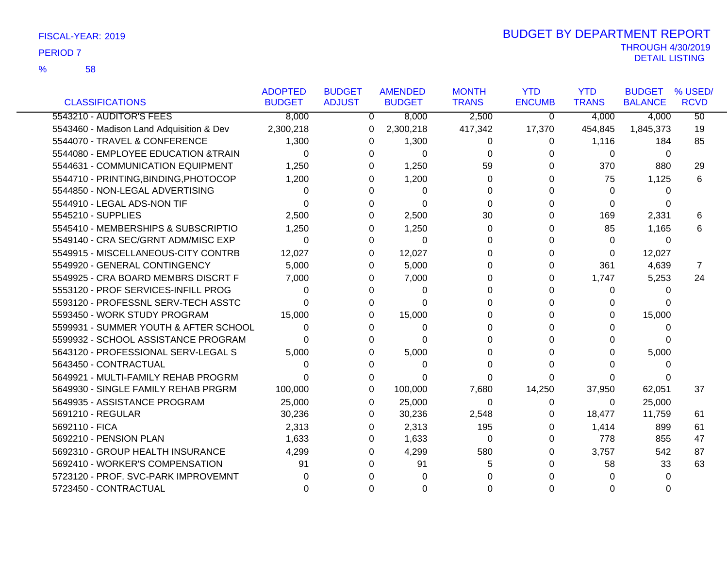FISCAL-YEAR: 2019

PERIOD 7

% 58

# BUDGET BY DEPARTMENT REPORT

THROUGH 4/30/2019
DETAIL LISTING

| CLASSIFICATIONS | ADOPTED BUDGET | BUDGET ADJUST | AMENDED BUDGET | MONTH TRANS | YTD ENCUMB | YTD TRANS | BUDGET BALANCE | % USED/ RCVD |
|---|---|---|---|---|---|---|---|---|
| 5543210 - AUDITOR'S FEES | 8,000 | 0 | 8,000 | 2,500 | 0 | 4,000 | 4,000 | 50 |
| 5543460 - Madison Land Adquisition & Dev | 2,300,218 | 0 | 2,300,218 | 417,342 | 17,370 | 454,845 | 1,845,373 | 19 |
| 5544070 - TRAVEL & CONFERENCE | 1,300 | 0 | 1,300 | 0 | 0 | 1,116 | 184 | 85 |
| 5544080 - EMPLOYEE EDUCATION &TRAIN | 0 | 0 | 0 | 0 | 0 | 0 | 0 | |
| 5544631 - COMMUNICATION EQUIPMENT | 1,250 | 0 | 1,250 | 59 | 0 | 370 | 880 | 29 |
| 5544710 - PRINTING,BINDING,PHOTOCOP | 1,200 | 0 | 1,200 | 0 | 0 | 75 | 1,125 | 6 |
| 5544850 - NON-LEGAL ADVERTISING | 0 | 0 | 0 | 0 | 0 | 0 | 0 | |
| 5544910 - LEGAL ADS-NON TIF | 0 | 0 | 0 | 0 | 0 | 0 | 0 | |
| 5545210 - SUPPLIES | 2,500 | 0 | 2,500 | 30 | 0 | 169 | 2,331 | 6 |
| 5545410 - MEMBERSHIPS & SUBSCRIPTIO | 1,250 | 0 | 1,250 | 0 | 0 | 85 | 1,165 | 6 |
| 5549140 - CRA SEC/GRNT ADM/MISC EXP | 0 | 0 | 0 | 0 | 0 | 0 | 0 | |
| 5549915 - MISCELLANEOUS-CITY CONTRB | 12,027 | 0 | 12,027 | 0 | 0 | 0 | 12,027 | |
| 5549920 - GENERAL CONTINGENCY | 5,000 | 0 | 5,000 | 0 | 0 | 361 | 4,639 | 7 |
| 5549925 - CRA BOARD MEMBRS DISCRT F | 7,000 | 0 | 7,000 | 0 | 0 | 1,747 | 5,253 | 24 |
| 5553120 - PROF SERVICES-INFILL PROG | 0 | 0 | 0 | 0 | 0 | 0 | 0 | |
| 5593120 - PROFESSNL SERV-TECH ASSTC | 0 | 0 | 0 | 0 | 0 | 0 | 0 | |
| 5593450 - WORK STUDY PROGRAM | 15,000 | 0 | 15,000 | 0 | 0 | 0 | 15,000 | |
| 5599931 - SUMMER YOUTH & AFTER SCHOOL | 0 | 0 | 0 | 0 | 0 | 0 | 0 | |
| 5599932 - SCHOOL ASSISTANCE PROGRAM | 0 | 0 | 0 | 0 | 0 | 0 | 0 | |
| 5643120 - PROFESSIONAL SERV-LEGAL S | 5,000 | 0 | 5,000 | 0 | 0 | 0 | 5,000 | |
| 5643450 - CONTRACTUAL | 0 | 0 | 0 | 0 | 0 | 0 | 0 | |
| 5649921 - MULTI-FAMILY REHAB PROGRM | 0 | 0 | 0 | 0 | 0 | 0 | 0 | |
| 5649930 - SINGLE FAMILY REHAB PRGRM | 100,000 | 0 | 100,000 | 7,680 | 14,250 | 37,950 | 62,051 | 37 |
| 5649935 - ASSISTANCE PROGRAM | 25,000 | 0 | 25,000 | 0 | 0 | 0 | 25,000 | |
| 5691210 - REGULAR | 30,236 | 0 | 30,236 | 2,548 | 0 | 18,477 | 11,759 | 61 |
| 5692110 - FICA | 2,313 | 0 | 2,313 | 195 | 0 | 1,414 | 899 | 61 |
| 5692210 - PENSION PLAN | 1,633 | 0 | 1,633 | 0 | 0 | 778 | 855 | 47 |
| 5692310 - GROUP HEALTH INSURANCE | 4,299 | 0 | 4,299 | 580 | 0 | 3,757 | 542 | 87 |
| 5692410 - WORKER'S COMPENSATION | 91 | 0 | 91 | 5 | 0 | 58 | 33 | 63 |
| 5723120 - PROF. SVC-PARK IMPROVEMNT | 0 | 0 | 0 | 0 | 0 | 0 | 0 | |
| 5723450 - CONTRACTUAL | 0 | 0 | 0 | 0 | 0 | 0 | 0 | |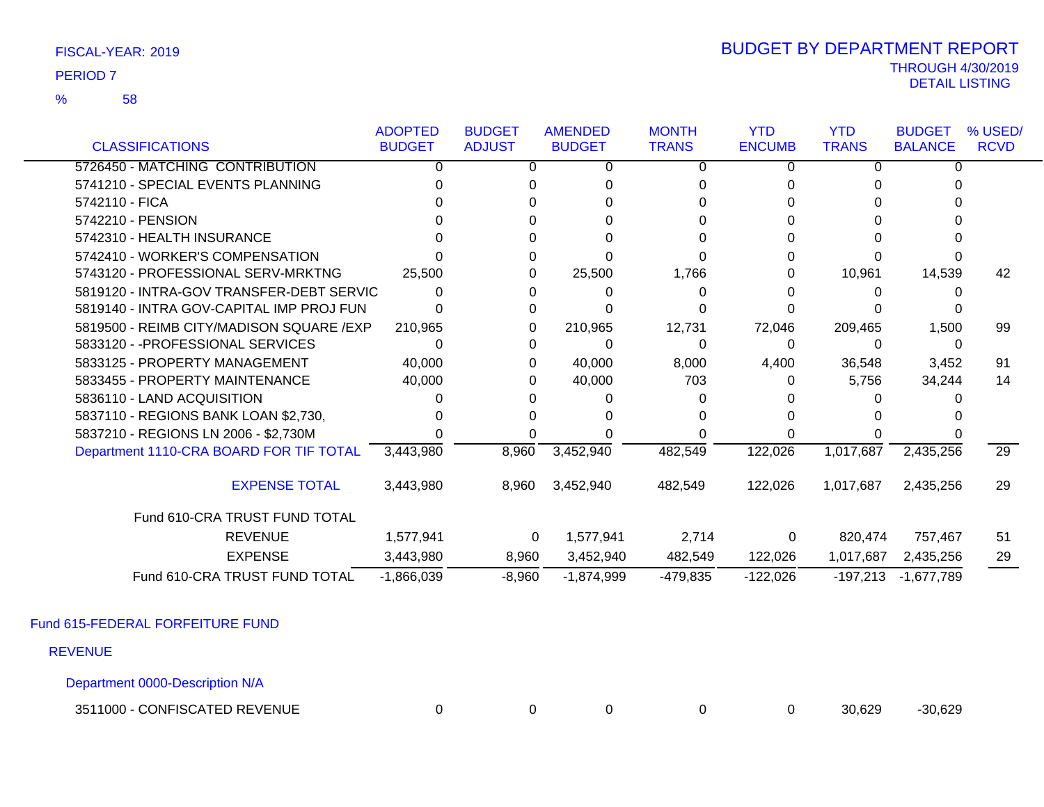FISCAL-YEAR: 2019

PERIOD 7

% 58

# BUDGET BY DEPARTMENT REPORT

THROUGH 4/30/2019

DETAIL LISTING

| CLASSIFICATIONS | ADOPTED BUDGET | BUDGET ADJUST | AMENDED BUDGET | MONTH TRANS | YTD ENCUMB | YTD TRANS | BUDGET BALANCE | % USED/ RCVD |
|---|---|---|---|---|---|---|---|---|
| 5726450 - MATCHING CONTRIBUTION | 0 | 0 | 0 | 0 | 0 | 0 | 0 | |
| 5741210 - SPECIAL EVENTS PLANNING | 0 | 0 | 0 | 0 | 0 | 0 | 0 | |
| 5742110 - FICA | 0 | 0 | 0 | 0 | 0 | 0 | 0 | |
| 5742210 - PENSION | 0 | 0 | 0 | 0 | 0 | 0 | 0 | |
| 5742310 - HEALTH INSURANCE | 0 | 0 | 0 | 0 | 0 | 0 | 0 | |
| 5742410 - WORKER'S COMPENSATION | 0 | 0 | 0 | 0 | 0 | 0 | 0 | |
| 5743120 - PROFESSIONAL SERV-MRKTNG | 25,500 | 0 | 25,500 | 1,766 | 0 | 10,961 | 14,539 | 42 |
| 5819120 - INTRA-GOV TRANSFER-DEBT SERVIC | 0 | 0 | 0 | 0 | 0 | 0 | 0 | |
| 5819140 - INTRA GOV-CAPITAL IMP PROJ FUN | 0 | 0 | 0 | 0 | 0 | 0 | 0 | |
| 5819500 - REIMB CITY/MADISON SQUARE /EXP | 210,965 | 0 | 210,965 | 12,731 | 72,046 | 209,465 | 1,500 | 99 |
| 5833120 - -PROFESSIONAL SERVICES | 0 | 0 | 0 | 0 | 0 | 0 | 0 | |
| 5833125 - PROPERTY MANAGEMENT | 40,000 | 0 | 40,000 | 8,000 | 4,400 | 36,548 | 3,452 | 91 |
| 5833455 - PROPERTY MAINTENANCE | 40,000 | 0 | 40,000 | 703 | 0 | 5,756 | 34,244 | 14 |
| 5836110 - LAND ACQUISITION | 0 | 0 | 0 | 0 | 0 | 0 | 0 | |
| 5837110 - REGIONS BANK LOAN $2,730, | 0 | 0 | 0 | 0 | 0 | 0 | 0 | |
| 5837210 - REGIONS LN 2006 - $2,730M | 0 | 0 | 0 | 0 | 0 | 0 | 0 | |
| Department 1110-CRA BOARD FOR TIF TOTAL | 3,443,980 | 8,960 | 3,452,940 | 482,549 | 122,026 | 1,017,687 | 2,435,256 | 29 |
| EXPENSE TOTAL | 3,443,980 | 8,960 | 3,452,940 | 482,549 | 122,026 | 1,017,687 | 2,435,256 | 29 |
| Fund 610-CRA TRUST FUND TOTAL | | | | | | | | |
| REVENUE | 1,577,941 | 0 | 1,577,941 | 2,714 | 0 | 820,474 | 757,467 | 51 |
| EXPENSE | 3,443,980 | 8,960 | 3,452,940 | 482,549 | 122,026 | 1,017,687 | 2,435,256 | 29 |
| Fund 610-CRA TRUST FUND TOTAL | -1,866,039 | -8,960 | -1,874,999 | -479,835 | -122,026 | -197,213 | -1,677,789 | |

## Fund 615-FEDERAL FORFEITURE FUND

### REVENUE

#### Department 0000-Description N/A

| CLASSIFICATIONS | ADOPTED BUDGET | BUDGET ADJUST | AMENDED BUDGET | MONTH TRANS | YTD ENCUMB | YTD TRANS | BUDGET BALANCE | % USED/ RCVD |
|---|---|---|---|---|---|---|---|---|
| 3511000 - CONFISCATED REVENUE | 0 | 0 | 0 | 0 | 0 | 30,629 | -30,629 | |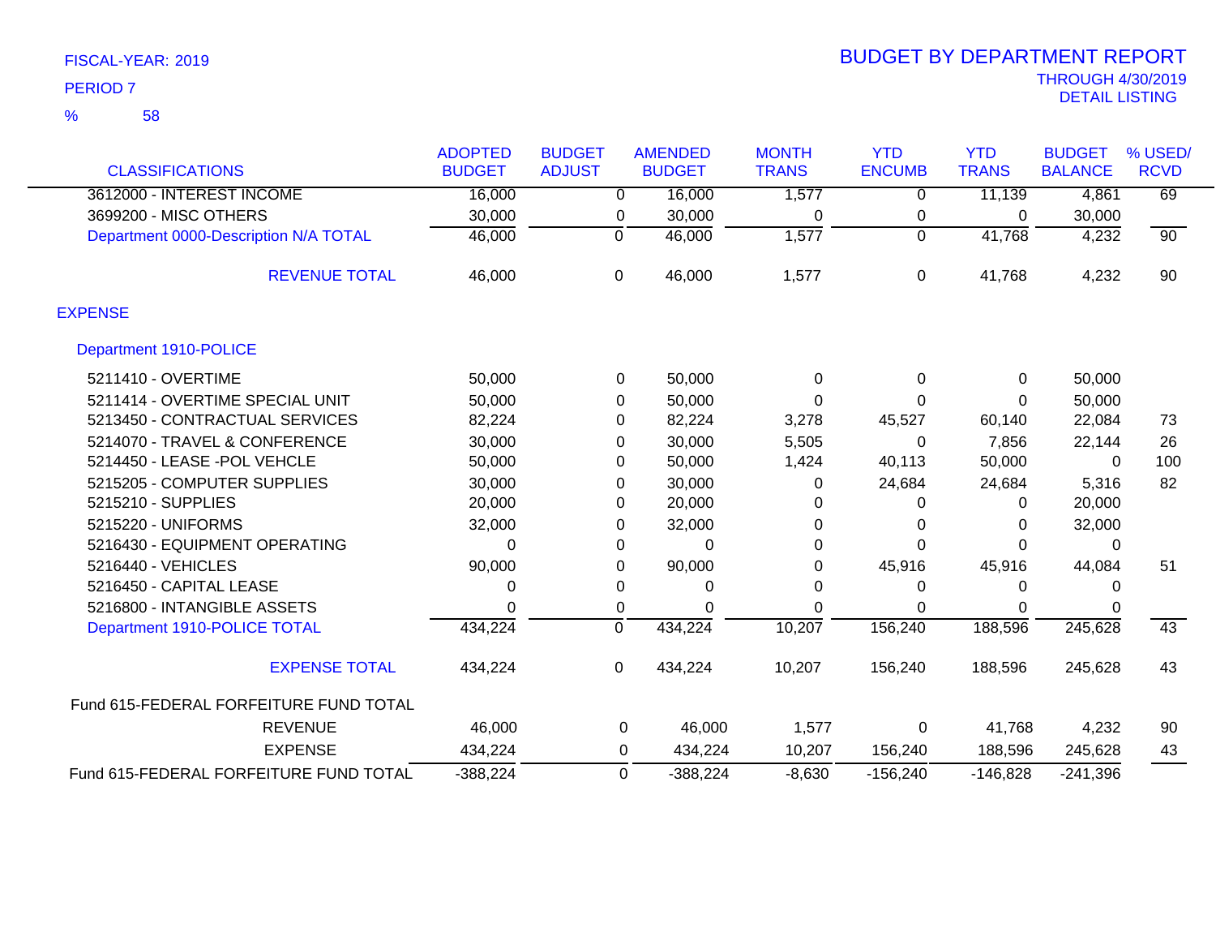FISCAL-YEAR: 2019

PERIOD 7

% 58

# BUDGET BY DEPARTMENT REPORT

THROUGH 4/30/2019
DETAIL LISTING

| CLASSIFICATIONS | ADOPTED BUDGET | BUDGET ADJUST | AMENDED BUDGET | MONTH TRANS | YTD ENCUMB | YTD TRANS | BUDGET BALANCE | % USED/ RCVD |
|---|---|---|---|---|---|---|---|---|
| 3612000 - INTEREST INCOME | 16,000 | 0 | 16,000 | 1,577 | 0 | 11,139 | 4,861 | 69 |
| 3699200 - MISC OTHERS | 30,000 | 0 | 30,000 | 0 | 0 | 0 | 30,000 | |
| Department 0000-Description N/A TOTAL | 46,000 | 0 | 46,000 | 1,577 | 0 | 41,768 | 4,232 | 90 |
| REVENUE TOTAL | 46,000 | 0 | 46,000 | 1,577 | 0 | 41,768 | 4,232 | 90 |
| EXPENSE | | | | | | | | |
| Department 1910-POLICE | | | | | | | | |
| 5211410 - OVERTIME | 50,000 | 0 | 50,000 | 0 | 0 | 0 | 50,000 | |
| 5211414 - OVERTIME SPECIAL UNIT | 50,000 | 0 | 50,000 | 0 | 0 | 0 | 50,000 | |
| 5213450 - CONTRACTUAL SERVICES | 82,224 | 0 | 82,224 | 3,278 | 45,527 | 60,140 | 22,084 | 73 |
| 5214070 - TRAVEL & CONFERENCE | 30,000 | 0 | 30,000 | 5,505 | 0 | 7,856 | 22,144 | 26 |
| 5214450 - LEASE -POL VEHCLE | 50,000 | 0 | 50,000 | 1,424 | 40,113 | 50,000 | 0 | 100 |
| 5215205 - COMPUTER SUPPLIES | 30,000 | 0 | 30,000 | 0 | 24,684 | 24,684 | 5,316 | 82 |
| 5215210 - SUPPLIES | 20,000 | 0 | 20,000 | 0 | 0 | 0 | 20,000 | |
| 5215220 - UNIFORMS | 32,000 | 0 | 32,000 | 0 | 0 | 0 | 32,000 | |
| 5216430 - EQUIPMENT OPERATING | 0 | 0 | 0 | 0 | 0 | 0 | 0 | |
| 5216440 - VEHICLES | 90,000 | 0 | 90,000 | 0 | 45,916 | 45,916 | 44,084 | 51 |
| 5216450 - CAPITAL LEASE | 0 | 0 | 0 | 0 | 0 | 0 | 0 | |
| 5216800 - INTANGIBLE ASSETS | 0 | 0 | 0 | 0 | 0 | 0 | 0 | |
| Department 1910-POLICE TOTAL | 434,224 | 0 | 434,224 | 10,207 | 156,240 | 188,596 | 245,628 | 43 |
| EXPENSE TOTAL | 434,224 | 0 | 434,224 | 10,207 | 156,240 | 188,596 | 245,628 | 43 |
| Fund 615-FEDERAL FORFEITURE FUND TOTAL | | | | | | | | |
| REVENUE | 46,000 | 0 | 46,000 | 1,577 | 0 | 41,768 | 4,232 | 90 |
| EXPENSE | 434,224 | 0 | 434,224 | 10,207 | 156,240 | 188,596 | 245,628 | 43 |
| Fund 615-FEDERAL FORFEITURE FUND TOTAL | -388,224 | 0 | -388,224 | -8,630 | -156,240 | -146,828 | -241,396 | |